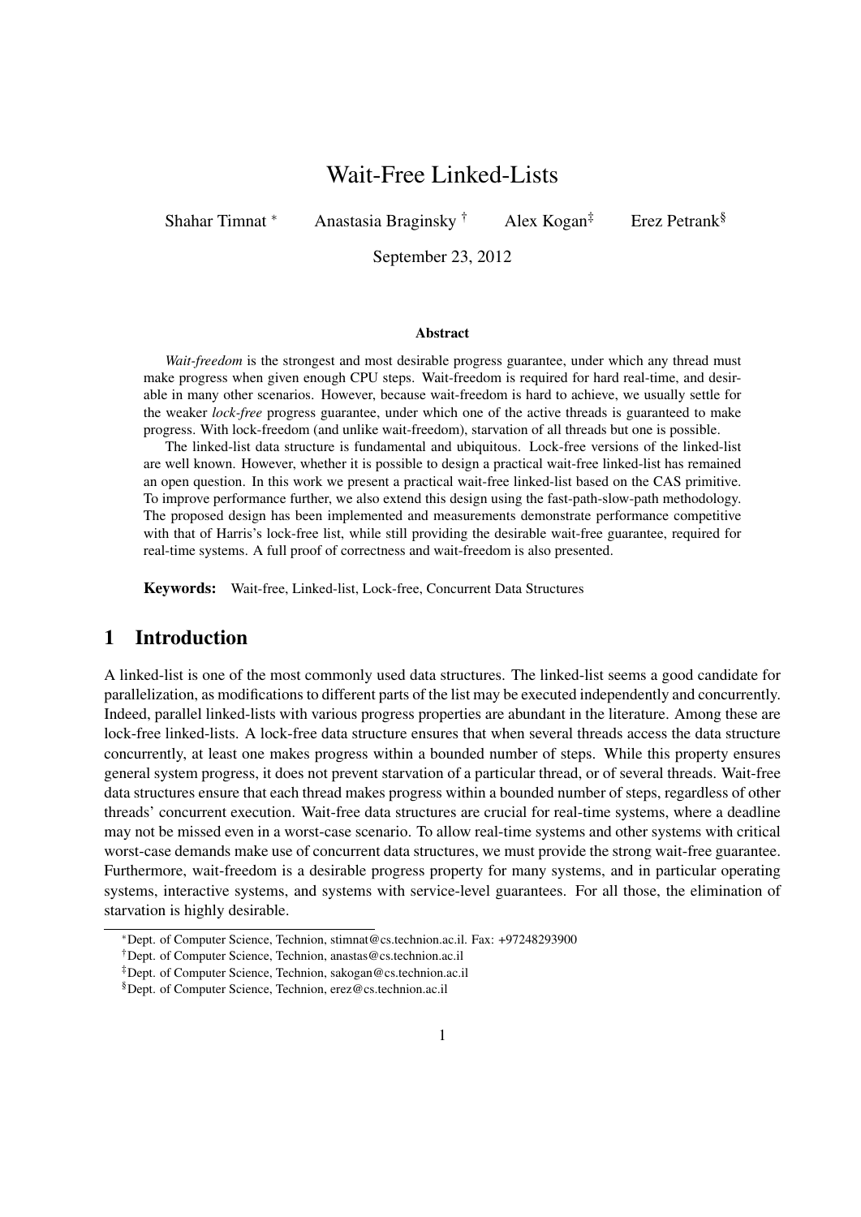# Wait-Free Linked-Lists

Shahar Timnat [*] Anastasia Braginsky [†] Alex Kogan [‡] Erez Petrank [§]

September 23, 2012

### Abstract

*Wait-freedom* is the strongest and most desirable progress guarantee, under which any thread must make progress when given enough CPU steps. Wait-freedom is required for hard real-time, and desirable in many other scenarios. However, because wait-freedom is hard to achieve, we usually settle for the weaker *lock-free* progress guarantee, under which one of the active threads is guaranteed to make progress. With lock-freedom (and unlike wait-freedom), starvation of all threads but one is possible.

The linked-list data structure is fundamental and ubiquitous. Lock-free versions of the linked-list are well known. However, whether it is possible to design a practical wait-free linked-list has remained an open question. In this work we present a practical wait-free linked-list based on the CAS primitive. To improve performance further, we also extend this design using the fast-path-slow-path methodology. The proposed design has been implemented and measurements demonstrate performance competitive with that of Harris's lock-free list, while still providing the desirable wait-free guarantee, required for real-time systems. A full proof of correctness and wait-freedom is also presented.

**Keywords:** Wait-free, Linked-list, Lock-free, Concurrent Data Structures

## 1 Introduction

A linked-list is one of the most commonly used data structures. The linked-list seems a good candidate for parallelization, as modifications to different parts of the list may be executed independently and concurrently. Indeed, parallel linked-lists with various progress properties are abundant in the literature. Among these are lock-free linked-lists. A lock-free data structure ensures that when several threads access the data structure concurrently, at least one makes progress within a bounded number of steps. While this property ensures general system progress, it does not prevent starvation of a particular thread, or of several threads. Wait-free data structures ensure that each thread makes progress within a bounded number of steps, regardless of other threads' concurrent execution. Wait-free data structures are crucial for real-time systems, where a deadline may not be missed even in a worst-case scenario. To allow real-time systems and other systems with critical worst-case demands make use of concurrent data structures, we must provide the strong wait-free guarantee. Furthermore, wait-freedom is a desirable progress property for many systems, and in particular operating systems, interactive systems, and systems with service-level guarantees. For all those, the elimination of starvation is highly desirable.

---

[*] Dept. of Computer Science, Technion, stimnat@cs.technion.ac.il. Fax: +97248293900

[†] Dept. of Computer Science, Technion, anastas@cs.technion.ac.il

[‡] Dept. of Computer Science, Technion, sakogan@cs.technion.ac.il

[§] Dept. of Computer Science, Technion, erez@cs.technion.ac.il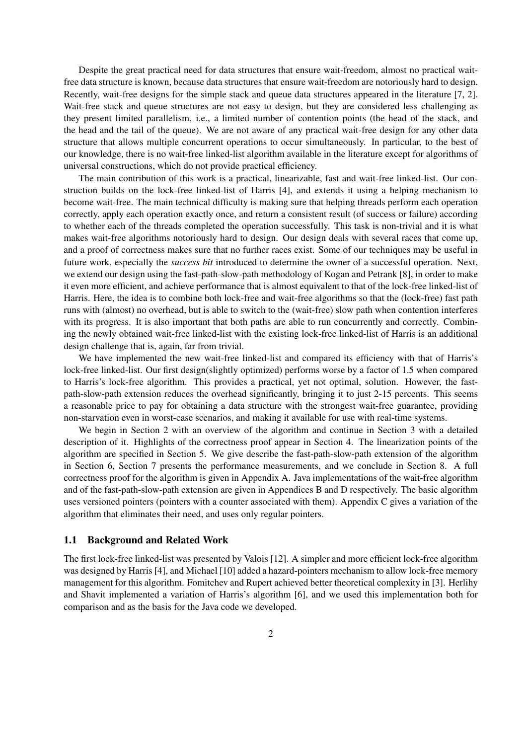Despite the great practical need for data structures that ensure wait-freedom, almost no practical wait-free data structure is known, because data structures that ensure wait-freedom are notoriously hard to design. Recently, wait-free designs for the simple stack and queue data structures appeared in the literature [7, 2]. Wait-free stack and queue structures are not easy to design, but they are considered less challenging as they present limited parallelism, i.e., a limited number of contention points (the head of the stack, and the head and the tail of the queue). We are not aware of any practical wait-free design for any other data structure that allows multiple concurrent operations to occur simultaneously. In particular, to the best of our knowledge, there is no wait-free linked-list algorithm available in the literature except for algorithms of universal constructions, which do not provide practical efficiency.

The main contribution of this work is a practical, linearizable, fast and wait-free linked-list. Our construction builds on the lock-free linked-list of Harris [4], and extends it using a helping mechanism to become wait-free. The main technical difficulty is making sure that helping threads perform each operation correctly, apply each operation exactly once, and return a consistent result (of success or failure) according to whether each of the threads completed the operation successfully. This task is non-trivial and it is what makes wait-free algorithms notoriously hard to design. Our design deals with several races that come up, and a proof of correctness makes sure that no further races exist. Some of our techniques may be useful in future work, especially the *success bit* introduced to determine the owner of a successful operation. Next, we extend our design using the fast-path-slow-path methodology of Kogan and Petrank [8], in order to make it even more efficient, and achieve performance that is almost equivalent to that of the lock-free linked-list of Harris. Here, the idea is to combine both lock-free and wait-free algorithms so that the (lock-free) fast path runs with (almost) no overhead, but is able to switch to the (wait-free) slow path when contention interferes with its progress. It is also important that both paths are able to run concurrently and correctly. Combining the newly obtained wait-free linked-list with the existing lock-free linked-list of Harris is an additional design challenge that is, again, far from trivial.

We have implemented the new wait-free linked-list and compared its efficiency with that of Harris's lock-free linked-list. Our first design(slightly optimized) performs worse by a factor of 1.5 when compared to Harris's lock-free algorithm. This provides a practical, yet not optimal, solution. However, the fast-path-slow-path extension reduces the overhead significantly, bringing it to just 2-15 percents. This seems a reasonable price to pay for obtaining a data structure with the strongest wait-free guarantee, providing non-starvation even in worst-case scenarios, and making it available for use with real-time systems.

We begin in Section 2 with an overview of the algorithm and continue in Section 3 with a detailed description of it. Highlights of the correctness proof appear in Section 4. The linearization points of the algorithm are specified in Section 5. We give describe the fast-path-slow-path extension of the algorithm in Section 6, Section 7 presents the performance measurements, and we conclude in Section 8. A full correctness proof for the algorithm is given in Appendix A. Java implementations of the wait-free algorithm and of the fast-path-slow-path extension are given in Appendices B and D respectively. The basic algorithm uses versioned pointers (pointers with a counter associated with them). Appendix C gives a variation of the algorithm that eliminates their need, and uses only regular pointers.

### 1.1 Background and Related Work

The first lock-free linked-list was presented by Valois [12]. A simpler and more efficient lock-free algorithm was designed by Harris [4], and Michael [10] added a hazard-pointers mechanism to allow lock-free memory management for this algorithm. Fomitchev and Rupert achieved better theoretical complexity in [3]. Herlihy and Shavit implemented a variation of Harris's algorithm [6], and we used this implementation both for comparison and as the basis for the Java code we developed.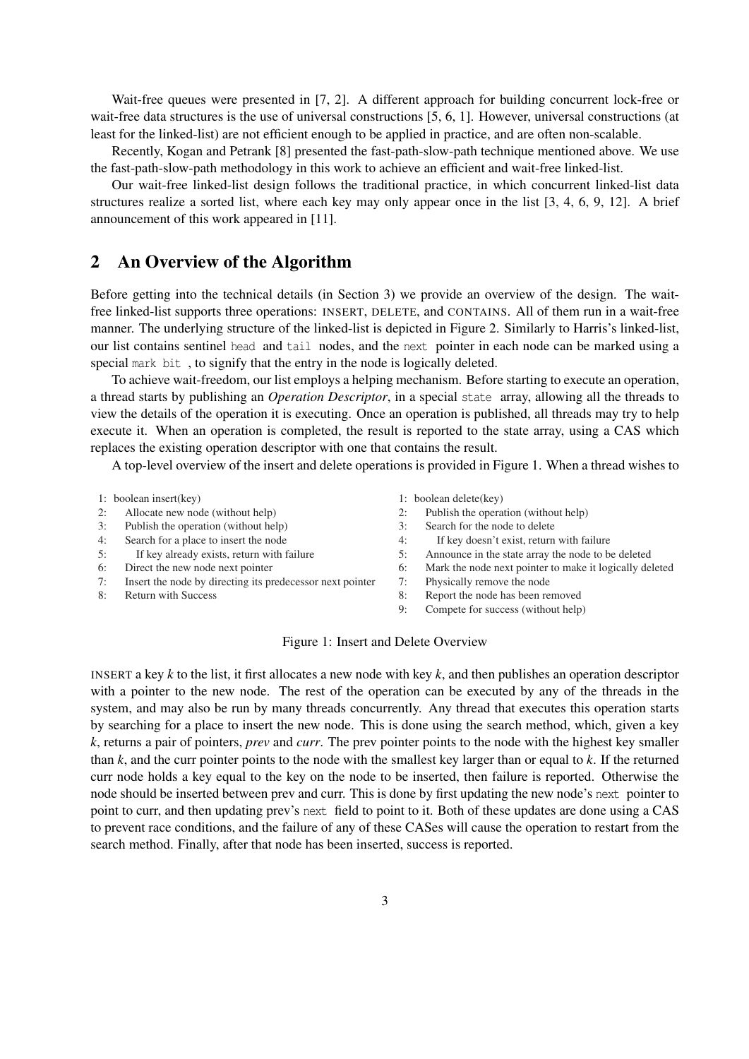Wait-free queues were presented in [7, 2]. A different approach for building concurrent lock-free or wait-free data structures is the use of universal constructions [5, 6, 1]. However, universal constructions (at least for the linked-list) are not efficient enough to be applied in practice, and are often non-scalable.

Recently, Kogan and Petrank [8] presented the fast-path-slow-path technique mentioned above. We use the fast-path-slow-path methodology in this work to achieve an efficient and wait-free linked-list.

Our wait-free linked-list design follows the traditional practice, in which concurrent linked-list data structures realize a sorted list, where each key may only appear once in the list [3, 4, 6, 9, 12]. A brief announcement of this work appeared in [11].

## 2 An Overview of the Algorithm

Before getting into the technical details (in Section 3) we provide an overview of the design. The wait-free linked-list supports three operations: INSERT, DELETE, and CONTAINS. All of them run in a wait-free manner. The underlying structure of the linked-list is depicted in Figure 2. Similarly to Harris's linked-list, our list contains sentinel `head` and `tail` nodes, and the `next` pointer in each node can be marked using a special `mark bit`, to signify that the entry in the node is logically deleted.

To achieve wait-freedom, our list employs a helping mechanism. Before starting to execute an operation, a thread starts by publishing an *Operation Descriptor*, in a special `state` array, allowing all the threads to view the details of the operation it is executing. Once an operation is published, all threads may try to help execute it. When an operation is completed, the result is reported to the state array, using a CAS which replaces the existing operation descriptor with one that contains the result.

A top-level overview of the insert and delete operations is provided in Figure 1. When a thread wishes to

```
1: boolean insert(key)
2:    Allocate new node (without help)
3:    Publish the operation (without help)
4:    Search for a place to insert the node
5:       If key already exists, return with failure
6:    Direct the new node next pointer
7:    Insert the node by directing its predecessor next pointer
8:    Return with Success
```

```
1: boolean delete(key)
2:    Publish the operation (without help)
3:    Search for the node to delete
4:       If key doesn't exist, return with failure
5:    Announce in the state array the node to be deleted
6:    Mark the node next pointer to make it logically deleted
7:    Physically remove the node
8:    Report the node has been removed
9:    Compete for success (without help)
```

Figure 1: Insert and Delete Overview

INSERT a key $k$ to the list, it first allocates a new node with key $k$, and then publishes an operation descriptor with a pointer to the new node. The rest of the operation can be executed by any of the threads in the system, and may also be run by many threads concurrently. Any thread that executes this operation starts by searching for a place to insert the new node. This is done using the search method, which, given a key $k$, returns a pair of pointers, *prev* and *curr*. The prev pointer points to the node with the highest key smaller than $k$, and the curr pointer points to the node with the smallest key larger than or equal to $k$. If the returned curr node holds a key equal to the key on the node to be inserted, then failure is reported. Otherwise the node should be inserted between prev and curr. This is done by first updating the new node's `next` pointer to point to curr, and then updating prev's `next` field to point to it. Both of these updates are done using a CAS to prevent race conditions, and the failure of any of these CASes will cause the operation to restart from the search method. Finally, after that node has been inserted, success is reported.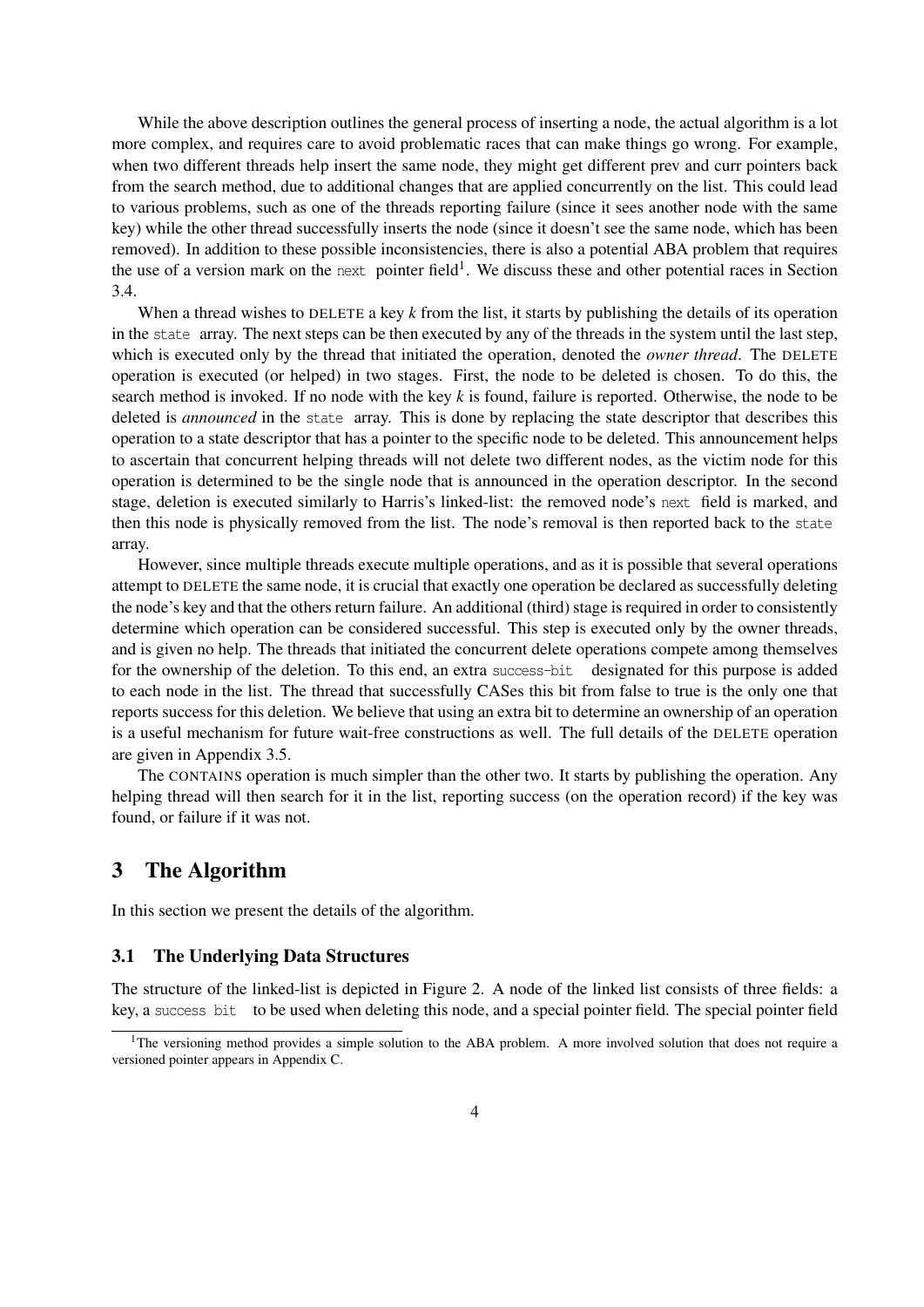While the above description outlines the general process of inserting a node, the actual algorithm is a lot more complex, and requires care to avoid problematic races that can make things go wrong. For example, when two different threads help insert the same node, they might get different prev and curr pointers back from the search method, due to additional changes that are applied concurrently on the list. This could lead to various problems, such as one of the threads reporting failure (since it sees another node with the same key) while the other thread successfully inserts the node (since it doesn't see the same node, which has been removed). In addition to these possible inconsistencies, there is also a potential ABA problem that requires the use of a version mark on the `next` pointer field[1]. We discuss these and other potential races in Section 3.4.

When a thread wishes to DELETE a key $k$ from the list, it starts by publishing the details of its operation in the `state` array. The next steps can be then executed by any of the threads in the system until the last step, which is executed only by the thread that initiated the operation, denoted the *owner thread*. The DELETE operation is executed (or helped) in two stages. First, the node to be deleted is chosen. To do this, the search method is invoked. If no node with the key $k$ is found, failure is reported. Otherwise, the node to be deleted is *announced* in the `state` array. This is done by replacing the state descriptor that describes this operation to a state descriptor that has a pointer to the specific node to be deleted. This announcement helps to ascertain that concurrent helping threads will not delete two different nodes, as the victim node for this operation is determined to be the single node that is announced in the operation descriptor. In the second stage, deletion is executed similarly to Harris's linked-list: the removed node's `next` field is marked, and then this node is physically removed from the list. The node's removal is then reported back to the `state` array.

However, since multiple threads execute multiple operations, and as it is possible that several operations attempt to DELETE the same node, it is crucial that exactly one operation be declared as successfully deleting the node's key and that the others return failure. An additional (third) stage is required in order to consistently determine which operation can be considered successful. This step is executed only by the owner threads, and is given no help. The threads that initiated the concurrent delete operations compete among themselves for the ownership of the deletion. To this end, an extra `success-bit` designated for this purpose is added to each node in the list. The thread that successfully CASes this bit from false to true is the only one that reports success for this deletion. We believe that using an extra bit to determine an ownership of an operation is a useful mechanism for future wait-free constructions as well. The full details of the DELETE operation are given in Appendix 3.5.

The CONTAINS operation is much simpler than the other two. It starts by publishing the operation. Any helping thread will then search for it in the list, reporting success (on the operation record) if the key was found, or failure if it was not.

## 3 The Algorithm

In this section we present the details of the algorithm.

### 3.1 The Underlying Data Structures

The structure of the linked-list is depicted in Figure 2. A node of the linked list consists of three fields: a key, a `success bit` to be used when deleting this node, and a special pointer field. The special pointer field

---

[1] The versioning method provides a simple solution to the ABA problem. A more involved solution that does not require a versioned pointer appears in Appendix C.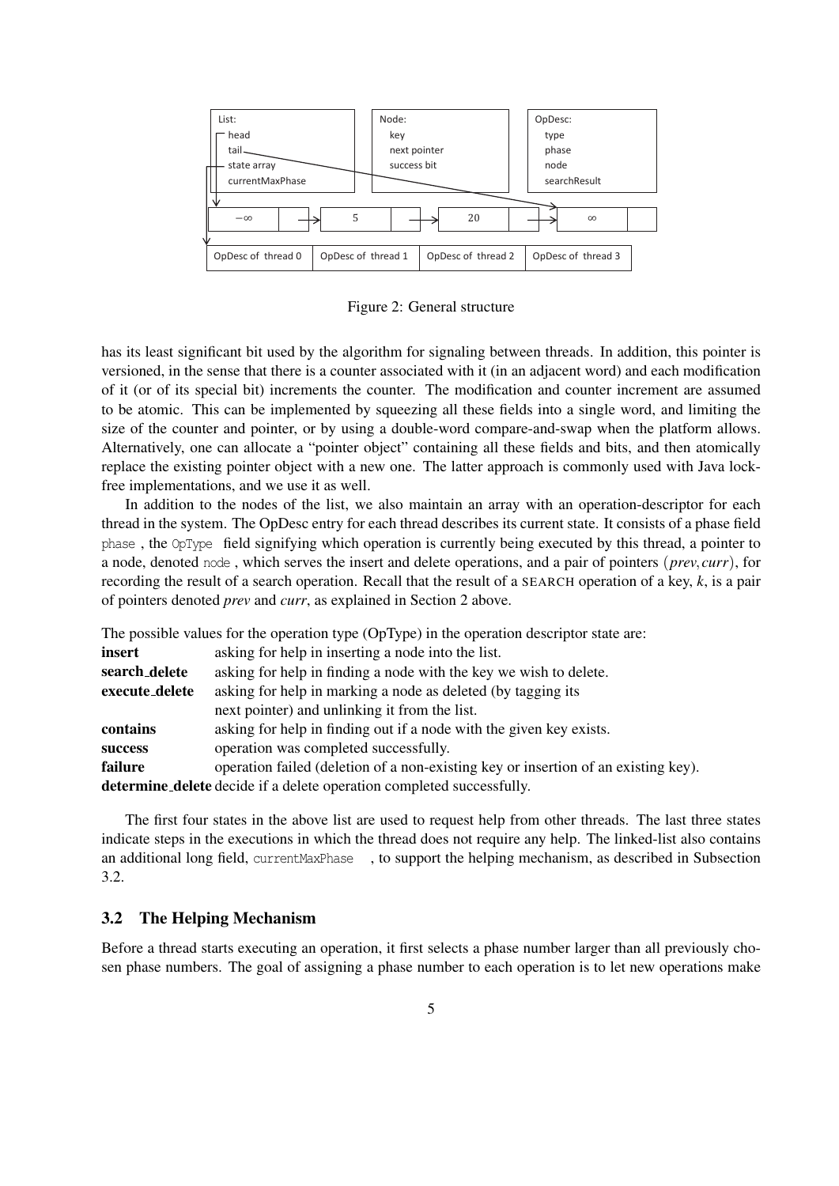Figure 2: General structure

has its least significant bit used by the algorithm for signaling between threads. In addition, this pointer is versioned, in the sense that there is a counter associated with it (in an adjacent word) and each modification of it (or of its special bit) increments the counter. The modification and counter increment are assumed to be atomic. This can be implemented by squeezing all these fields into a single word, and limiting the size of the counter and pointer, or by using a double-word compare-and-swap when the platform allows. Alternatively, one can allocate a "pointer object" containing all these fields and bits, and then atomically replace the existing pointer object with a new one. The latter approach is commonly used with Java lock-free implementations, and we use it as well.

In addition to the nodes of the list, we also maintain an array with an operation-descriptor for each thread in the system. The OpDesc entry for each thread describes its current state. It consists of a phase field `phase` , the `OpType` field signifying which operation is currently being executed by this thread, a pointer to a node, denoted `node` , which serves the insert and delete operations, and a pair of pointers $(prev, curr)$, for recording the result of a search operation. Recall that the result of a SEARCH operation of a key, $k$, is a pair of pointers denoted *prev* and *curr*, as explained in Section 2 above.

The possible values for the operation type (OpType) in the operation descriptor state are:

- **insert** asking for help in inserting a node into the list.
- **search_delete** asking for help in finding a node with the key we wish to delete.
- **execute_delete** asking for help in marking a node as deleted (by tagging its next pointer) and unlinking it from the list.
- **contains** asking for help in finding out if a node with the given key exists.
- **success** operation was completed successfully.
- **failure** operation failed (deletion of a non-existing key or insertion of an existing key).
- **determine_delete** decide if a delete operation completed successfully.

The first four states in the above list are used to request help from other threads. The last three states indicate steps in the executions in which the thread does not require any help. The linked-list also contains an additional long field, `currentMaxPhase` , to support the helping mechanism, as described in Subsection 3.2.

### 3.2 The Helping Mechanism

Before a thread starts executing an operation, it first selects a phase number larger than all previously chosen phase numbers. The goal of assigning a phase number to each operation is to let new operations make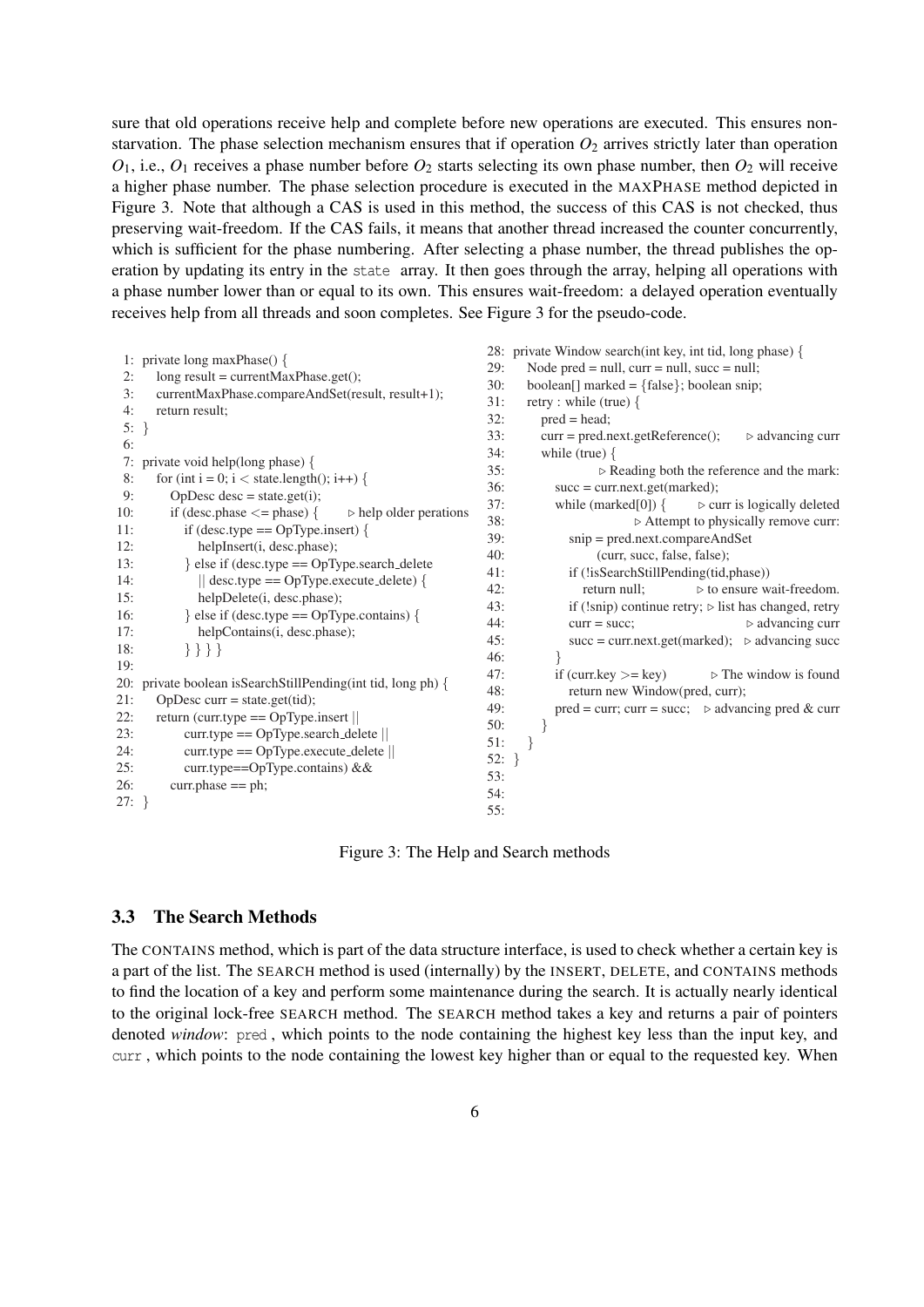sure that old operations receive help and complete before new operations are executed. This ensures non-starvation. The phase selection mechanism ensures that if operation $O_2$ arrives strictly later than operation $O_1$, i.e., $O_1$ receives a phase number before $O_2$ starts selecting its own phase number, then $O_2$ will receive a higher phase number. The phase selection procedure is executed in the MAXPHASE method depicted in Figure 3. Note that although a CAS is used in this method, the success of this CAS is not checked, thus preserving wait-freedom. If the CAS fails, it means that another thread increased the counter concurrently, which is sufficient for the phase numbering. After selecting a phase number, the thread publishes the operation by updating its entry in the `state` array. It then goes through the array, helping all operations with a phase number lower than or equal to its own. This ensures wait-freedom: a delayed operation eventually receives help from all threads and soon completes. See Figure 3 for the pseudo-code.

```
 1: private long maxPhase() {
 2:     long result = currentMaxPhase.get();
 3:     currentMaxPhase.compareAndSet(result, result+1);
 4:     return result;
 5: }
 6:
 7: private void help(long phase) {
 8:     for (int i = 0; i < state.length(); i++) {
 9:         OpDesc desc = state.get(i);
10:         if (desc.phase <= phase) {        ▷ help older perations
11:             if (desc.type == OpType.insert) {
12:                 helpInsert(i, desc.phase);
13:             } else if (desc.type == OpType.search_delete
14:                 || desc.type == OpType.execute_delete) {
15:                 helpDelete(i, desc.phase);
16:             } else if (desc.type == OpType.contains) {
17:                 helpContains(i, desc.phase);
18:             } } } }
19:
20: private boolean isSearchStillPending(int tid, long ph) {
21:     OpDesc curr = state.get(tid);
22:     return (curr.type == OpType.insert ||
23:             curr.type == OpType.search_delete ||
24:             curr.type == OpType.execute_delete ||
25:             curr.type==OpType.contains) &&
26:         curr.phase == ph;
27: }
28: private Window search(int key, int tid, long phase) {
29:     Node pred = null, curr = null, succ = null;
30:     boolean[] marked = {false}; boolean snip;
31:     retry : while (true) {
32:         pred = head;
33:         curr = pred.next.getReference();        ▷ advancing curr
34:         while (true) {
35:                         ▷ Reading both the reference and the mark:
36:             succ = curr.next.get(marked);
37:             while (marked[0]) {        ▷ curr is logically deleted
38:                             ▷ Attempt to physically remove curr:
39:                 snip = pred.next.compareAndSet
40:                     (curr, succ, false, false);
41:                 if (!isSearchStillPending(tid,phase))
42:                     return null;        ▷ to ensure wait-freedom.
43:                 if (!snip) continue retry; ▷ list has changed, retry
44:                 curr = succ;                    ▷ advancing curr
45:                 succ = curr.next.get(marked);   ▷ advancing succ
46:             }
47:             if (curr.key >= key)        ▷ The window is found
48:                 return new Window(pred, curr);
49:             pred = curr; curr = succ;   ▷ advancing pred & curr
50:         }
51:     }
52: }
53:
54:
55:
```

Figure 3: The Help and Search methods

### 3.3 The Search Methods

The CONTAINS method, which is part of the data structure interface, is used to check whether a certain key is a part of the list. The SEARCH method is used (internally) by the INSERT, DELETE, and CONTAINS methods to find the location of a key and perform some maintenance during the search. It is actually nearly identical to the original lock-free SEARCH method. The SEARCH method takes a key and returns a pair of pointers denoted *window*: `pred`, which points to the node containing the highest key less than the input key, and `curr`, which points to the node containing the lowest key higher than or equal to the requested key. When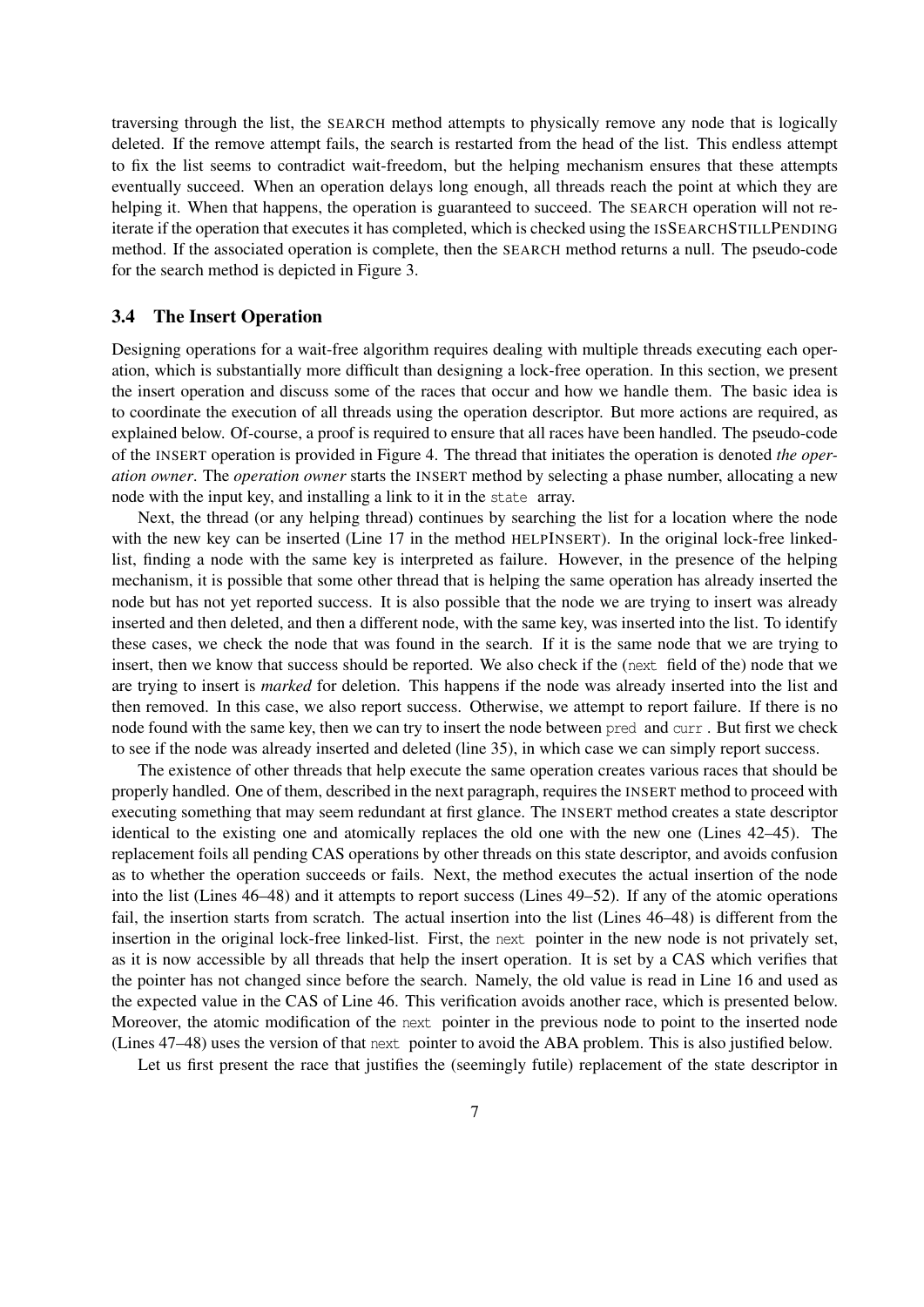traversing through the list, the SEARCH method attempts to physically remove any node that is logically deleted. If the remove attempt fails, the search is restarted from the head of the list. This endless attempt to fix the list seems to contradict wait-freedom, but the helping mechanism ensures that these attempts eventually succeed. When an operation delays long enough, all threads reach the point at which they are helping it. When that happens, the operation is guaranteed to succeed. The SEARCH operation will not re-iterate if the operation that executes it has completed, which is checked using the ISSEARCHSTILLPENDING method. If the associated operation is complete, then the SEARCH method returns a null. The pseudo-code for the search method is depicted in Figure 3.

### 3.4 The Insert Operation

Designing operations for a wait-free algorithm requires dealing with multiple threads executing each operation, which is substantially more difficult than designing a lock-free operation. In this section, we present the insert operation and discuss some of the races that occur and how we handle them. The basic idea is to coordinate the execution of all threads using the operation descriptor. But more actions are required, as explained below. Of-course, a proof is required to ensure that all races have been handled. The pseudo-code of the INSERT operation is provided in Figure 4. The thread that initiates the operation is denoted *the operation owner*. The *operation owner* starts the INSERT method by selecting a phase number, allocating a new node with the input key, and installing a link to it in the `state` array.

Next, the thread (or any helping thread) continues by searching the list for a location where the node with the new key can be inserted (Line 17 in the method HELPINSERT). In the original lock-free linked-list, finding a node with the same key is interpreted as failure. However, in the presence of the helping mechanism, it is possible that some other thread that is helping the same operation has already inserted the node but has not yet reported success. It is also possible that the node we are trying to insert was already inserted and then deleted, and then a different node, with the same key, was inserted into the list. To identify these cases, we check the node that was found in the search. If it is the same node that we are trying to insert, then we know that success should be reported. We also check if the (`next` field of the) node that we are trying to insert is *marked* for deletion. This happens if the node was already inserted into the list and then removed. In this case, we also report success. Otherwise, we attempt to report failure. If there is no node found with the same key, then we can try to insert the node between `pred` and `curr`. But first we check to see if the node was already inserted and deleted (line 35), in which case we can simply report success.

The existence of other threads that help execute the same operation creates various races that should be properly handled. One of them, described in the next paragraph, requires the INSERT method to proceed with executing something that may seem redundant at first glance. The INSERT method creates a state descriptor identical to the existing one and atomically replaces the old one with the new one (Lines 42–45). The replacement foils all pending CAS operations by other threads on this state descriptor, and avoids confusion as to whether the operation succeeds or fails. Next, the method executes the actual insertion of the node into the list (Lines 46–48) and it attempts to report success (Lines 49–52). If any of the atomic operations fail, the insertion starts from scratch. The actual insertion into the list (Lines 46–48) is different from the insertion in the original lock-free linked-list. First, the `next` pointer in the new node is not privately set, as it is now accessible by all threads that help the insert operation. It is set by a CAS which verifies that the pointer has not changed since before the search. Namely, the old value is read in Line 16 and used as the expected value in the CAS of Line 46. This verification avoids another race, which is presented below. Moreover, the atomic modification of the `next` pointer in the previous node to point to the inserted node (Lines 47–48) uses the version of that `next` pointer to avoid the ABA problem. This is also justified below.

Let us first present the race that justifies the (seemingly futile) replacement of the state descriptor in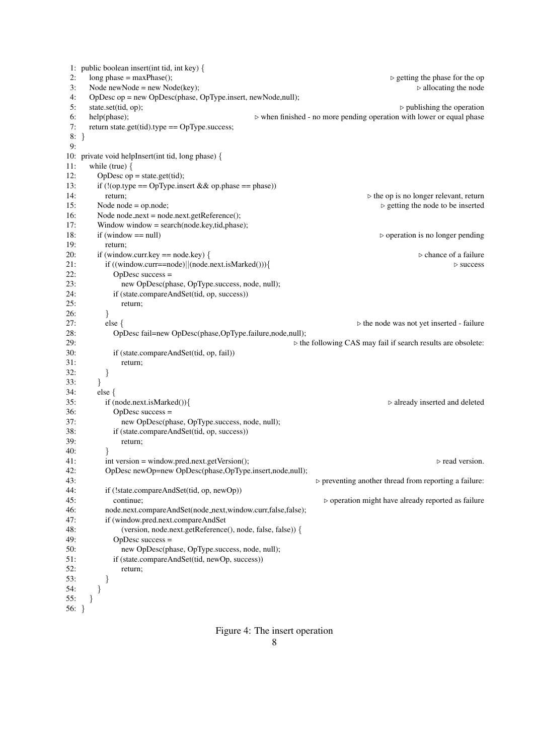```
1:  public boolean insert(int tid, int key) {
2:      long phase = maxPhase();                                        ▷ getting the phase for the op
3:      Node newNode = new Node(key);                                   ▷ allocating the node
4:      OpDesc op = new OpDesc(phase, OpType.insert, newNode,null);
5:      state.set(tid, op);                                             ▷ publishing the operation
6:      help(phase);        ▷ when finished - no more pending operation with lower or equal phase
7:      return state.get(tid).type == OpType.success;
8:  }
9:
10: private void helpInsert(int tid, long phase) {
11:     while (true) {
12:         OpDesc op = state.get(tid);
13:         if (!(op.type == OpType.insert && op.phase == phase))
14:             return;                                             ▷ the op is no longer relevant, return
15:         Node node = op.node;                                    ▷ getting the node to be inserted
16:         Node node_next = node.next.getReference();
17:         Window window = search(node.key,tid,phase);
18:         if (window == null)                                     ▷ operation is no longer pending
19:             return;
20:         if (window.curr.key == node.key) {                      ▷ chance of a failure
21:             if ((window.curr==node)||(node.next.isMarked())){   ▷ success
22:                 OpDesc success =
23:                     new OpDesc(phase, OpType.success, node, null);
24:                 if (state.compareAndSet(tid, op, success))
25:                     return;
26:             }
27:             else {                                          ▷ the node was not yet inserted - failure
28:                 OpDesc fail=new OpDesc(phase,OpType.failure,node,null);
29:                                         ▷ the following CAS may fail if search results are obsolete:
30:                 if (state.compareAndSet(tid, op, fail))
31:                     return;
32:             }
33:         }
34:         else {
35:             if (node.next.isMarked()){                          ▷ already inserted and deleted
36:                 OpDesc success =
37:                     new OpDesc(phase, OpType.success, node, null);
38:                 if (state.compareAndSet(tid, op, success))
39:                     return;
40:             }
41:             int version = window.pred.next.getVersion();        ▷ read version.
42:             OpDesc newOp=new OpDesc(phase,OpType.insert,node,null);
43:                                         ▷ preventing another thread from reporting a failure:
44:             if (!state.compareAndSet(tid, op, newOp))
45:                 continue;                       ▷ operation might have already reported as failure
46:             node.next.compareAndSet(node_next,window.curr,false,false);
47:             if (window.pred.next.compareAndSet
48:                     (version, node.next.getReference(), node, false, false)) {
49:                 OpDesc success =
50:                     new OpDesc(phase, OpType.success, node, null);
51:                 if (state.compareAndSet(tid, newOp, success))
52:                     return;
53:             }
54:         }
55:     }
56: }
```

Figure 4: The insert operation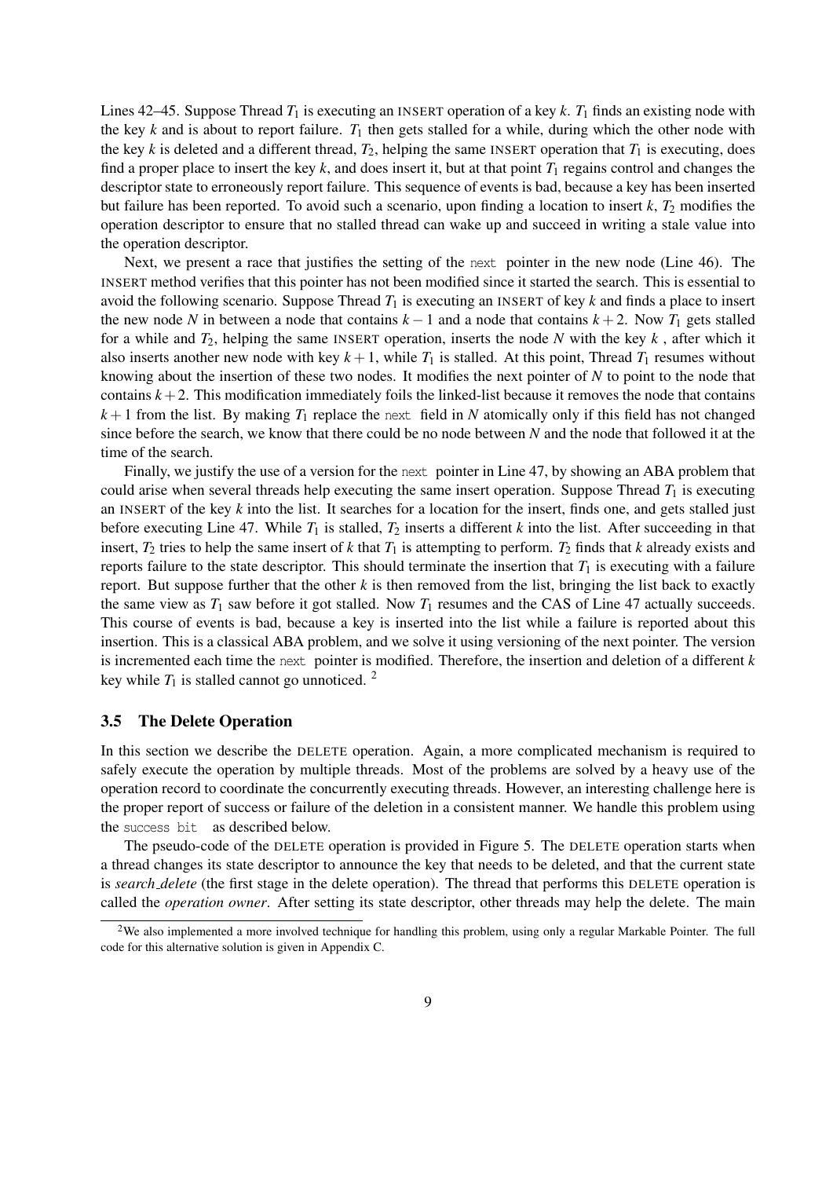Lines 42–45. Suppose Thread $T_1$ is executing an INSERT operation of a key $k$. $T_1$ finds an existing node with the key $k$ and is about to report failure. $T_1$ then gets stalled for a while, during which the other node with the key $k$ is deleted and a different thread, $T_2$, helping the same INSERT operation that $T_1$ is executing, does find a proper place to insert the key $k$, and does insert it, but at that point $T_1$ regains control and changes the descriptor state to erroneously report failure. This sequence of events is bad, because a key has been inserted but failure has been reported. To avoid such a scenario, upon finding a location to insert $k$, $T_2$ modifies the operation descriptor to ensure that no stalled thread can wake up and succeed in writing a stale value into the operation descriptor.

Next, we present a race that justifies the setting of the `next` pointer in the new node (Line 46). The INSERT method verifies that this pointer has not been modified since it started the search. This is essential to avoid the following scenario. Suppose Thread $T_1$ is executing an INSERT of key $k$ and finds a place to insert the new node $N$ in between a node that contains $k-1$ and a node that contains $k+2$. Now $T_1$ gets stalled for a while and $T_2$, helping the same INSERT operation, inserts the node $N$ with the key $k$ , after which it also inserts another new node with key $k+1$, while $T_1$ is stalled. At this point, Thread $T_1$ resumes without knowing about the insertion of these two nodes. It modifies the next pointer of $N$ to point to the node that contains $k+2$. This modification immediately foils the linked-list because it removes the node that contains $k+1$ from the list. By making $T_1$ replace the `next` field in $N$ atomically only if this field has not changed since before the search, we know that there could be no node between $N$ and the node that followed it at the time of the search.

Finally, we justify the use of a version for the `next` pointer in Line 47, by showing an ABA problem that could arise when several threads help executing the same insert operation. Suppose Thread $T_1$ is executing an INSERT of the key $k$ into the list. It searches for a location for the insert, finds one, and gets stalled just before executing Line 47. While $T_1$ is stalled, $T_2$ inserts a different $k$ into the list. After succeeding in that insert, $T_2$ tries to help the same insert of $k$ that $T_1$ is attempting to perform. $T_2$ finds that $k$ already exists and reports failure to the state descriptor. This should terminate the insertion that $T_1$ is executing with a failure report. But suppose further that the other $k$ is then removed from the list, bringing the list back to exactly the same view as $T_1$ saw before it got stalled. Now $T_1$ resumes and the CAS of Line 47 actually succeeds. This course of events is bad, because a key is inserted into the list while a failure is reported about this insertion. This is a classical ABA problem, and we solve it using versioning of the next pointer. The version is incremented each time the `next` pointer is modified. Therefore, the insertion and deletion of a different $k$ key while $T_1$ is stalled cannot go unnoticed. [2]

### 3.5 The Delete Operation

In this section we describe the DELETE operation. Again, a more complicated mechanism is required to safely execute the operation by multiple threads. Most of the problems are solved by a heavy use of the operation record to coordinate the concurrently executing threads. However, an interesting challenge here is the proper report of success or failure of the deletion in a consistent manner. We handle this problem using the `success bit` as described below.

The pseudo-code of the DELETE operation is provided in Figure 5. The DELETE operation starts when a thread changes its state descriptor to announce the key that needs to be deleted, and that the current state is *search_delete* (the first stage in the delete operation). The thread that performs this DELETE operation is called the *operation owner*. After setting its state descriptor, other threads may help the delete. The main

[2] We also implemented a more involved technique for handling this problem, using only a regular Markable Pointer. The full code for this alternative solution is given in Appendix C.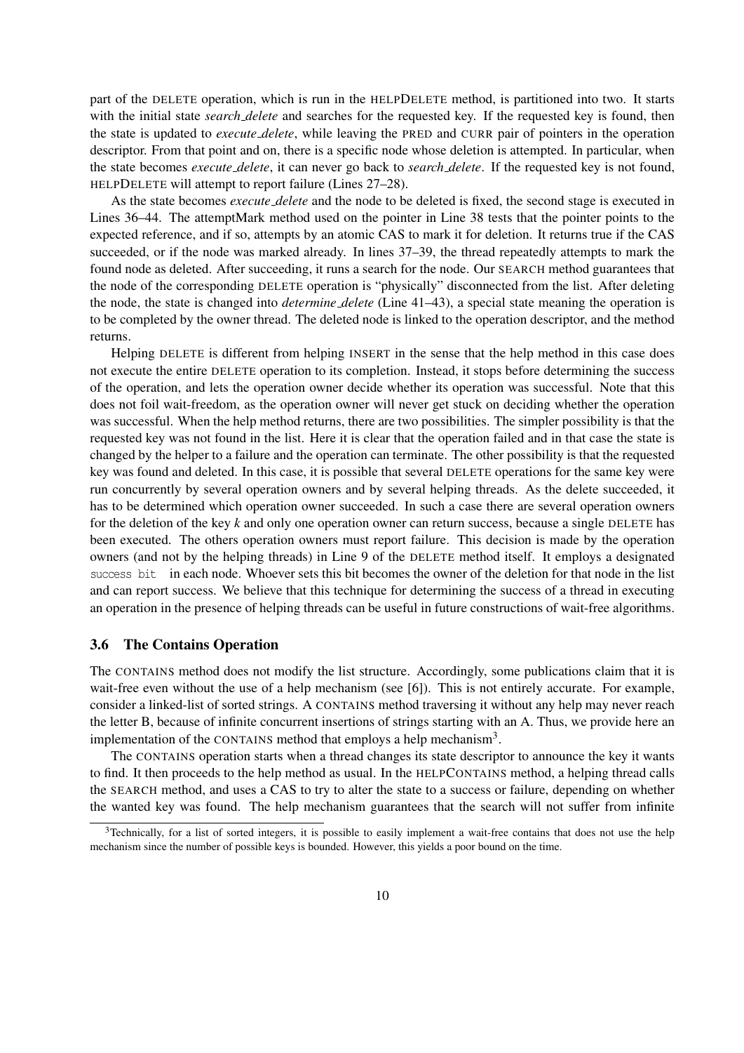part of the DELETE operation, which is run in the HELPDELETE method, is partitioned into two. It starts with the initial state *search_delete* and searches for the requested key. If the requested key is found, then the state is updated to *execute_delete*, while leaving the PRED and CURR pair of pointers in the operation descriptor. From that point and on, there is a specific node whose deletion is attempted. In particular, when the state becomes *execute_delete*, it can never go back to *search_delete*. If the requested key is not found, HELPDELETE will attempt to report failure (Lines 27–28).

As the state becomes *execute_delete* and the node to be deleted is fixed, the second stage is executed in Lines 36–44. The attemptMark method used on the pointer in Line 38 tests that the pointer points to the expected reference, and if so, attempts by an atomic CAS to mark it for deletion. It returns true if the CAS succeeded, or if the node was marked already. In lines 37–39, the thread repeatedly attempts to mark the found node as deleted. After succeeding, it runs a search for the node. Our SEARCH method guarantees that the node of the corresponding DELETE operation is "physically" disconnected from the list. After deleting the node, the state is changed into *determine_delete* (Line 41–43), a special state meaning the operation is to be completed by the owner thread. The deleted node is linked to the operation descriptor, and the method returns.

Helping DELETE is different from helping INSERT in the sense that the help method in this case does not execute the entire DELETE operation to its completion. Instead, it stops before determining the success of the operation, and lets the operation owner decide whether its operation was successful. Note that this does not foil wait-freedom, as the operation owner will never get stuck on deciding whether the operation was successful. When the help method returns, there are two possibilities. The simpler possibility is that the requested key was not found in the list. Here it is clear that the operation failed and in that case the state is changed by the helper to a failure and the operation can terminate. The other possibility is that the requested key was found and deleted. In this case, it is possible that several DELETE operations for the same key were run concurrently by several operation owners and by several helping threads. As the delete succeeded, it has to be determined which operation owner succeeded. In such a case there are several operation owners for the deletion of the key *k* and only one operation owner can return success, because a single DELETE has been executed. The others operation owners must report failure. This decision is made by the operation owners (and not by the helping threads) in Line 9 of the DELETE method itself. It employs a designated `success bit` in each node. Whoever sets this bit becomes the owner of the deletion for that node in the list and can report success. We believe that this technique for determining the success of a thread in executing an operation in the presence of helping threads can be useful in future constructions of wait-free algorithms.

### 3.6 The Contains Operation

The CONTAINS method does not modify the list structure. Accordingly, some publications claim that it is wait-free even without the use of a help mechanism (see [6]). This is not entirely accurate. For example, consider a linked-list of sorted strings. A CONTAINS method traversing it without any help may never reach the letter B, because of infinite concurrent insertions of strings starting with an A. Thus, we provide here an implementation of the CONTAINS method that employs a help mechanism[3].

The CONTAINS operation starts when a thread changes its state descriptor to announce the key it wants to find. It then proceeds to the help method as usual. In the HELPCONTAINS method, a helping thread calls the SEARCH method, and uses a CAS to try to alter the state to a success or failure, depending on whether the wanted key was found. The help mechanism guarantees that the search will not suffer from infinite

[3]Technically, for a list of sorted integers, it is possible to easily implement a wait-free contains that does not use the help mechanism since the number of possible keys is bounded. However, this yields a poor bound on the time.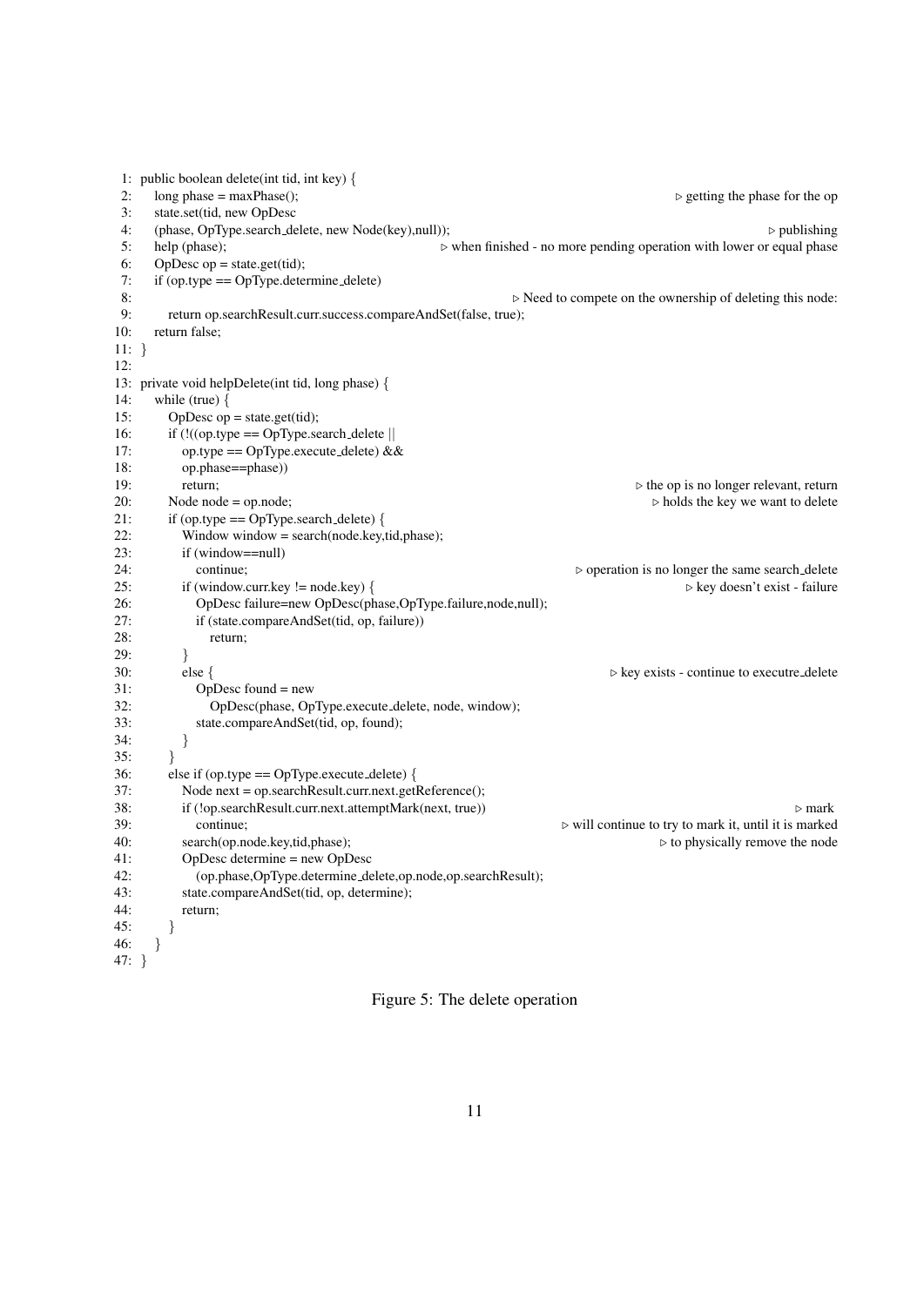```
1:  public boolean delete(int tid, int key) {
2:     long phase = maxPhase();                                    ▷ getting the phase for the op
3:     state.set(tid, new OpDesc
4:     (phase, OpType.search_delete, new Node(key),null));                            ▷ publishing
5:     help (phase);          ▷ when finished - no more pending operation with lower or equal phase
6:     OpDesc op = state.get(tid);
7:     if (op.type == OpType.determine_delete)
8:                                    ▷ Need to compete on the ownership of deleting this node:
9:        return op.searchResult.curr.success.compareAndSet(false, true);
10:    return false;
11: }
12:
13: private void helpDelete(int tid, long phase) {
14:    while (true) {
15:       OpDesc op = state.get(tid);
16:       if (!((op.type == OpType.search_delete ||
17:          op.type == OpType.execute_delete) &&
18:          op.phase==phase))
19:          return;                                      ▷ the op is no longer relevant, return
20:       Node node = op.node;                                ▷ holds the key we want to delete
21:       if (op.type == OpType.search_delete) {
22:          Window window = search(node.key,tid,phase);
23:          if (window==null)
24:             continue;                     ▷ operation is no longer the same search_delete
25:          if (window.curr.key != node.key) {                  ▷ key doesn't exist - failure
26:             OpDesc failure=new OpDesc(phase,OpType.failure,node,null);
27:             if (state.compareAndSet(tid, op, failure))
28:                return;
29:          }
30:          else {                                 ▷ key exists - continue to executre_delete
31:             OpDesc found = new
32:                OpDesc(phase, OpType.execute_delete, node, window);
33:             state.compareAndSet(tid, op, found);
34:          }
35:       }
36:       else if (op.type == OpType.execute_delete) {
37:          Node next = op.searchResult.curr.next.getReference();
38:          if (!op.searchResult.curr.next.attemptMark(next, true))                   ▷ mark
39:             continue;                   ▷ will continue to try to mark it, until it is marked
40:          search(op.node.key,tid,phase);                      ▷ to physically remove the node
41:          OpDesc determine = new OpDesc
42:             (op.phase,OpType.determine_delete,op.node,op.searchResult);
43:          state.compareAndSet(tid, op, determine);
44:          return;
45:       }
46:    }
47: }
```

Figure 5: The delete operation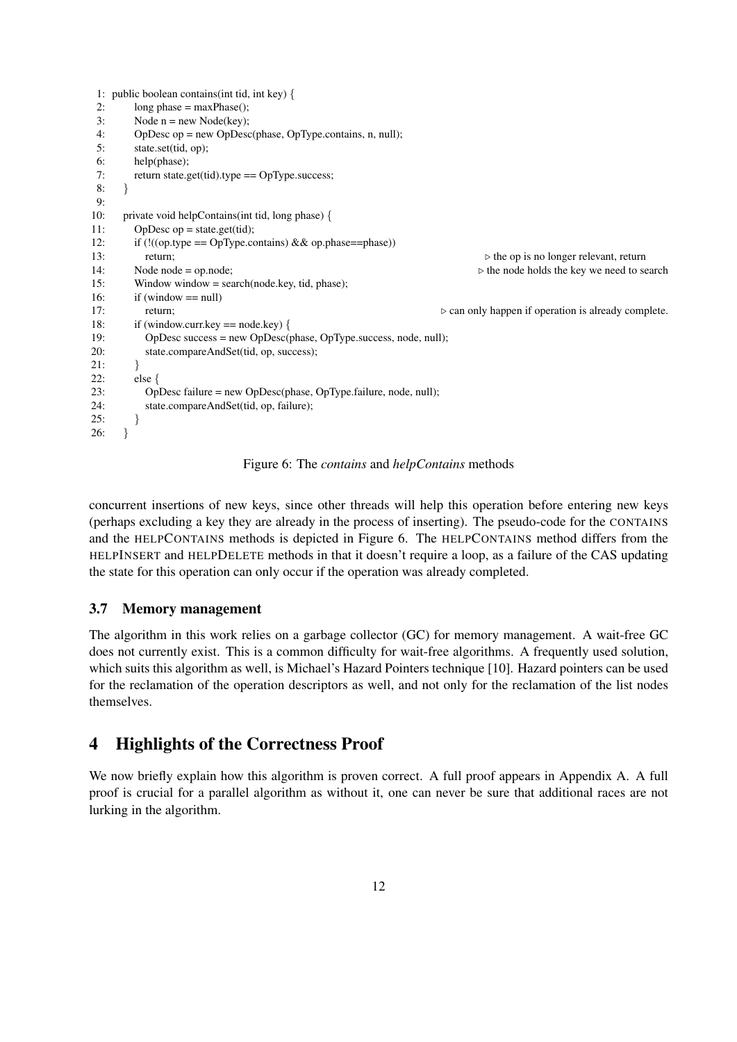```
1:  public boolean contains(int tid, int key) {
2:      long phase = maxPhase();
3:      Node n = new Node(key);
4:      OpDesc op = new OpDesc(phase, OpType.contains, n, null);
5:      state.set(tid, op);
6:      help(phase);
7:      return state.get(tid).type == OpType.success;
8:  }
9:
10: private void helpContains(int tid, long phase) {
11:     OpDesc op = state.get(tid);
12:     if (!((op.type == OpType.contains) && op.phase==phase))
13:         return;                                   ▷ the op is no longer relevant, return
14:     Node node = op.node;                          ▷ the node holds the key we need to search
15:     Window window = search(node.key, tid, phase);
16:     if (window == null)
17:         return;                                   ▷ can only happen if operation is already complete.
18:     if (window.curr.key == node.key) {
19:         OpDesc success = new OpDesc(phase, OpType.success, node, null);
20:         state.compareAndSet(tid, op, success);
21:     }
22:     else {
23:         OpDesc failure = new OpDesc(phase, OpType.failure, node, null);
24:         state.compareAndSet(tid, op, failure);
25:     }
26: }
```

Figure 6: The *contains* and *helpContains* methods

concurrent insertions of new keys, since other threads will help this operation before entering new keys (perhaps excluding a key they are already in the process of inserting). The pseudo-code for the CONTAINS and the HELPCONTAINS methods is depicted in Figure 6. The HELPCONTAINS method differs from the HELPINSERT and HELPDELETE methods in that it doesn't require a loop, as a failure of the CAS updating the state for this operation can only occur if the operation was already completed.

### 3.7 Memory management

The algorithm in this work relies on a garbage collector (GC) for memory management. A wait-free GC does not currently exist. This is a common difficulty for wait-free algorithms. A frequently used solution, which suits this algorithm as well, is Michael's Hazard Pointers technique [10]. Hazard pointers can be used for the reclamation of the operation descriptors as well, and not only for the reclamation of the list nodes themselves.

## 4 Highlights of the Correctness Proof

We now briefly explain how this algorithm is proven correct. A full proof appears in Appendix A. A full proof is crucial for a parallel algorithm as without it, one can never be sure that additional races are not lurking in the algorithm.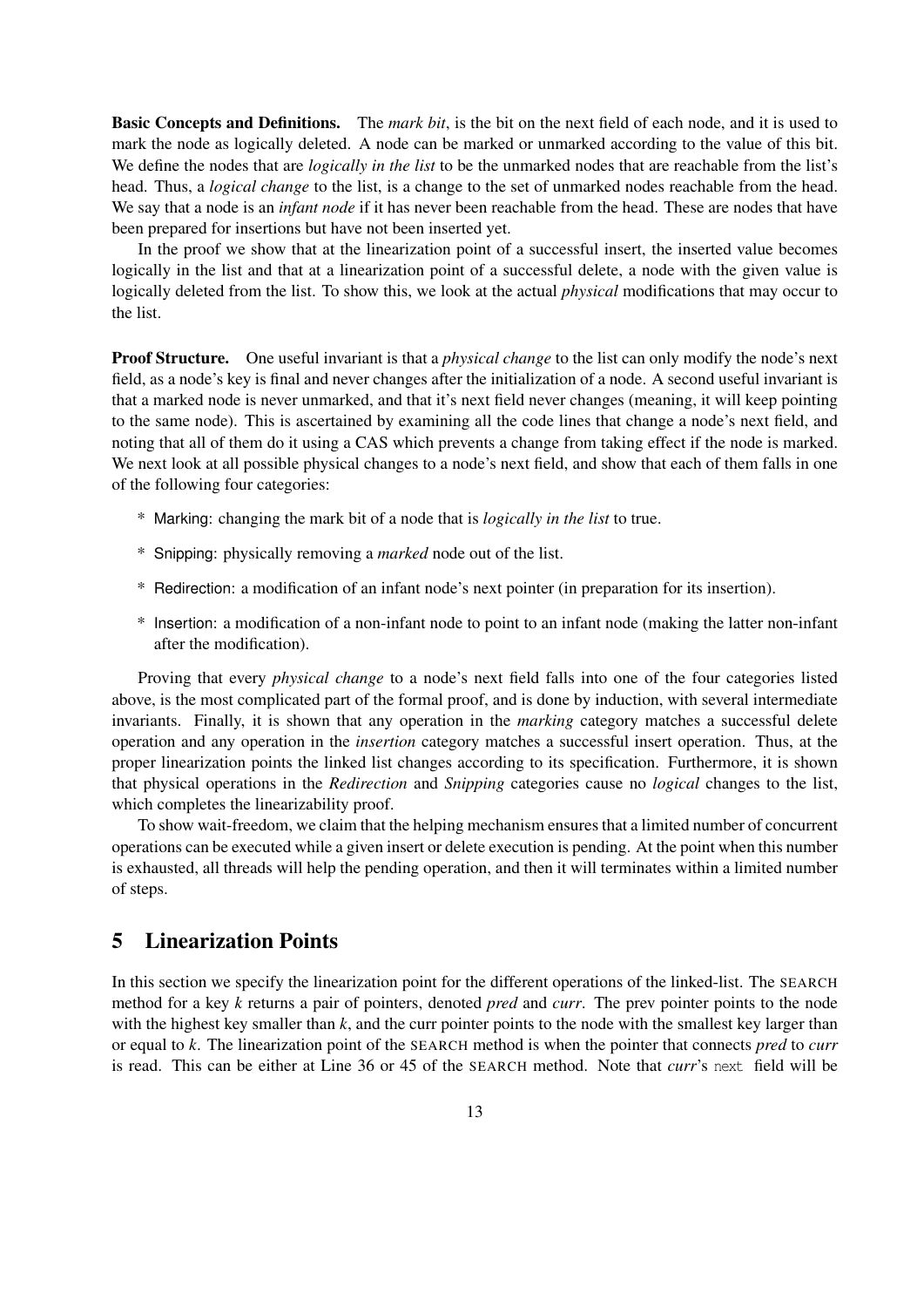**Basic Concepts and Definitions.** The *mark bit*, is the bit on the next field of each node, and it is used to mark the node as logically deleted. A node can be marked or unmarked according to the value of this bit. We define the nodes that are *logically in the list* to be the unmarked nodes that are reachable from the list's head. Thus, a *logical change* to the list, is a change to the set of unmarked nodes reachable from the head. We say that a node is an *infant node* if it has never been reachable from the head. These are nodes that have been prepared for insertions but have not been inserted yet.

In the proof we show that at the linearization point of a successful insert, the inserted value becomes logically in the list and that at a linearization point of a successful delete, a node with the given value is logically deleted from the list. To show this, we look at the actual *physical* modifications that may occur to the list.

**Proof Structure.** One useful invariant is that a *physical change* to the list can only modify the node's next field, as a node's key is final and never changes after the initialization of a node. A second useful invariant is that a marked node is never unmarked, and that it's next field never changes (meaning, it will keep pointing to the same node). This is ascertained by examining all the code lines that change a node's next field, and noting that all of them do it using a CAS which prevents a change from taking effect if the node is marked. We next look at all possible physical changes to a node's next field, and show that each of them falls in one of the following four categories:

* Marking: changing the mark bit of a node that is *logically in the list* to true.
* Snipping: physically removing a *marked* node out of the list.
* Redirection: a modification of an infant node's next pointer (in preparation for its insertion).
* Insertion: a modification of a non-infant node to point to an infant node (making the latter non-infant after the modification).

Proving that every *physical change* to a node's next field falls into one of the four categories listed above, is the most complicated part of the formal proof, and is done by induction, with several intermediate invariants. Finally, it is shown that any operation in the *marking* category matches a successful delete operation and any operation in the *insertion* category matches a successful insert operation. Thus, at the proper linearization points the linked list changes according to its specification. Furthermore, it is shown that physical operations in the *Redirection* and *Snipping* categories cause no *logical* changes to the list, which completes the linearizability proof.

To show wait-freedom, we claim that the helping mechanism ensures that a limited number of concurrent operations can be executed while a given insert or delete execution is pending. At the point when this number is exhausted, all threads will help the pending operation, and then it will terminates within a limited number of steps.

# 5 Linearization Points

In this section we specify the linearization point for the different operations of the linked-list. The SEARCH method for a key $k$ returns a pair of pointers, denoted *pred* and *curr*. The prev pointer points to the node with the highest key smaller than $k$, and the curr pointer points to the node with the smallest key larger than or equal to $k$. The linearization point of the SEARCH method is when the pointer that connects *pred* to *curr* is read. This can be either at Line 36 or 45 of the SEARCH method. Note that *curr*'s `next` field will be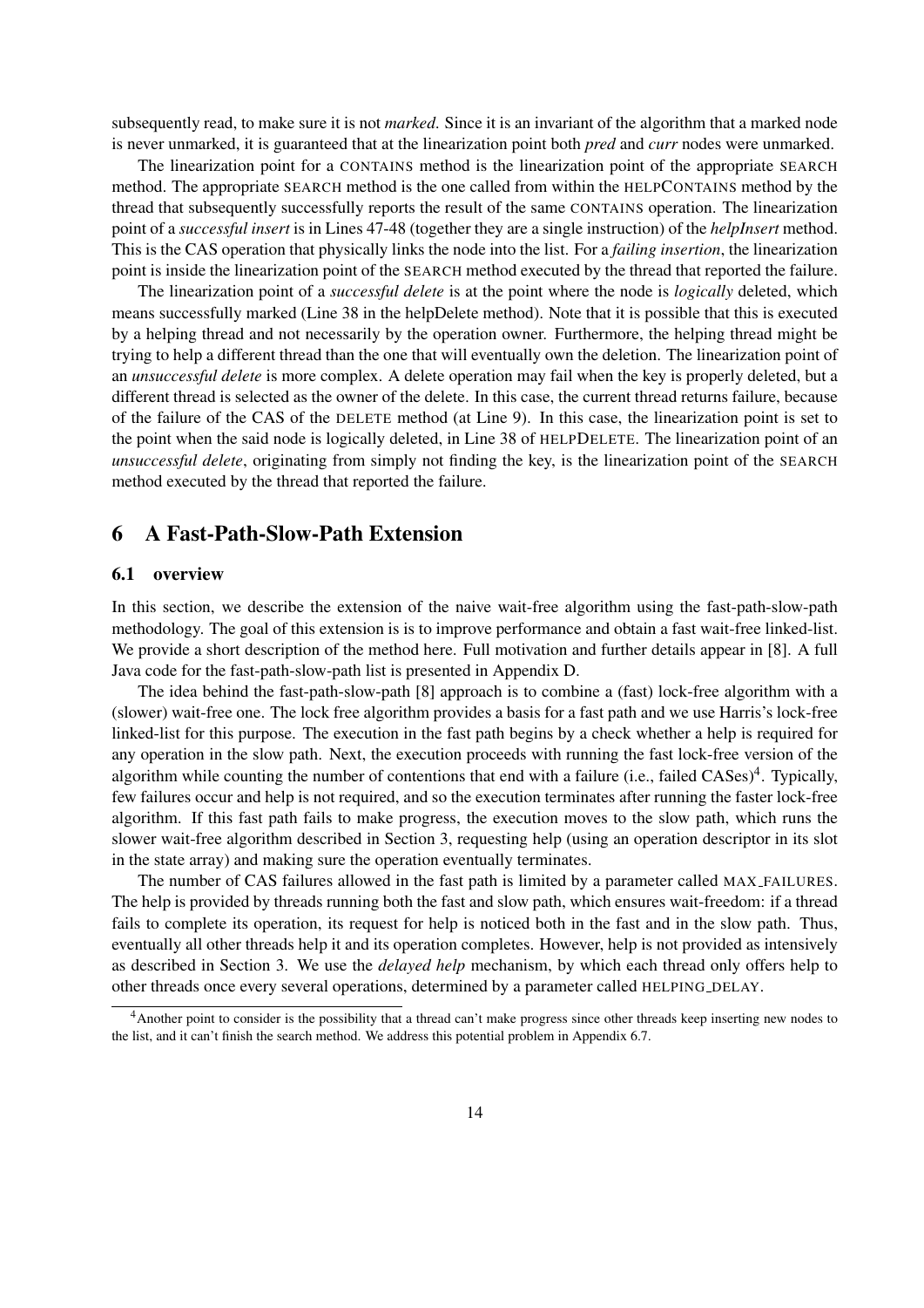subsequently read, to make sure it is not *marked*. Since it is an invariant of the algorithm that a marked node is never unmarked, it is guaranteed that at the linearization point both *pred* and *curr* nodes were unmarked.

The linearization point for a CONTAINS method is the linearization point of the appropriate SEARCH method. The appropriate SEARCH method is the one called from within the HELPCONTAINS method by the thread that subsequently successfully reports the result of the same CONTAINS operation. The linearization point of a *successful insert* is in Lines 47-48 (together they are a single instruction) of the *helpInsert* method. This is the CAS operation that physically links the node into the list. For a *failing insertion*, the linearization point is inside the linearization point of the SEARCH method executed by the thread that reported the failure.

The linearization point of a *successful delete* is at the point where the node is *logically* deleted, which means successfully marked (Line 38 in the helpDelete method). Note that it is possible that this is executed by a helping thread and not necessarily by the operation owner. Furthermore, the helping thread might be trying to help a different thread than the one that will eventually own the deletion. The linearization point of an *unsuccessful delete* is more complex. A delete operation may fail when the key is properly deleted, but a different thread is selected as the owner of the delete. In this case, the current thread returns failure, because of the failure of the CAS of the DELETE method (at Line 9). In this case, the linearization point is set to the point when the said node is logically deleted, in Line 38 of HELPDELETE. The linearization point of an *unsuccessful delete*, originating from simply not finding the key, is the linearization point of the SEARCH method executed by the thread that reported the failure.

# 6 A Fast-Path-Slow-Path Extension

## 6.1 overview

In this section, we describe the extension of the naive wait-free algorithm using the fast-path-slow-path methodology. The goal of this extension is is to improve performance and obtain a fast wait-free linked-list. We provide a short description of the method here. Full motivation and further details appear in [8]. A full Java code for the fast-path-slow-path list is presented in Appendix D.

The idea behind the fast-path-slow-path [8] approach is to combine a (fast) lock-free algorithm with a (slower) wait-free one. The lock free algorithm provides a basis for a fast path and we use Harris's lock-free linked-list for this purpose. The execution in the fast path begins by a check whether a help is required for any operation in the slow path. Next, the execution proceeds with running the fast lock-free version of the algorithm while counting the number of contentions that end with a failure (i.e., failed CASes)[4]. Typically, few failures occur and help is not required, and so the execution terminates after running the faster lock-free algorithm. If this fast path fails to make progress, the execution moves to the slow path, which runs the slower wait-free algorithm described in Section 3, requesting help (using an operation descriptor in its slot in the state array) and making sure the operation eventually terminates.

The number of CAS failures allowed in the fast path is limited by a parameter called MAX_FAILURES. The help is provided by threads running both the fast and slow path, which ensures wait-freedom: if a thread fails to complete its operation, its request for help is noticed both in the fast and in the slow path. Thus, eventually all other threads help it and its operation completes. However, help is not provided as intensively as described in Section 3. We use the *delayed help* mechanism, by which each thread only offers help to other threads once every several operations, determined by a parameter called HELPING_DELAY.

[4] Another point to consider is the possibility that a thread can't make progress since other threads keep inserting new nodes to the list, and it can't finish the search method. We address this potential problem in Appendix 6.7.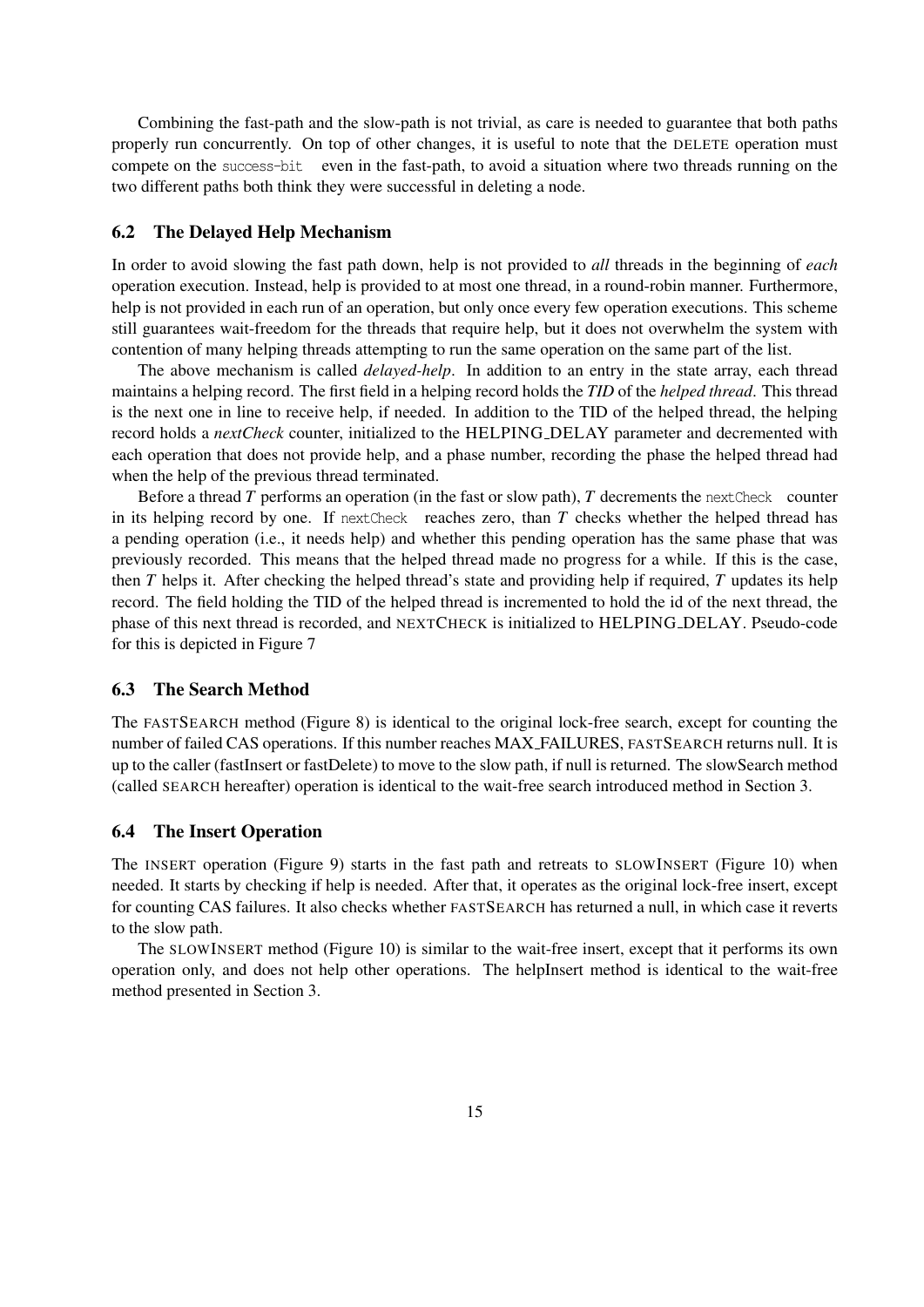Combining the fast-path and the slow-path is not trivial, as care is needed to guarantee that both paths properly run concurrently. On top of other changes, it is useful to note that the DELETE operation must compete on the `success-bit` even in the fast-path, to avoid a situation where two threads running on the two different paths both think they were successful in deleting a node.

### 6.2 The Delayed Help Mechanism

In order to avoid slowing the fast path down, help is not provided to *all* threads in the beginning of *each* operation execution. Instead, help is provided to at most one thread, in a round-robin manner. Furthermore, help is not provided in each run of an operation, but only once every few operation executions. This scheme still guarantees wait-freedom for the threads that require help, but it does not overwhelm the system with contention of many helping threads attempting to run the same operation on the same part of the list.

The above mechanism is called *delayed-help*. In addition to an entry in the state array, each thread maintains a helping record. The first field in a helping record holds the *TID* of the *helped thread*. This thread is the next one in line to receive help, if needed. In addition to the TID of the helped thread, the helping record holds a *nextCheck* counter, initialized to the HELPING_DELAY parameter and decremented with each operation that does not provide help, and a phase number, recording the phase the helped thread had when the help of the previous thread terminated.

Before a thread *T* performs an operation (in the fast or slow path), *T* decrements the `nextCheck` counter in its helping record by one. If `nextCheck` reaches zero, than *T* checks whether the helped thread has a pending operation (i.e., it needs help) and whether this pending operation has the same phase that was previously recorded. This means that the helped thread made no progress for a while. If this is the case, then *T* helps it. After checking the helped thread's state and providing help if required, *T* updates its help record. The field holding the TID of the helped thread is incremented to hold the id of the next thread, the phase of this next thread is recorded, and NEXTCHECK is initialized to HELPING_DELAY. Pseudo-code for this is depicted in Figure 7

### 6.3 The Search Method

The FASTSEARCH method (Figure 8) is identical to the original lock-free search, except for counting the number of failed CAS operations. If this number reaches MAX_FAILURES, FASTSEARCH returns null. It is up to the caller (fastInsert or fastDelete) to move to the slow path, if null is returned. The slowSearch method (called SEARCH hereafter) operation is identical to the wait-free search introduced method in Section 3.

### 6.4 The Insert Operation

The INSERT operation (Figure 9) starts in the fast path and retreats to SLOWINSERT (Figure 10) when needed. It starts by checking if help is needed. After that, it operates as the original lock-free insert, except for counting CAS failures. It also checks whether FASTSEARCH has returned a null, in which case it reverts to the slow path.

The SLOWINSERT method (Figure 10) is similar to the wait-free insert, except that it performs its own operation only, and does not help other operations. The helpInsert method is identical to the wait-free method presented in Section 3.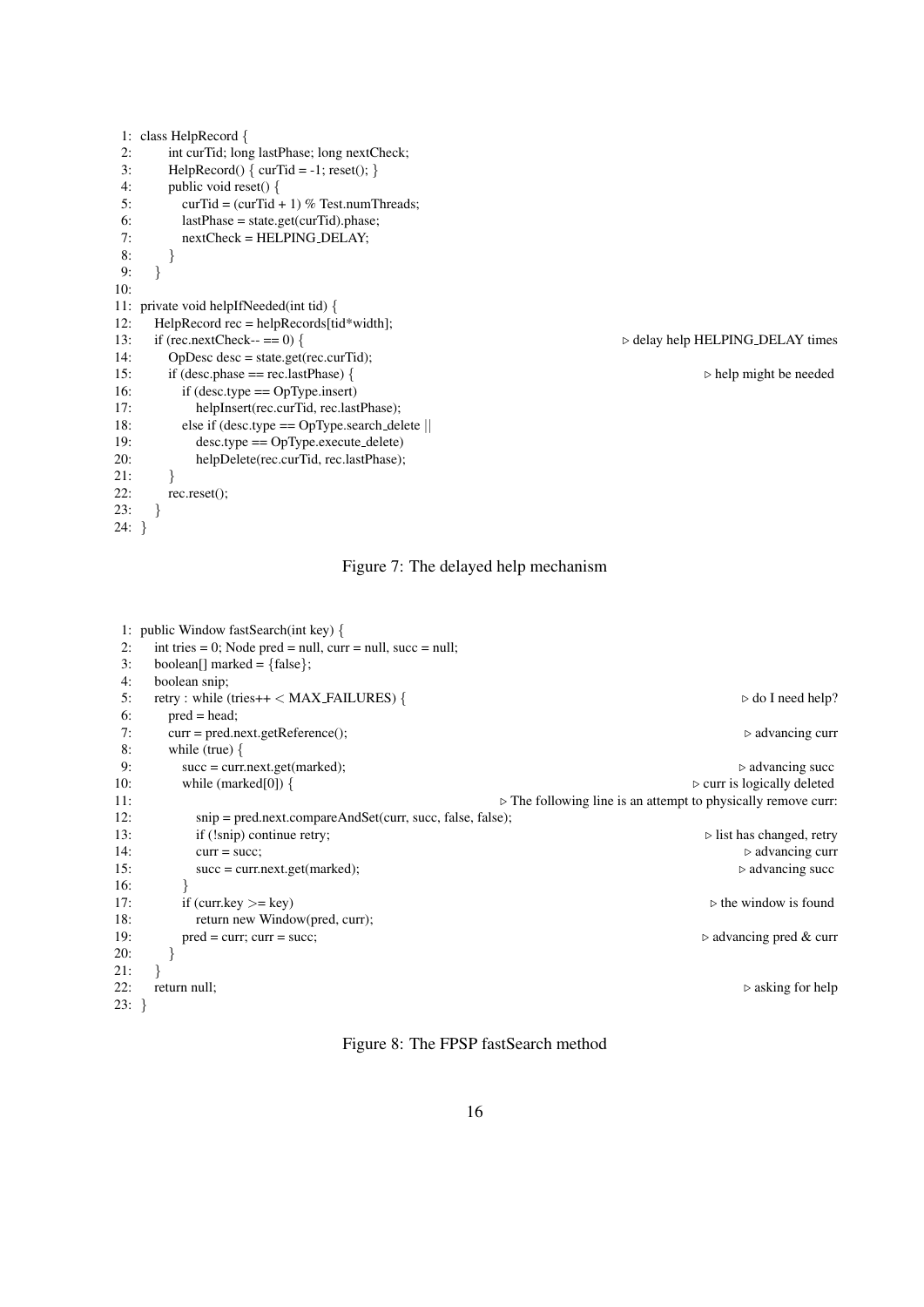```
1:  class HelpRecord {
2:      int curTid; long lastPhase; long nextCheck;
3:      HelpRecord() { curTid = -1; reset(); }
4:      public void reset() {
5:          curTid = (curTid + 1) % Test.numThreads;
6:          lastPhase = state.get(curTid).phase;
7:          nextCheck = HELPING_DELAY;
8:      }
9:  }
10:
11: private void helpIfNeeded(int tid) {
12:     HelpRecord rec = helpRecords[tid*width];
13:     if (rec.nextCheck-- == 0) {                                    ▷ delay help HELPING_DELAY times
14:         OpDesc desc = state.get(rec.curTid);
15:         if (desc.phase == rec.lastPhase) {                         ▷ help might be needed
16:             if (desc.type == OpType.insert)
17:                 helpInsert(rec.curTid, rec.lastPhase);
18:             else if (desc.type == OpType.search_delete ||
19:                 desc.type == OpType.execute_delete)
20:                 helpDelete(rec.curTid, rec.lastPhase);
21:         }
22:         rec.reset();
23:     }
24: }
```

Figure 7: The delayed help mechanism

```
1:  public Window fastSearch(int key) {
2:      int tries = 0; Node pred = null, curr = null, succ = null;
3:      boolean[] marked = {false};
4:      boolean snip;
5:      retry : while (tries++ < MAX_FAILURES) {                       ▷ do I need help?
6:          pred = head;
7:          curr = pred.next.getReference();                           ▷ advancing curr
8:          while (true) {
9:              succ = curr.next.get(marked);                          ▷ advancing succ
10:             while (marked[0]) {                                    ▷ curr is logically deleted
11:                                       ▷ The following line is an attempt to physically remove curr:
12:                 snip = pred.next.compareAndSet(curr, succ, false, false);
13:                 if (!snip) continue retry;                         ▷ list has changed, retry
14:                 curr = succ;                                       ▷ advancing curr
15:                 succ = curr.next.get(marked);                      ▷ advancing succ
16:             }
17:             if (curr.key >= key)                                   ▷ the window is found
18:                 return new Window(pred, curr);
19:             pred = curr; curr = succ;                              ▷ advancing pred & curr
20:         }
21:     }
22:     return null;                                                   ▷ asking for help
23: }
```

Figure 8: The FPSP fastSearch method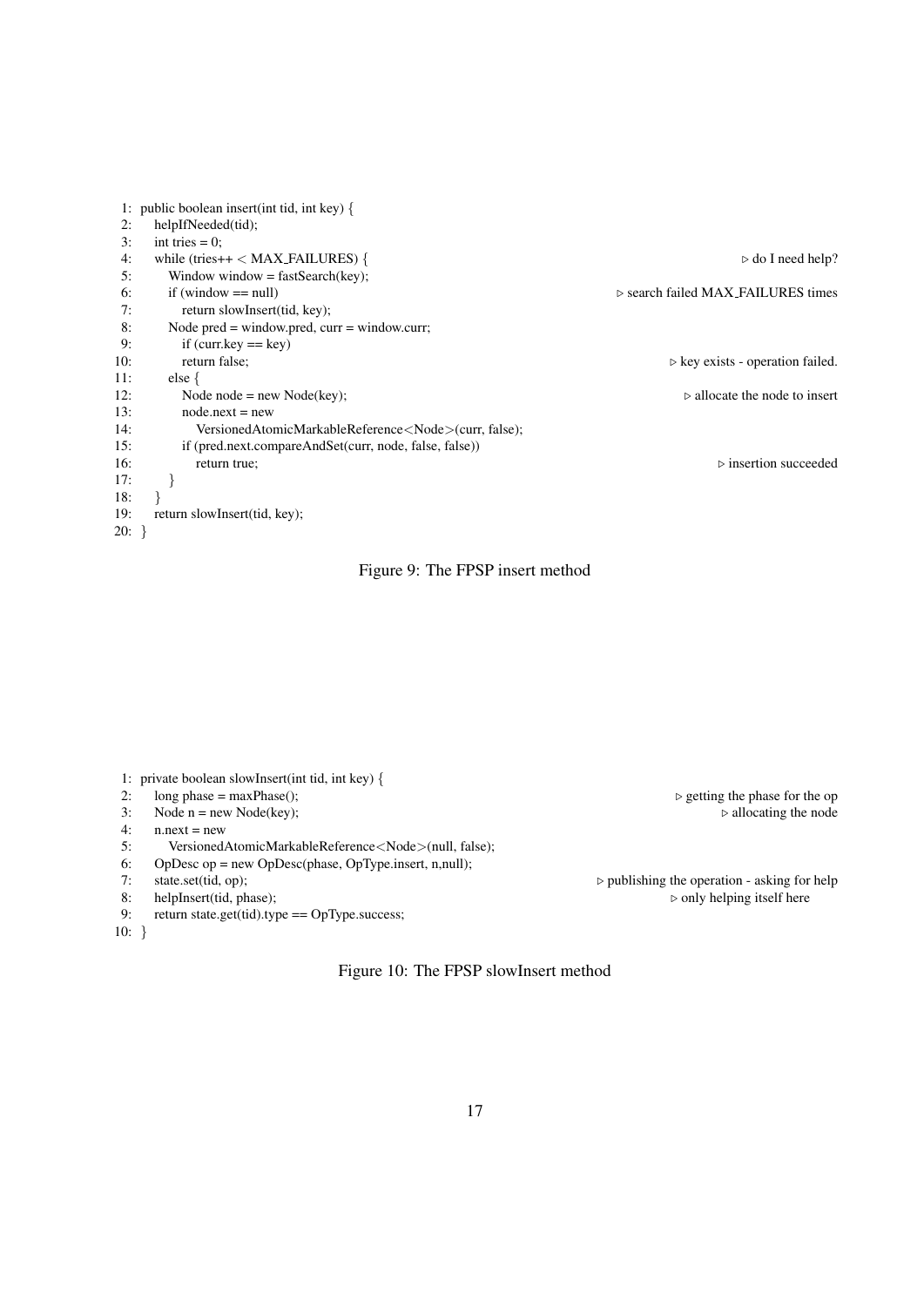```
1:  public boolean insert(int tid, int key) {
2:     helpIfNeeded(tid);
3:     int tries = 0;
4:     while (tries++ < MAX_FAILURES) {                                          ▷ do I need help?
5:        Window window = fastSearch(key);
6:        if (window == null)                                                    ▷ search failed MAX_FAILURES times
7:           return slowInsert(tid, key);
8:        Node pred = window.pred, curr = window.curr;
9:           if (curr.key == key)
10:          return false;                                                       ▷ key exists - operation failed.
11:       else {
12:          Node node = new Node(key);                                          ▷ allocate the node to insert
13:          node.next = new
14:             VersionedAtomicMarkableReference<Node>(curr, false);
15:          if (pred.next.compareAndSet(curr, node, false, false))
16:             return true;                                                     ▷ insertion succeeded
17:       }
18:    }
19:    return slowInsert(tid, key);
20: }
```

Figure 9: The FPSP insert method

```
1:  private boolean slowInsert(int tid, int key) {
2:     long phase = maxPhase();                                                  ▷ getting the phase for the op
3:     Node n = new Node(key);                                                   ▷ allocating the node
4:     n.next = new
5:        VersionedAtomicMarkableReference<Node>(null, false);
6:     OpDesc op = new OpDesc(phase, OpType.insert, n,null);
7:     state.set(tid, op);                                                       ▷ publishing the operation - asking for help
8:     helpInsert(tid, phase);                                                   ▷ only helping itself here
9:     return state.get(tid).type == OpType.success;
10: }
```

Figure 10: The FPSP slowInsert method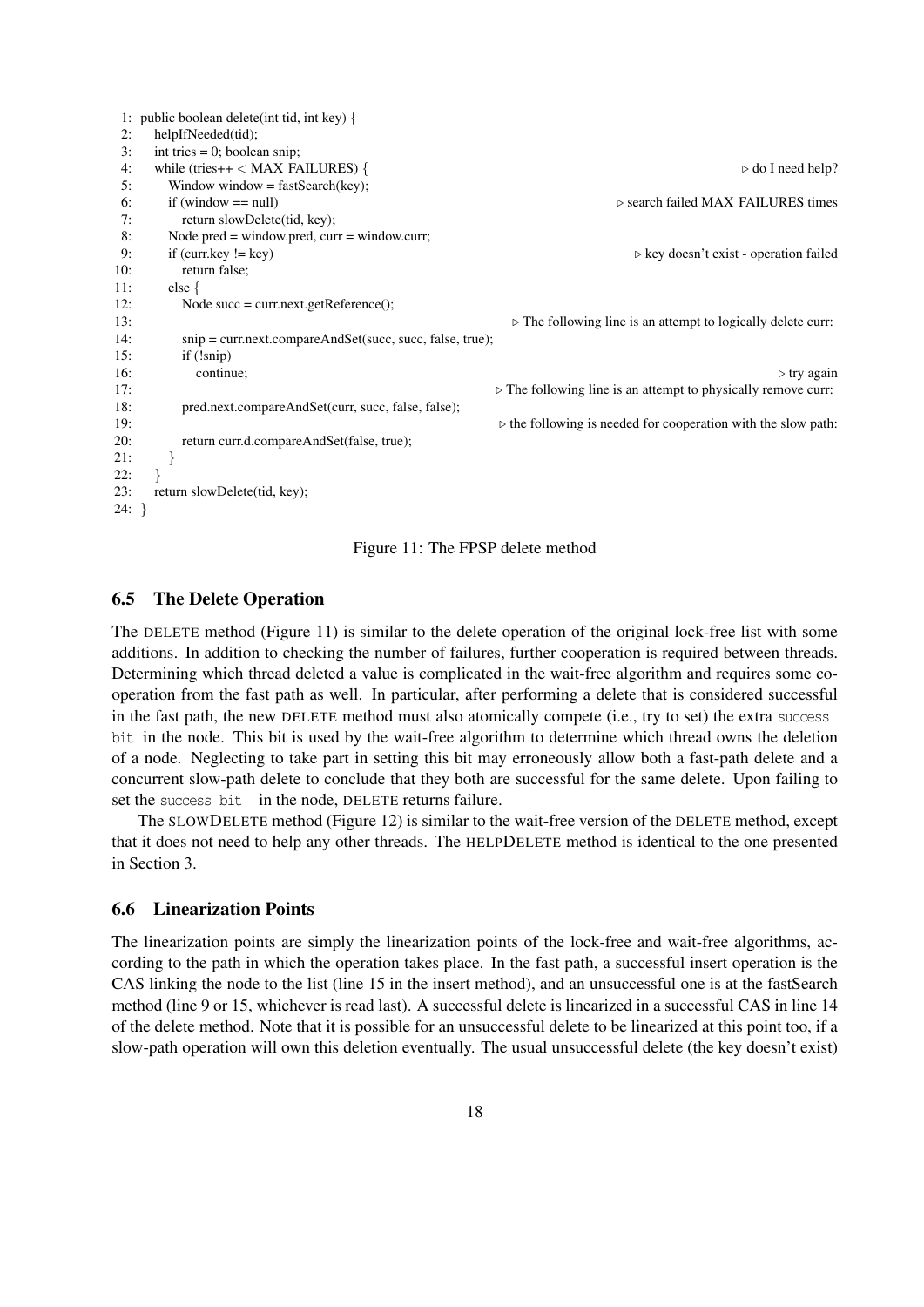```
1: public boolean delete(int tid, int key) {
2:    helpIfNeeded(tid);
3:    int tries = 0; boolean snip;
4:    while (tries++ < MAX_FAILURES) {                                          ▷ do I need help?
5:       Window window = fastSearch(key);
6:       if (window == null)                                          ▷ search failed MAX_FAILURES times
7:          return slowDelete(tid, key);
8:       Node pred = window.pred, curr = window.curr;
9:       if (curr.key != key)                                   ▷ key doesn't exist - operation failed
10:         return false;
11:      else {
12:         Node succ = curr.next.getReference();
13:                                            ▷ The following line is an attempt to logically delete curr:
14:         snip = curr.next.compareAndSet(succ, succ, false, true);
15:         if (!snip)
16:            continue;                                                              ▷ try again
17:                                       ▷ The following line is an attempt to physically remove curr:
18:         pred.next.compareAndSet(curr, succ, false, false);
19:                                            ▷ the following is needed for cooperation with the slow path:
20:         return curr.d.compareAndSet(false, true);
21:      }
22:   }
23:   return slowDelete(tid, key);
24: }
```

Figure 11: The FPSP delete method

### 6.5 The Delete Operation

The DELETE method (Figure 11) is similar to the delete operation of the original lock-free list with some additions. In addition to checking the number of failures, further cooperation is required between threads. Determining which thread deleted a value is complicated in the wait-free algorithm and requires some cooperation from the fast path as well. In particular, after performing a delete that is considered successful in the fast path, the new DELETE method must also atomically compete (i.e., try to set) the extra `success bit` in the node. This bit is used by the wait-free algorithm to determine which thread owns the deletion of a node. Neglecting to take part in setting this bit may erroneously allow both a fast-path delete and a concurrent slow-path delete to conclude that they both are successful for the same delete. Upon failing to set the `success bit` in the node, DELETE returns failure.

The SLOWDELETE method (Figure 12) is similar to the wait-free version of the DELETE method, except that it does not need to help any other threads. The HELPDELETE method is identical to the one presented in Section 3.

### 6.6 Linearization Points

The linearization points are simply the linearization points of the lock-free and wait-free algorithms, according to the path in which the operation takes place. In the fast path, a successful insert operation is the CAS linking the node to the list (line 15 in the insert method), and an unsuccessful one is at the fastSearch method (line 9 or 15, whichever is read last). A successful delete is linearized in a successful CAS in line 14 of the delete method. Note that it is possible for an unsuccessful delete to be linearized at this point too, if a slow-path operation will own this deletion eventually. The usual unsuccessful delete (the key doesn't exist)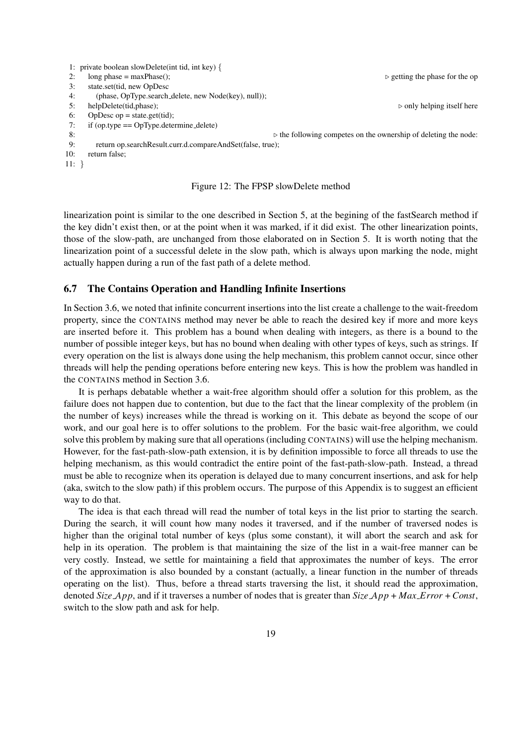```
1: private boolean slowDelete(int tid, int key) {
2:     long phase = maxPhase();                                    ▷ getting the phase for the op
3:     state.set(tid, new OpDesc
4:        (phase, OpType.search_delete, new Node(key), null));
5:     helpDelete(tid,phase);                                      ▷ only helping itself here
6:     OpDesc op = state.get(tid);
7:     if (op.type == OpType.determine_delete)
8:                                   ▷ the following competes on the ownership of deleting the node:
9:        return op.searchResult.curr.d.compareAndSet(false, true);
10:    return false;
11: }
```

Figure 12: The FPSP slowDelete method

linearization point is similar to the one described in Section 5, at the begining of the fastSearch method if the key didn't exist then, or at the point when it was marked, if it did exist. The other linearization points, those of the slow-path, are unchanged from those elaborated on in Section 5. It is worth noting that the linearization point of a successful delete in the slow path, which is always upon marking the node, might actually happen during a run of the fast path of a delete method.

### 6.7 The Contains Operation and Handling Infinite Insertions

In Section 3.6, we noted that infinite concurrent insertions into the list create a challenge to the wait-freedom property, since the CONTAINS method may never be able to reach the desired key if more and more keys are inserted before it. This problem has a bound when dealing with integers, as there is a bound to the number of possible integer keys, but has no bound when dealing with other types of keys, such as strings. If every operation on the list is always done using the help mechanism, this problem cannot occur, since other threads will help the pending operations before entering new keys. This is how the problem was handled in the CONTAINS method in Section 3.6.

It is perhaps debatable whether a wait-free algorithm should offer a solution for this problem, as the failure does not happen due to contention, but due to the fact that the linear complexity of the problem (in the number of keys) increases while the thread is working on it. This debate as beyond the scope of our work, and our goal here is to offer solutions to the problem. For the basic wait-free algorithm, we could solve this problem by making sure that all operations (including CONTAINS) will use the helping mechanism. However, for the fast-path-slow-path extension, it is by definition impossible to force all threads to use the helping mechanism, as this would contradict the entire point of the fast-path-slow-path. Instead, a thread must be able to recognize when its operation is delayed due to many concurrent insertions, and ask for help (aka, switch to the slow path) if this problem occurs. The purpose of this Appendix is to suggest an efficient way to do that.

The idea is that each thread will read the number of total keys in the list prior to starting the search. During the search, it will count how many nodes it traversed, and if the number of traversed nodes is higher than the original total number of keys (plus some constant), it will abort the search and ask for help in its operation. The problem is that maintaining the size of the list in a wait-free manner can be very costly. Instead, we settle for maintaining a field that approximates the number of keys. The error of the approximation is also bounded by a constant (actually, a linear function in the number of threads operating on the list). Thus, before a thread starts traversing the list, it should read the approximation, denoted $Size\_App$, and if it traverses a number of nodes that is greater than $Size\_App + Max\_Error + Const$, switch to the slow path and ask for help.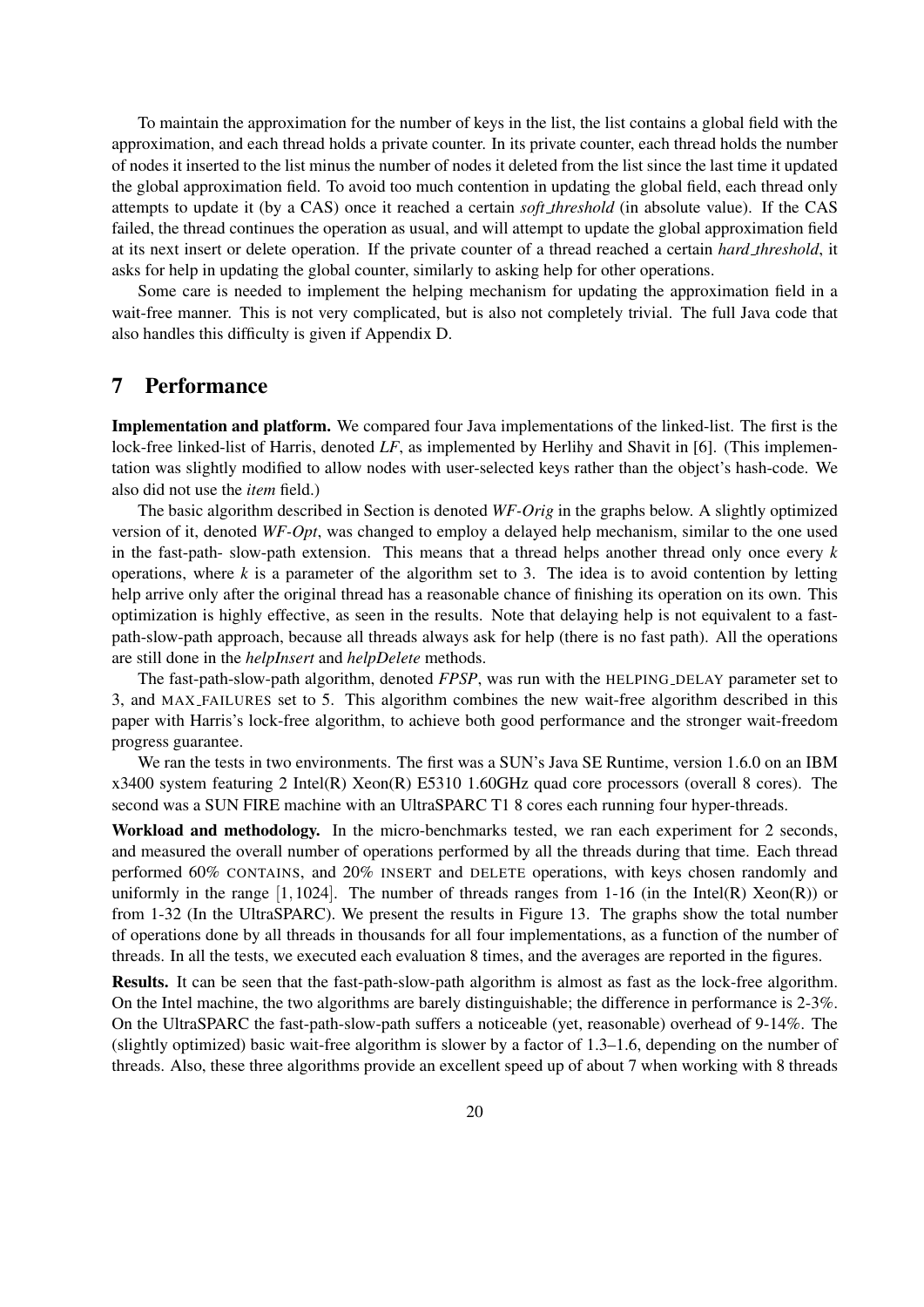To maintain the approximation for the number of keys in the list, the list contains a global field with the approximation, and each thread holds a private counter. In its private counter, each thread holds the number of nodes it inserted to the list minus the number of nodes it deleted from the list since the last time it updated the global approximation field. To avoid too much contention in updating the global field, each thread only attempts to update it (by a CAS) once it reached a certain *soft_threshold* (in absolute value). If the CAS failed, the thread continues the operation as usual, and will attempt to update the global approximation field at its next insert or delete operation. If the private counter of a thread reached a certain *hard_threshold*, it asks for help in updating the global counter, similarly to asking help for other operations.

Some care is needed to implement the helping mechanism for updating the approximation field in a wait-free manner. This is not very complicated, but is also not completely trivial. The full Java code that also handles this difficulty is given if Appendix D.

# 7 Performance

**Implementation and platform.** We compared four Java implementations of the linked-list. The first is the lock-free linked-list of Harris, denoted *LF*, as implemented by Herlihy and Shavit in [6]. (This implementation was slightly modified to allow nodes with user-selected keys rather than the object's hash-code. We also did not use the *item* field.)

The basic algorithm described in Section is denoted *WF-Orig* in the graphs below. A slightly optimized version of it, denoted *WF-Opt*, was changed to employ a delayed help mechanism, similar to the one used in the fast-path- slow-path extension. This means that a thread helps another thread only once every $k$ operations, where $k$ is a parameter of the algorithm set to 3. The idea is to avoid contention by letting help arrive only after the original thread has a reasonable chance of finishing its operation on its own. This optimization is highly effective, as seen in the results. Note that delaying help is not equivalent to a fast-path-slow-path approach, because all threads always ask for help (there is no fast path). All the operations are still done in the *helpInsert* and *helpDelete* methods.

The fast-path-slow-path algorithm, denoted *FPSP*, was run with the HELPING_DELAY parameter set to 3, and MAX_FAILURES set to 5. This algorithm combines the new wait-free algorithm described in this paper with Harris's lock-free algorithm, to achieve both good performance and the stronger wait-freedom progress guarantee.

We ran the tests in two environments. The first was a SUN's Java SE Runtime, version 1.6.0 on an IBM x3400 system featuring 2 Intel(R) Xeon(R) E5310 1.60GHz quad core processors (overall 8 cores). The second was a SUN FIRE machine with an UltraSPARC T1 8 cores each running four hyper-threads.

**Workload and methodology.** In the micro-benchmarks tested, we ran each experiment for 2 seconds, and measured the overall number of operations performed by all the threads during that time. Each thread performed 60% CONTAINS, and 20% INSERT and DELETE operations, with keys chosen randomly and uniformly in the range $[1,1024]$. The number of threads ranges from 1-16 (in the Intel(R) Xeon(R)) or from 1-32 (In the UltraSPARC). We present the results in Figure 13. The graphs show the total number of operations done by all threads in thousands for all four implementations, as a function of the number of threads. In all the tests, we executed each evaluation 8 times, and the averages are reported in the figures.

**Results.** It can be seen that the fast-path-slow-path algorithm is almost as fast as the lock-free algorithm. On the Intel machine, the two algorithms are barely distinguishable; the difference in performance is 2-3%. On the UltraSPARC the fast-path-slow-path suffers a noticeable (yet, reasonable) overhead of 9-14%. The (slightly optimized) basic wait-free algorithm is slower by a factor of 1.3–1.6, depending on the number of threads. Also, these three algorithms provide an excellent speed up of about 7 when working with 8 threads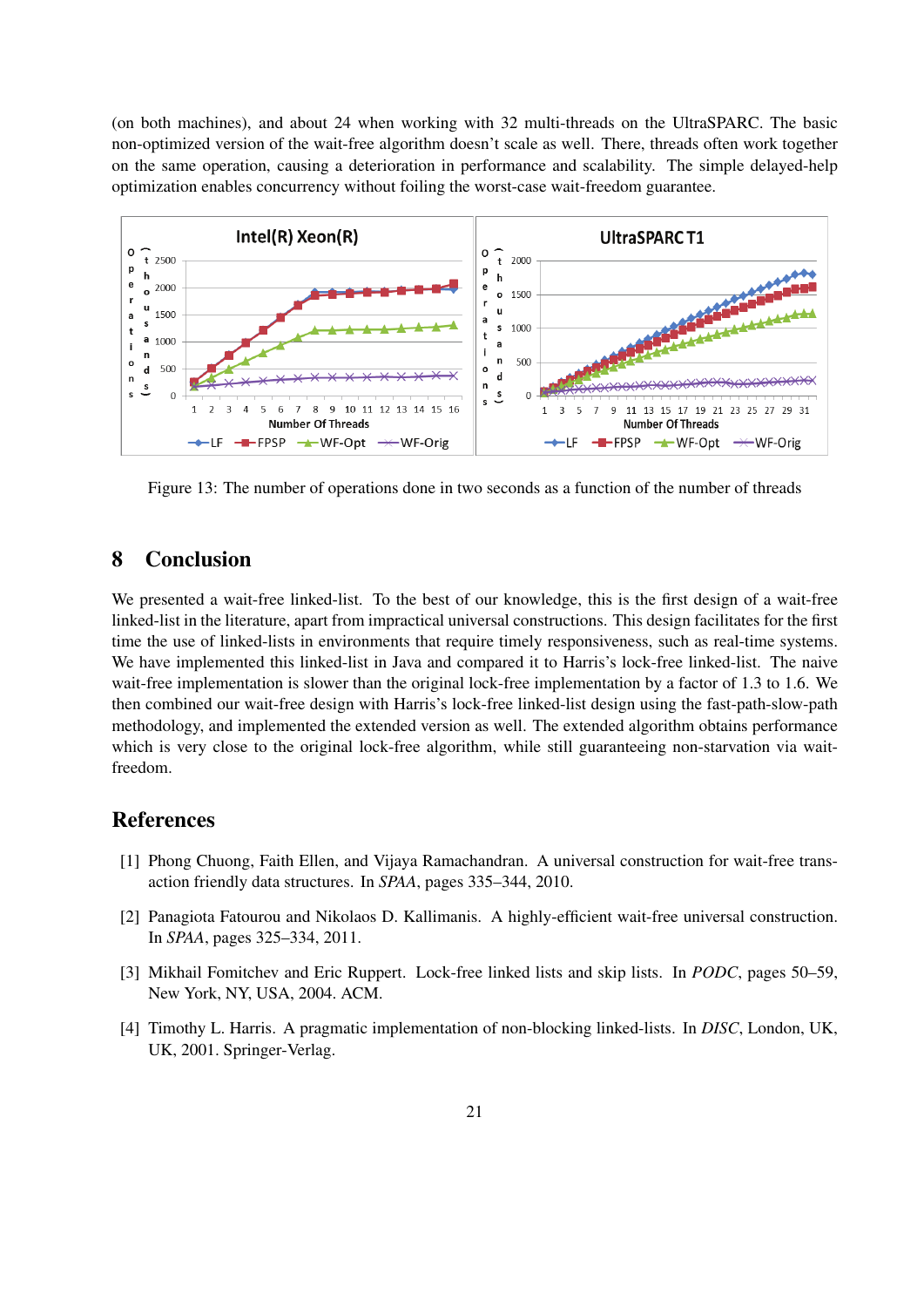(on both machines), and about 24 when working with 32 multi-threads on the UltraSPARC. The basic non-optimized version of the wait-free algorithm doesn't scale as well. There, threads often work together on the same operation, causing a deterioration in performance and scalability. The simple delayed-help optimization enables concurrency without foiling the worst-case wait-freedom guarantee.

Figure 13: The number of operations done in two seconds as a function of the number of threads

## 8 Conclusion

We presented a wait-free linked-list. To the best of our knowledge, this is the first design of a wait-free linked-list in the literature, apart from impractical universal constructions. This design facilitates for the first time the use of linked-lists in environments that require timely responsiveness, such as real-time systems. We have implemented this linked-list in Java and compared it to Harris's lock-free linked-list. The naive wait-free implementation is slower than the original lock-free implementation by a factor of 1.3 to 1.6. We then combined our wait-free design with Harris's lock-free linked-list design using the fast-path-slow-path methodology, and implemented the extended version as well. The extended algorithm obtains performance which is very close to the original lock-free algorithm, while still guaranteeing non-starvation via wait-freedom.

## References

[1] Phong Chuong, Faith Ellen, and Vijaya Ramachandran. A universal construction for wait-free transaction friendly data structures. In *SPAA*, pages 335–344, 2010.

[2] Panagiota Fatourou and Nikolaos D. Kallimanis. A highly-efficient wait-free universal construction. In *SPAA*, pages 325–334, 2011.

[3] Mikhail Fomitchev and Eric Ruppert. Lock-free linked lists and skip lists. In *PODC*, pages 50–59, New York, NY, USA, 2004. ACM.

[4] Timothy L. Harris. A pragmatic implementation of non-blocking linked-lists. In *DISC*, London, UK, UK, 2001. Springer-Verlag.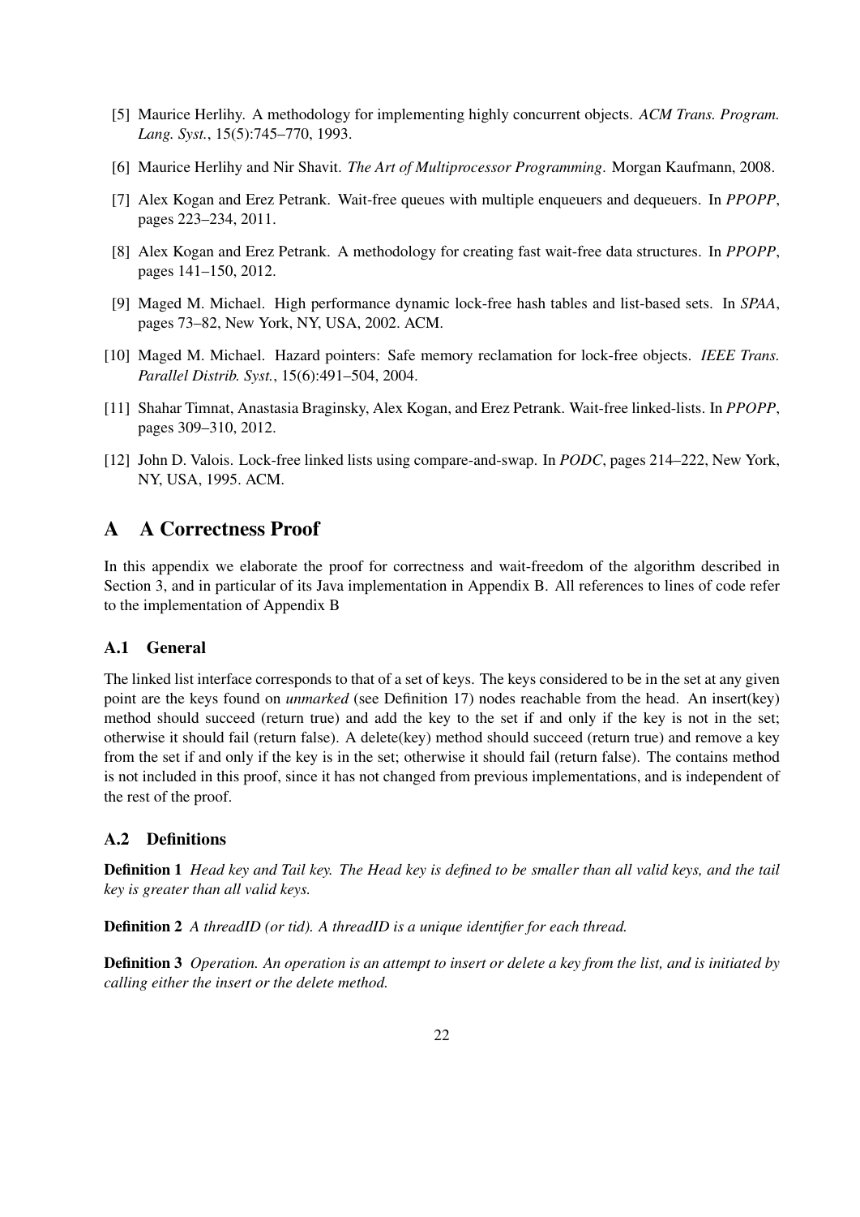[5] Maurice Herlihy. A methodology for implementing highly concurrent objects. *ACM Trans. Program. Lang. Syst.*, 15(5):745–770, 1993.

[6] Maurice Herlihy and Nir Shavit. *The Art of Multiprocessor Programming*. Morgan Kaufmann, 2008.

[7] Alex Kogan and Erez Petrank. Wait-free queues with multiple enqueuers and dequeuers. In *PPOPP*, pages 223–234, 2011.

[8] Alex Kogan and Erez Petrank. A methodology for creating fast wait-free data structures. In *PPOPP*, pages 141–150, 2012.

[9] Maged M. Michael. High performance dynamic lock-free hash tables and list-based sets. In *SPAA*, pages 73–82, New York, NY, USA, 2002. ACM.

[10] Maged M. Michael. Hazard pointers: Safe memory reclamation for lock-free objects. *IEEE Trans. Parallel Distrib. Syst.*, 15(6):491–504, 2004.

[11] Shahar Timnat, Anastasia Braginsky, Alex Kogan, and Erez Petrank. Wait-free linked-lists. In *PPOPP*, pages 309–310, 2012.

[12] John D. Valois. Lock-free linked lists using compare-and-swap. In *PODC*, pages 214–222, New York, NY, USA, 1995. ACM.

# A A Correctness Proof

In this appendix we elaborate the proof for correctness and wait-freedom of the algorithm described in Section 3, and in particular of its Java implementation in Appendix B. All references to lines of code refer to the implementation of Appendix B

## A.1 General

The linked list interface corresponds to that of a set of keys. The keys considered to be in the set at any given point are the keys found on *unmarked* (see Definition 17) nodes reachable from the head. An insert(key) method should succeed (return true) and add the key to the set if and only if the key is not in the set; otherwise it should fail (return false). A delete(key) method should succeed (return true) and remove a key from the set if and only if the key is in the set; otherwise it should fail (return false). The contains method is not included in this proof, since it has not changed from previous implementations, and is independent of the rest of the proof.

## A.2 Definitions

**Definition 1** *Head key and Tail key. The Head key is defined to be smaller than all valid keys, and the tail key is greater than all valid keys.*

**Definition 2** *A threadID (or tid). A threadID is a unique identifier for each thread.*

**Definition 3** *Operation. An operation is an attempt to insert or delete a key from the list, and is initiated by calling either the insert or the delete method.*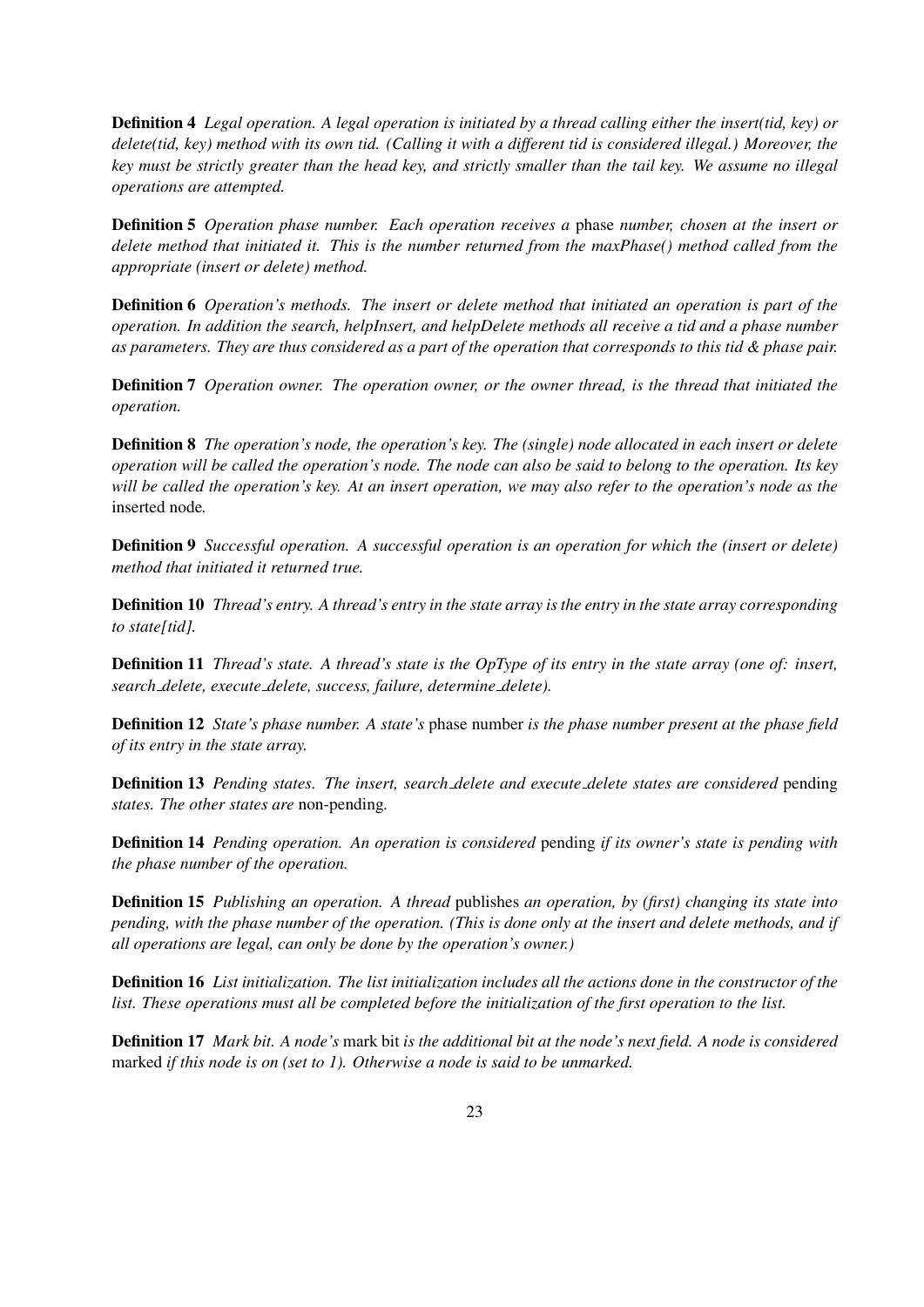**Definition 4** *Legal operation. A legal operation is initiated by a thread calling either the insert(tid, key) or delete(tid, key) method with its own tid. (Calling it with a different tid is considered illegal.) Moreover, the key must be strictly greater than the head key, and strictly smaller than the tail key. We assume no illegal operations are attempted.*

**Definition 5** *Operation phase number. Each operation receives a* phase *number, chosen at the insert or delete method that initiated it. This is the number returned from the maxPhase() method called from the appropriate (insert or delete) method.*

**Definition 6** *Operation's methods. The insert or delete method that initiated an operation is part of the operation. In addition the search, helpInsert, and helpDelete methods all receive a tid and a phase number as parameters. They are thus considered as a part of the operation that corresponds to this tid & phase pair.*

**Definition 7** *Operation owner. The operation owner, or the owner thread, is the thread that initiated the operation.*

**Definition 8** *The operation's node, the operation's key. The (single) node allocated in each insert or delete operation will be called the operation's node. The node can also be said to belong to the operation. Its key will be called the operation's key. At an insert operation, we may also refer to the operation's node as the* inserted node*.*

**Definition 9** *Successful operation. A successful operation is an operation for which the (insert or delete) method that initiated it returned true.*

**Definition 10** *Thread's entry. A thread's entry in the state array is the entry in the state array corresponding to state[tid].*

**Definition 11** *Thread's state. A thread's state is the OpType of its entry in the state array (one of: insert, search_delete, execute_delete, success, failure, determine_delete).*

**Definition 12** *State's phase number. A state's* phase number *is the phase number present at the phase field of its entry in the state array.*

**Definition 13** *Pending states. The insert, search_delete and execute_delete states are considered* pending *states. The other states are* non-pending*.*

**Definition 14** *Pending operation. An operation is considered* pending *if its owner's state is pending with the phase number of the operation.*

**Definition 15** *Publishing an operation. A thread* publishes *an operation, by (first) changing its state into pending, with the phase number of the operation. (This is done only at the insert and delete methods, and if all operations are legal, can only be done by the operation's owner.)*

**Definition 16** *List initialization. The list initialization includes all the actions done in the constructor of the list. These operations must all be completed before the initialization of the first operation to the list.*

**Definition 17** *Mark bit. A node's* mark bit *is the additional bit at the node's next field. A node is considered* marked *if this node is on (set to 1). Otherwise a node is said to be unmarked.*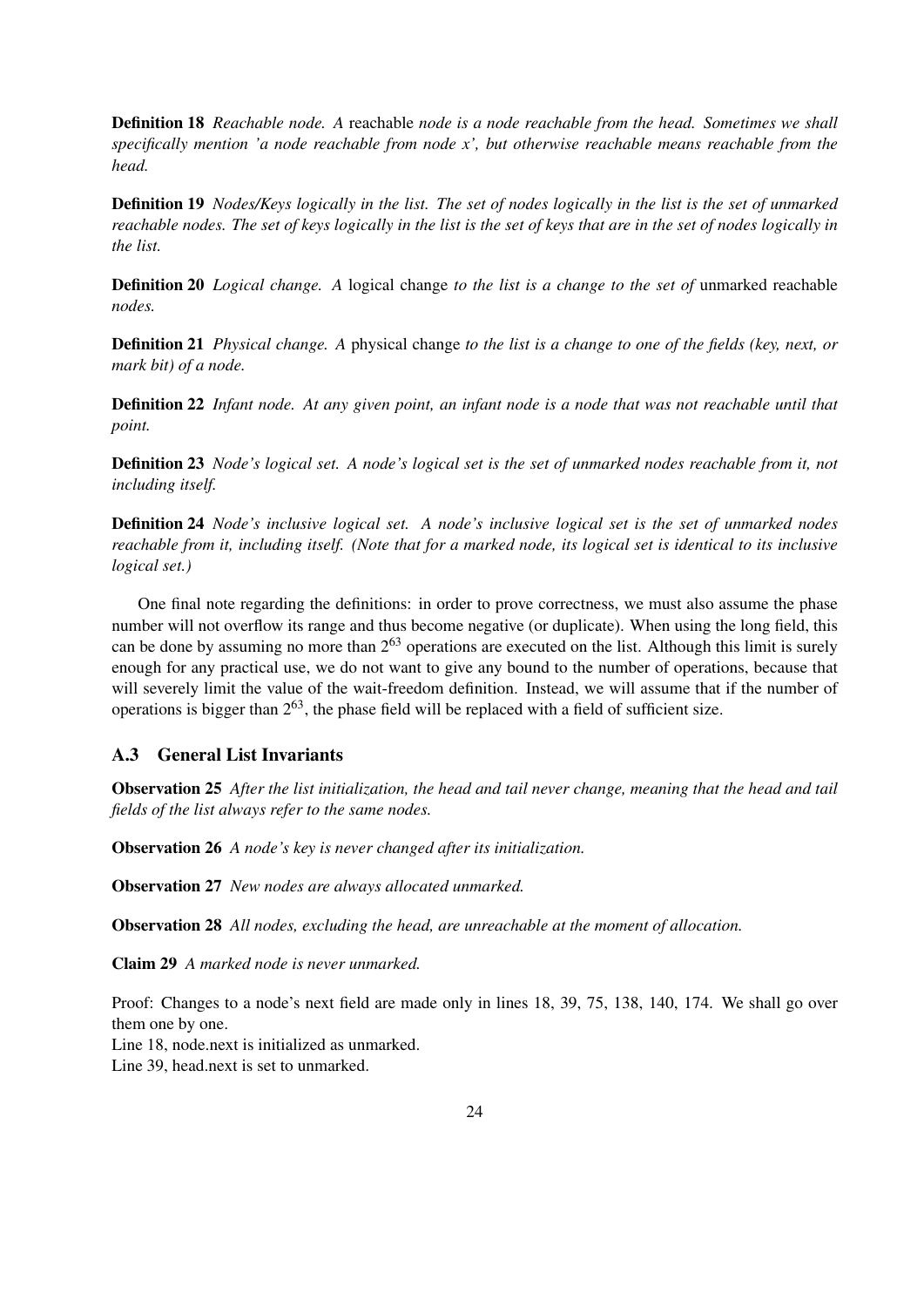**Definition 18** *Reachable node. A* reachable *node is a node reachable from the head. Sometimes we shall specifically mention 'a node reachable from node x', but otherwise reachable means reachable from the head.*

**Definition 19** *Nodes/Keys logically in the list. The set of nodes logically in the list is the set of unmarked reachable nodes. The set of keys logically in the list is the set of keys that are in the set of nodes logically in the list.*

**Definition 20** *Logical change. A* logical change *to the list is a change to the set of* unmarked reachable *nodes.*

**Definition 21** *Physical change. A* physical change *to the list is a change to one of the fields (key, next, or mark bit) of a node.*

**Definition 22** *Infant node. At any given point, an infant node is a node that was not reachable until that point.*

**Definition 23** *Node's logical set. A node's logical set is the set of unmarked nodes reachable from it, not including itself.*

**Definition 24** *Node's inclusive logical set. A node's inclusive logical set is the set of unmarked nodes reachable from it, including itself. (Note that for a marked node, its logical set is identical to its inclusive logical set.)*

One final note regarding the definitions: in order to prove correctness, we must also assume the phase number will not overflow its range and thus become negative (or duplicate). When using the long field, this can be done by assuming no more than $2^{63}$ operations are executed on the list. Although this limit is surely enough for any practical use, we do not want to give any bound to the number of operations, because that will severely limit the value of the wait-freedom definition. Instead, we will assume that if the number of operations is bigger than $2^{63}$, the phase field will be replaced with a field of sufficient size.

### A.3 General List Invariants

**Observation 25** *After the list initialization, the head and tail never change, meaning that the head and tail fields of the list always refer to the same nodes.*

**Observation 26** *A node's key is never changed after its initialization.*

**Observation 27** *New nodes are always allocated unmarked.*

**Observation 28** *All nodes, excluding the head, are unreachable at the moment of allocation.*

**Claim 29** *A marked node is never unmarked.*

Proof: Changes to a node's next field are made only in lines 18, 39, 75, 138, 140, 174. We shall go over them one by one.
Line 18, node.next is initialized as unmarked.
Line 39, head.next is set to unmarked.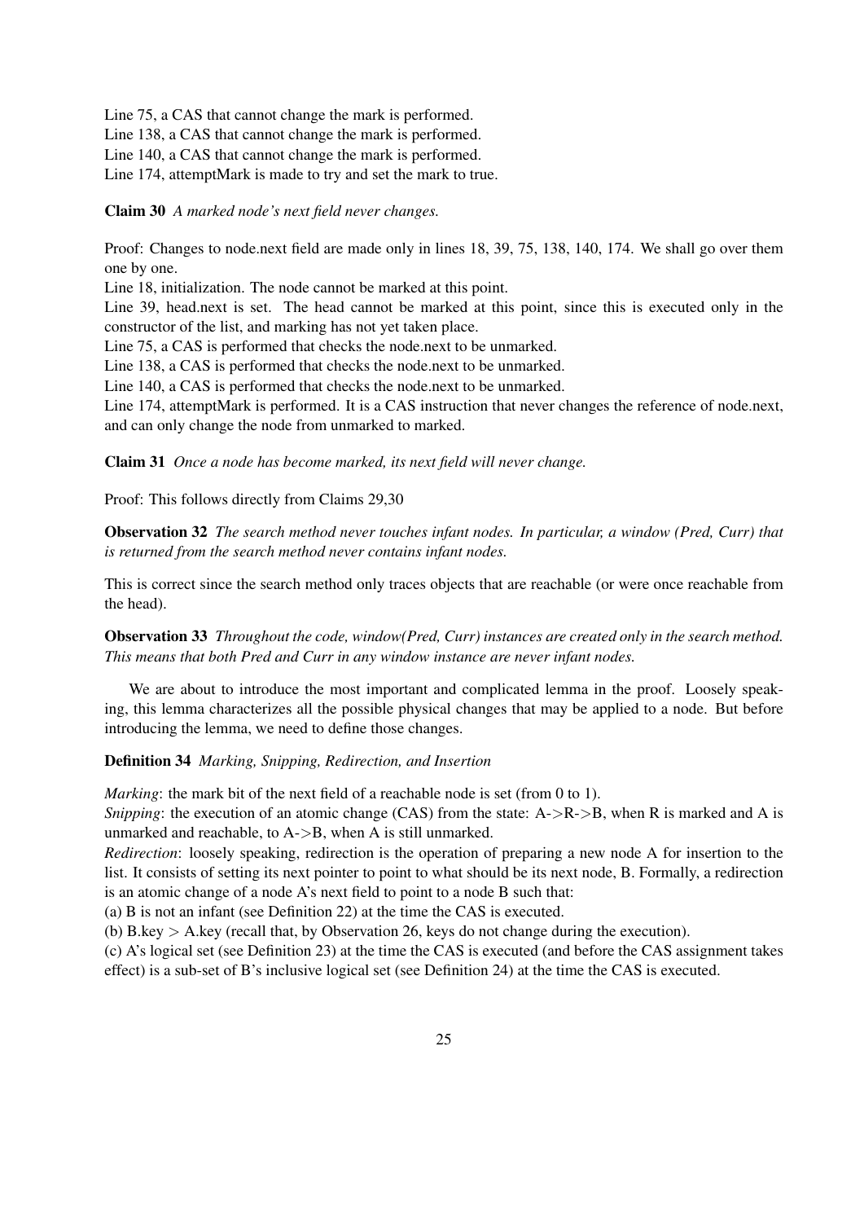Line 75, a CAS that cannot change the mark is performed.
Line 138, a CAS that cannot change the mark is performed.
Line 140, a CAS that cannot change the mark is performed.
Line 174, attemptMark is made to try and set the mark to true.

**Claim 30** *A marked node's next field never changes.*

Proof: Changes to node.next field are made only in lines 18, 39, 75, 138, 140, 174. We shall go over them one by one.
Line 18, initialization. The node cannot be marked at this point.
Line 39, head.next is set. The head cannot be marked at this point, since this is executed only in the constructor of the list, and marking has not yet taken place.
Line 75, a CAS is performed that checks the node.next to be unmarked.
Line 138, a CAS is performed that checks the node.next to be unmarked.
Line 140, a CAS is performed that checks the node.next to be unmarked.
Line 174, attemptMark is performed. It is a CAS instruction that never changes the reference of node.next, and can only change the node from unmarked to marked.

**Claim 31** *Once a node has become marked, its next field will never change.*

Proof: This follows directly from Claims 29,30

**Observation 32** *The search method never touches infant nodes. In particular, a window (Pred, Curr) that is returned from the search method never contains infant nodes.*

This is correct since the search method only traces objects that are reachable (or were once reachable from the head).

**Observation 33** *Throughout the code, window(Pred, Curr) instances are created only in the search method. This means that both Pred and Curr in any window instance are never infant nodes.*

We are about to introduce the most important and complicated lemma in the proof. Loosely speaking, this lemma characterizes all the possible physical changes that may be applied to a node. But before introducing the lemma, we need to define those changes.

**Definition 34** *Marking, Snipping, Redirection, and Insertion*

*Marking*: the mark bit of the next field of a reachable node is set (from 0 to 1).
*Snipping*: the execution of an atomic change (CAS) from the state: A->R->B, when R is marked and A is unmarked and reachable, to A->B, when A is still unmarked.
*Redirection*: loosely speaking, redirection is the operation of preparing a new node A for insertion to the list. It consists of setting its next pointer to point to what should be its next node, B. Formally, a redirection is an atomic change of a node A's next field to point to a node B such that:
(a) B is not an infant (see Definition 22) at the time the CAS is executed.
(b) B.key > A.key (recall that, by Observation 26, keys do not change during the execution).
(c) A's logical set (see Definition 23) at the time the CAS is executed (and before the CAS assignment takes effect) is a sub-set of B's inclusive logical set (see Definition 24) at the time the CAS is executed.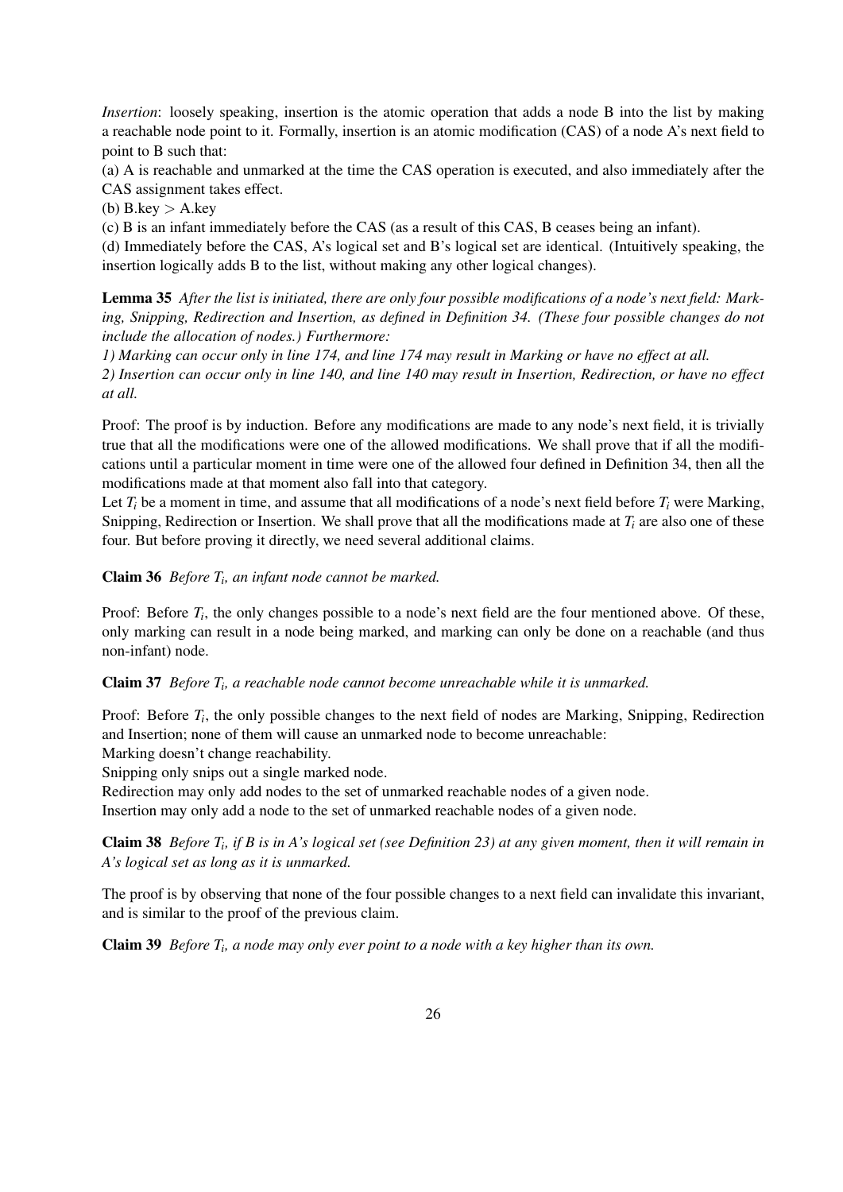*Insertion*: loosely speaking, insertion is the atomic operation that adds a node B into the list by making a reachable node point to it. Formally, insertion is an atomic modification (CAS) of a node A's next field to point to B such that:

(a) A is reachable and unmarked at the time the CAS operation is executed, and also immediately after the CAS assignment takes effect.

(b) B.key > A.key

(c) B is an infant immediately before the CAS (as a result of this CAS, B ceases being an infant).

(d) Immediately before the CAS, A's logical set and B's logical set are identical. (Intuitively speaking, the insertion logically adds B to the list, without making any other logical changes).

**Lemma 35** *After the list is initiated, there are only four possible modifications of a node's next field: Marking, Snipping, Redirection and Insertion, as defined in Definition 34. (These four possible changes do not include the allocation of nodes.) Furthermore:*

*1) Marking can occur only in line 174, and line 174 may result in Marking or have no effect at all.*

*2) Insertion can occur only in line 140, and line 140 may result in Insertion, Redirection, or have no effect at all.*

Proof: The proof is by induction. Before any modifications are made to any node's next field, it is trivially true that all the modifications were one of the allowed modifications. We shall prove that if all the modifications until a particular moment in time were one of the allowed four defined in Definition 34, then all the modifications made at that moment also fall into that category.

Let $T_i$ be a moment in time, and assume that all modifications of a node's next field before $T_i$ were Marking, Snipping, Redirection or Insertion. We shall prove that all the modifications made at $T_i$ are also one of these four. But before proving it directly, we need several additional claims.

**Claim 36** *Before $T_i$, an infant node cannot be marked.*

Proof: Before $T_i$, the only changes possible to a node's next field are the four mentioned above. Of these, only marking can result in a node being marked, and marking can only be done on a reachable (and thus non-infant) node.

**Claim 37** *Before $T_i$, a reachable node cannot become unreachable while it is unmarked.*

Proof: Before $T_i$, the only possible changes to the next field of nodes are Marking, Snipping, Redirection and Insertion; none of them will cause an unmarked node to become unreachable:

Marking doesn't change reachability.

Snipping only snips out a single marked node.

Redirection may only add nodes to the set of unmarked reachable nodes of a given node.

Insertion may only add a node to the set of unmarked reachable nodes of a given node.

**Claim 38** *Before $T_i$, if B is in A's logical set (see Definition 23) at any given moment, then it will remain in A's logical set as long as it is unmarked.*

The proof is by observing that none of the four possible changes to a next field can invalidate this invariant, and is similar to the proof of the previous claim.

**Claim 39** *Before $T_i$, a node may only ever point to a node with a key higher than its own.*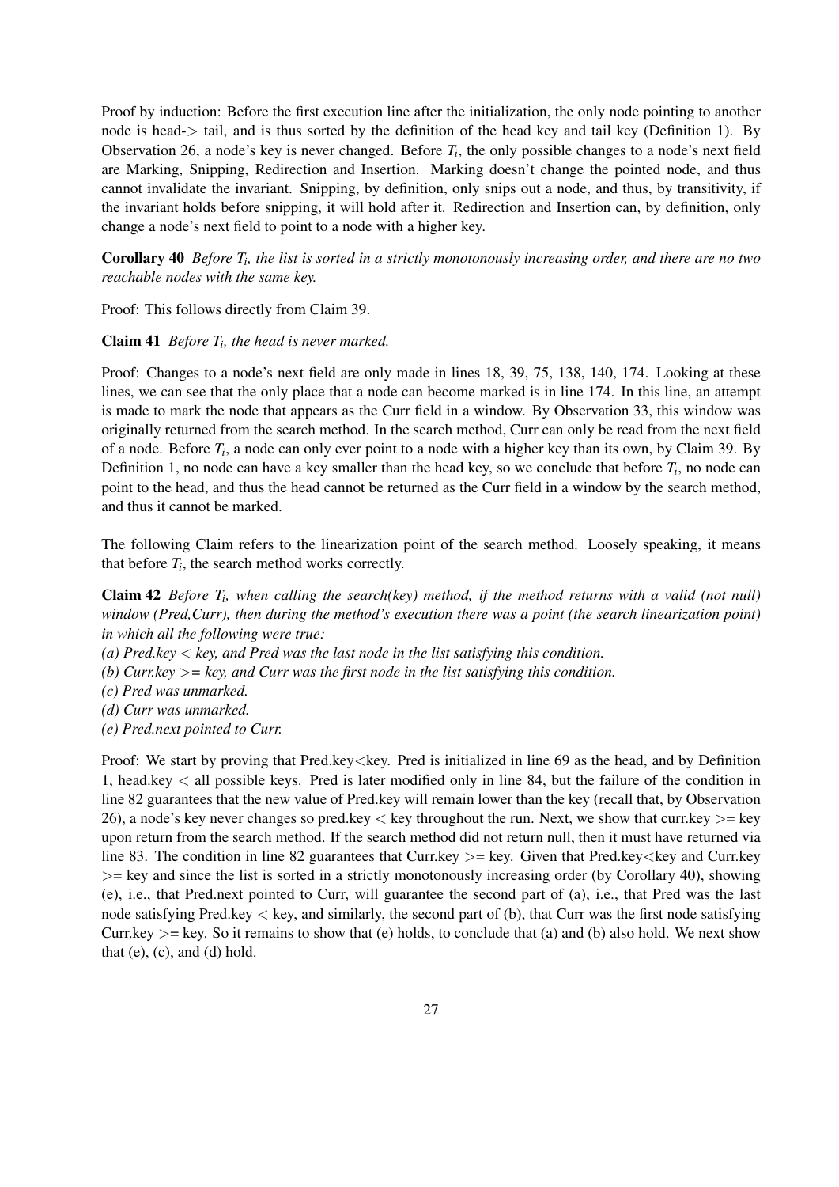Proof by induction: Before the first execution line after the initialization, the only node pointing to another node is head-> tail, and is thus sorted by the definition of the head key and tail key (Definition 1). By Observation 26, a node's key is never changed. Before $T_i$, the only possible changes to a node's next field are Marking, Snipping, Redirection and Insertion. Marking doesn't change the pointed node, and thus cannot invalidate the invariant. Snipping, by definition, only snips out a node, and thus, by transitivity, if the invariant holds before snipping, it will hold after it. Redirection and Insertion can, by definition, only change a node's next field to point to a node with a higher key.

**Corollary 40** *Before $T_i$, the list is sorted in a strictly monotonously increasing order, and there are no two reachable nodes with the same key.*

Proof: This follows directly from Claim 39.

**Claim 41** *Before $T_i$, the head is never marked.*

Proof: Changes to a node's next field are only made in lines 18, 39, 75, 138, 140, 174. Looking at these lines, we can see that the only place that a node can become marked is in line 174. In this line, an attempt is made to mark the node that appears as the Curr field in a window. By Observation 33, this window was originally returned from the search method. In the search method, Curr can only be read from the next field of a node. Before $T_i$, a node can only ever point to a node with a higher key than its own, by Claim 39. By Definition 1, no node can have a key smaller than the head key, so we conclude that before $T_i$, no node can point to the head, and thus the head cannot be returned as the Curr field in a window by the search method, and thus it cannot be marked.

The following Claim refers to the linearization point of the search method. Loosely speaking, it means that before $T_i$, the search method works correctly.

**Claim 42** *Before $T_i$, when calling the search(key) method, if the method returns with a valid (not null) window (Pred,Curr), then during the method's execution there was a point (the search linearization point) in which all the following were true:*
*(a) Pred.key < key, and Pred was the last node in the list satisfying this condition.*
*(b) Curr.key >= key, and Curr was the first node in the list satisfying this condition.*
*(c) Pred was unmarked.*
*(d) Curr was unmarked.*
*(e) Pred.next pointed to Curr.*

Proof: We start by proving that Pred.key<key. Pred is initialized in line 69 as the head, and by Definition 1, head.key < all possible keys. Pred is later modified only in line 84, but the failure of the condition in line 82 guarantees that the new value of Pred.key will remain lower than the key (recall that, by Observation 26), a node's key never changes so pred.key < key throughout the run. Next, we show that curr.key >= key upon return from the search method. If the search method did not return null, then it must have returned via line 83. The condition in line 82 guarantees that Curr.key >= key. Given that Pred.key<key and Curr.key >= key and since the list is sorted in a strictly monotonously increasing order (by Corollary 40), showing (e), i.e., that Pred.next pointed to Curr, will guarantee the second part of (a), i.e., that Pred was the last node satisfying Pred.key < key, and similarly, the second part of (b), that Curr was the first node satisfying Curr.key >= key. So it remains to show that (e) holds, to conclude that (a) and (b) also hold. We next show that (e), (c), and (d) hold.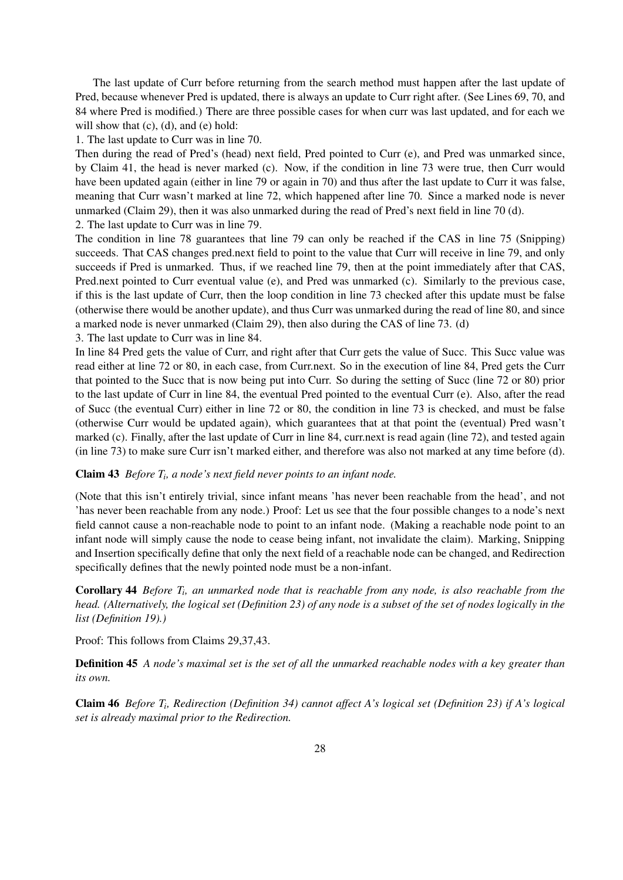The last update of Curr before returning from the search method must happen after the last update of Pred, because whenever Pred is updated, there is always an update to Curr right after. (See Lines 69, 70, and 84 where Pred is modified.) There are three possible cases for when curr was last updated, and for each we will show that (c), (d), and (e) hold:

1. The last update to Curr was in line 70.

Then during the read of Pred's (head) next field, Pred pointed to Curr (e), and Pred was unmarked since, by Claim 41, the head is never marked (c). Now, if the condition in line 73 were true, then Curr would have been updated again (either in line 79 or again in 70) and thus after the last update to Curr it was false, meaning that Curr wasn't marked at line 72, which happened after line 70. Since a marked node is never unmarked (Claim 29), then it was also unmarked during the read of Pred's next field in line 70 (d).

2. The last update to Curr was in line 79.

The condition in line 78 guarantees that line 79 can only be reached if the CAS in line 75 (Snipping) succeeds. That CAS changes pred.next field to point to the value that Curr will receive in line 79, and only succeeds if Pred is unmarked. Thus, if we reached line 79, then at the point immediately after that CAS, Pred.next pointed to Curr eventual value (e), and Pred was unmarked (c). Similarly to the previous case, if this is the last update of Curr, then the loop condition in line 73 checked after this update must be false (otherwise there would be another update), and thus Curr was unmarked during the read of line 80, and since a marked node is never unmarked (Claim 29), then also during the CAS of line 73. (d)

3. The last update to Curr was in line 84.

In line 84 Pred gets the value of Curr, and right after that Curr gets the value of Succ. This Succ value was read either at line 72 or 80, in each case, from Curr.next. So in the execution of line 84, Pred gets the Curr that pointed to the Succ that is now being put into Curr. So during the setting of Succ (line 72 or 80) prior to the last update of Curr in line 84, the eventual Pred pointed to the eventual Curr (e). Also, after the read of Succ (the eventual Curr) either in line 72 or 80, the condition in line 73 is checked, and must be false (otherwise Curr would be updated again), which guarantees that at that point the (eventual) Pred wasn't marked (c). Finally, after the last update of Curr in line 84, curr.next is read again (line 72), and tested again (in line 73) to make sure Curr isn't marked either, and therefore was also not marked at any time before (d).

**Claim 43** *Before $T_i$, a node's next field never points to an infant node.*

(Note that this isn't entirely trivial, since infant means 'has never been reachable from the head', and not 'has never been reachable from any node.) Proof: Let us see that the four possible changes to a node's next field cannot cause a non-reachable node to point to an infant node. (Making a reachable node point to an infant node will simply cause the node to cease being infant, not invalidate the claim). Marking, Snipping and Insertion specifically define that only the next field of a reachable node can be changed, and Redirection specifically defines that the newly pointed node must be a non-infant.

**Corollary 44** *Before $T_i$, an unmarked node that is reachable from any node, is also reachable from the head. (Alternatively, the logical set (Definition 23) of any node is a subset of the set of nodes logically in the list (Definition 19).)*

Proof: This follows from Claims 29,37,43.

**Definition 45** *A node's maximal set is the set of all the unmarked reachable nodes with a key greater than its own.*

**Claim 46** *Before $T_i$, Redirection (Definition 34) cannot affect A's logical set (Definition 23) if A's logical set is already maximal prior to the Redirection.*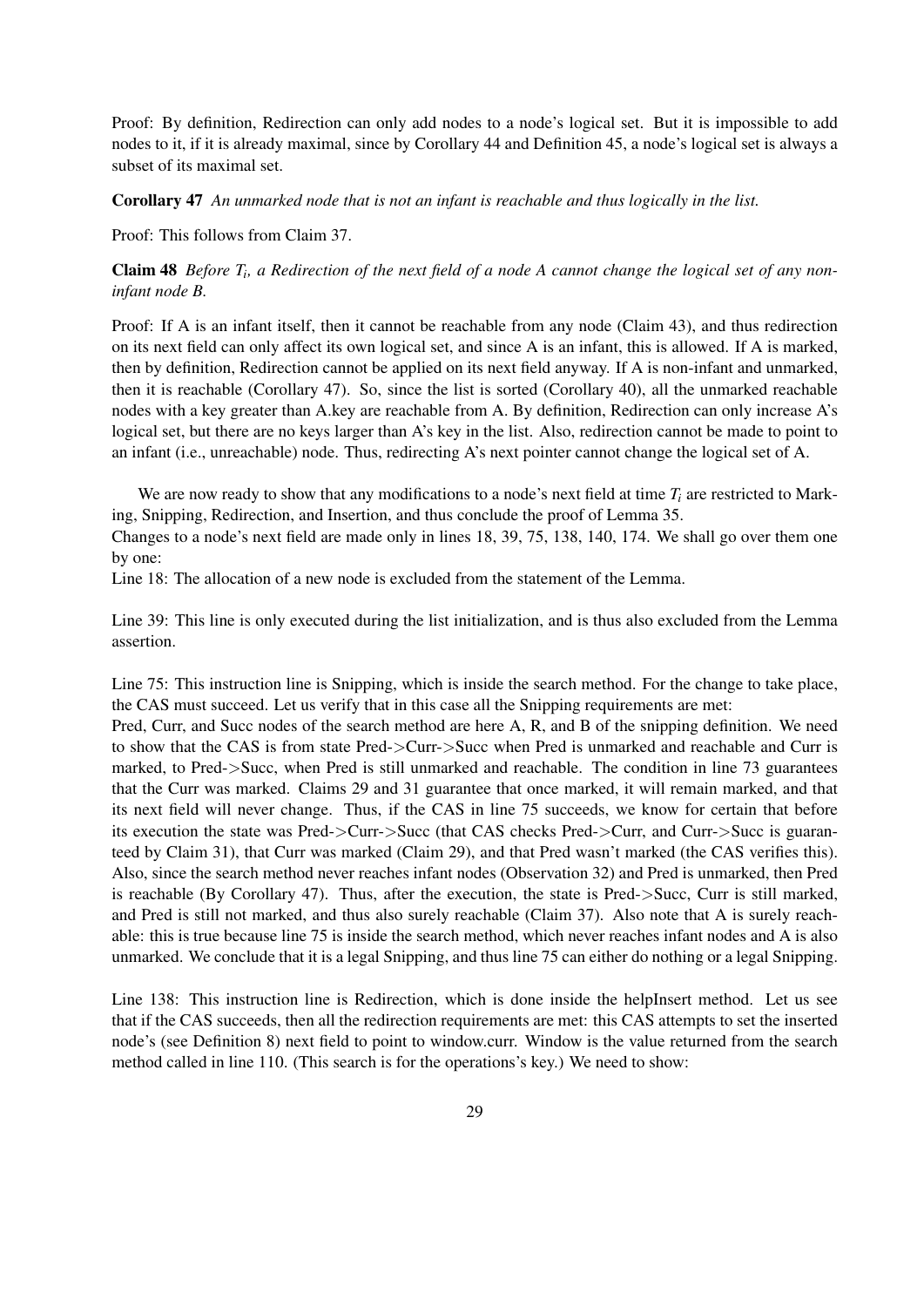Proof: By definition, Redirection can only add nodes to a node's logical set. But it is impossible to add nodes to it, if it is already maximal, since by Corollary 44 and Definition 45, a node's logical set is always a subset of its maximal set.

**Corollary 47** *An unmarked node that is not an infant is reachable and thus logically in the list.*

Proof: This follows from Claim 37.

**Claim 48** *Before $T_i$, a Redirection of the next field of a node A cannot change the logical set of any non-infant node B.*

Proof: If A is an infant itself, then it cannot be reachable from any node (Claim 43), and thus redirection on its next field can only affect its own logical set, and since A is an infant, this is allowed. If A is marked, then by definition, Redirection cannot be applied on its next field anyway. If A is non-infant and unmarked, then it is reachable (Corollary 47). So, since the list is sorted (Corollary 40), all the unmarked reachable nodes with a key greater than A.key are reachable from A. By definition, Redirection can only increase A's logical set, but there are no keys larger than A's key in the list. Also, redirection cannot be made to point to an infant (i.e., unreachable) node. Thus, redirecting A's next pointer cannot change the logical set of A.

We are now ready to show that any modifications to a node's next field at time $T_i$ are restricted to Marking, Snipping, Redirection, and Insertion, and thus conclude the proof of Lemma 35.
Changes to a node's next field are made only in lines 18, 39, 75, 138, 140, 174. We shall go over them one by one:
Line 18: The allocation of a new node is excluded from the statement of the Lemma.

Line 39: This line is only executed during the list initialization, and is thus also excluded from the Lemma assertion.

Line 75: This instruction line is Snipping, which is inside the search method. For the change to take place, the CAS must succeed. Let us verify that in this case all the Snipping requirements are met:
Pred, Curr, and Succ nodes of the search method are here A, R, and B of the snipping definition. We need to show that the CAS is from state Pred->Curr->Succ when Pred is unmarked and reachable and Curr is marked, to Pred->Succ, when Pred is still unmarked and reachable. The condition in line 73 guarantees that the Curr was marked. Claims 29 and 31 guarantee that once marked, it will remain marked, and that its next field will never change. Thus, if the CAS in line 75 succeeds, we know for certain that before its execution the state was Pred->Curr->Succ (that CAS checks Pred->Curr, and Curr->Succ is guaranteed by Claim 31), that Curr was marked (Claim 29), and that Pred wasn't marked (the CAS verifies this). Also, since the search method never reaches infant nodes (Observation 32) and Pred is unmarked, then Pred is reachable (By Corollary 47). Thus, after the execution, the state is Pred->Succ, Curr is still marked, and Pred is still not marked, and thus also surely reachable (Claim 37). Also note that A is surely reachable: this is true because line 75 is inside the search method, which never reaches infant nodes and A is also unmarked. We conclude that it is a legal Snipping, and thus line 75 can either do nothing or a legal Snipping.

Line 138: This instruction line is Redirection, which is done inside the helpInsert method. Let us see that if the CAS succeeds, then all the redirection requirements are met: this CAS attempts to set the inserted node's (see Definition 8) next field to point to window.curr. Window is the value returned from the search method called in line 110. (This search is for the operations's key.) We need to show: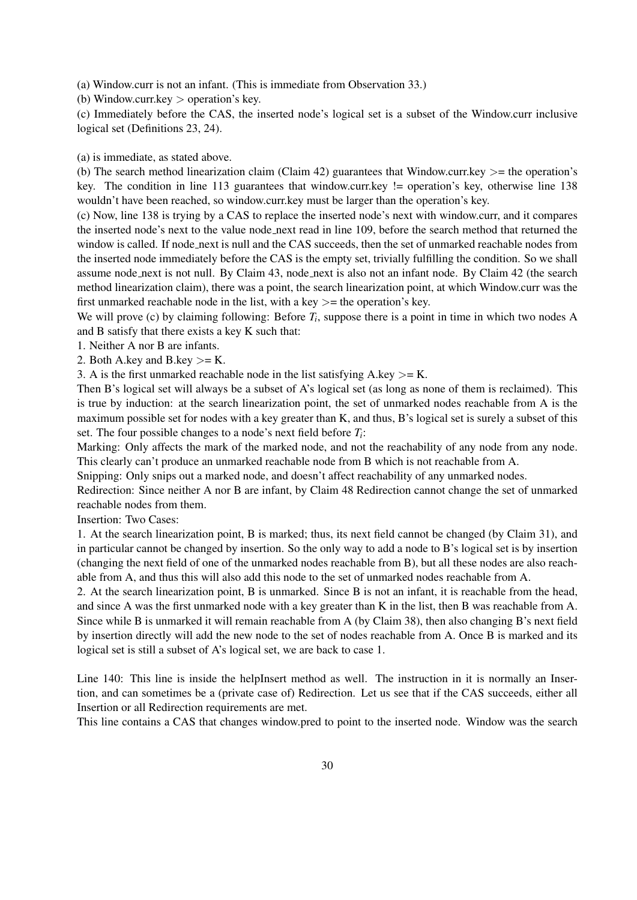(a) Window.curr is not an infant. (This is immediate from Observation 33.)

(b) Window.curr.key > operation's key.

(c) Immediately before the CAS, the inserted node's logical set is a subset of the Window.curr inclusive logical set (Definitions 23, 24).

(a) is immediate, as stated above.

(b) The search method linearization claim (Claim 42) guarantees that Window.curr.key >= the operation's key. The condition in line 113 guarantees that window.curr.key != operation's key, otherwise line 138 wouldn't have been reached, so window.curr.key must be larger than the operation's key.

(c) Now, line 138 is trying by a CAS to replace the inserted node's next with window.curr, and it compares the inserted node's next to the value node_next read in line 109, before the search method that returned the window is called. If node_next is null and the CAS succeeds, then the set of unmarked reachable nodes from the inserted node immediately before the CAS is the empty set, trivially fulfilling the condition. So we shall assume node_next is not null. By Claim 43, node_next is also not an infant node. By Claim 42 (the search method linearization claim), there was a point, the search linearization point, at which Window.curr was the first unmarked reachable node in the list, with a key >= the operation's key.

We will prove (c) by claiming following: Before $T_i$, suppose there is a point in time in which two nodes A and B satisfy that there exists a key K such that:

1. Neither A nor B are infants.
2. Both A.key and B.key >= K.
3. A is the first unmarked reachable node in the list satisfying A.key >= K.

Then B's logical set will always be a subset of A's logical set (as long as none of them is reclaimed). This is true by induction: at the search linearization point, the set of unmarked nodes reachable from A is the maximum possible set for nodes with a key greater than K, and thus, B's logical set is surely a subset of this set. The four possible changes to a node's next field before $T_i$:

Marking: Only affects the mark of the marked node, and not the reachability of any node from any node. This clearly can't produce an unmarked reachable node from B which is not reachable from A.

Snipping: Only snips out a marked node, and doesn't affect reachability of any unmarked nodes.

Redirection: Since neither A nor B are infant, by Claim 48 Redirection cannot change the set of unmarked reachable nodes from them.

Insertion: Two Cases:

1. At the search linearization point, B is marked; thus, its next field cannot be changed (by Claim 31), and in particular cannot be changed by insertion. So the only way to add a node to B's logical set is by insertion (changing the next field of one of the unmarked nodes reachable from B), but all these nodes are also reachable from A, and thus this will also add this node to the set of unmarked nodes reachable from A.
2. At the search linearization point, B is unmarked. Since B is not an infant, it is reachable from the head, and since A was the first unmarked node with a key greater than K in the list, then B was reachable from A. Since while B is unmarked it will remain reachable from A (by Claim 38), then also changing B's next field by insertion directly will add the new node to the set of nodes reachable from A. Once B is marked and its logical set is still a subset of A's logical set, we are back to case 1.

Line 140: This line is inside the helpInsert method as well. The instruction in it is normally an Insertion, and can sometimes be a (private case of) Redirection. Let us see that if the CAS succeeds, either all Insertion or all Redirection requirements are met.

This line contains a CAS that changes window.pred to point to the inserted node. Window was the search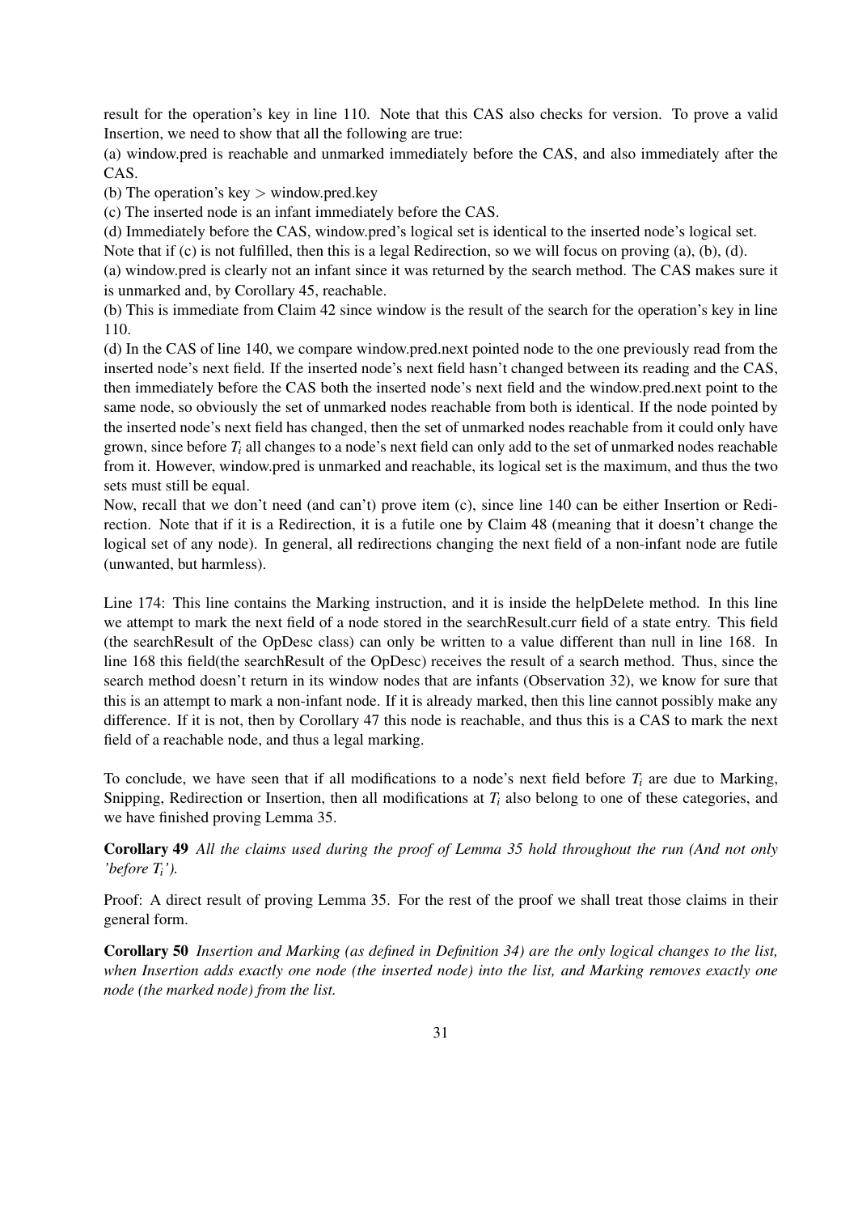result for the operation's key in line 110. Note that this CAS also checks for version. To prove a valid Insertion, we need to show that all the following are true:
(a) window.pred is reachable and unmarked immediately before the CAS, and also immediately after the CAS.
(b) The operation's key > window.pred.key
(c) The inserted node is an infant immediately before the CAS.
(d) Immediately before the CAS, window.pred's logical set is identical to the inserted node's logical set.
Note that if (c) is not fulfilled, then this is a legal Redirection, so we will focus on proving (a), (b), (d).
(a) window.pred is clearly not an infant since it was returned by the search method. The CAS makes sure it is unmarked and, by Corollary 45, reachable.
(b) This is immediate from Claim 42 since window is the result of the search for the operation's key in line 110.
(d) In the CAS of line 140, we compare window.pred.next pointed node to the one previously read from the inserted node's next field. If the inserted node's next field hasn't changed between its reading and the CAS, then immediately before the CAS both the inserted node's next field and the window.pred.next point to the same node, so obviously the set of unmarked nodes reachable from both is identical. If the node pointed by the inserted node's next field has changed, then the set of unmarked nodes reachable from it could only have grown, since before $T_i$ all changes to a node's next field can only add to the set of unmarked nodes reachable from it. However, window.pred is unmarked and reachable, its logical set is the maximum, and thus the two sets must still be equal.
Now, recall that we don't need (and can't) prove item (c), since line 140 can be either Insertion or Redirection. Note that if it is a Redirection, it is a futile one by Claim 48 (meaning that it doesn't change the logical set of any node). In general, all redirections changing the next field of a non-infant node are futile (unwanted, but harmless).

Line 174: This line contains the Marking instruction, and it is inside the helpDelete method. In this line we attempt to mark the next field of a node stored in the searchResult.curr field of a state entry. This field (the searchResult of the OpDesc class) can only be written to a value different than null in line 168. In line 168 this field(the searchResult of the OpDesc) receives the result of a search method. Thus, since the search method doesn't return in its window nodes that are infants (Observation 32), we know for sure that this is an attempt to mark a non-infant node. If it is already marked, then this line cannot possibly make any difference. If it is not, then by Corollary 47 this node is reachable, and thus this is a CAS to mark the next field of a reachable node, and thus a legal marking.

To conclude, we have seen that if all modifications to a node's next field before $T_i$ are due to Marking, Snipping, Redirection or Insertion, then all modifications at $T_i$ also belong to one of these categories, and we have finished proving Lemma 35.

**Corollary 49** *All the claims used during the proof of Lemma 35 hold throughout the run (And not only 'before $T_i$').*

Proof: A direct result of proving Lemma 35. For the rest of the proof we shall treat those claims in their general form.

**Corollary 50** *Insertion and Marking (as defined in Definition 34) are the only logical changes to the list, when Insertion adds exactly one node (the inserted node) into the list, and Marking removes exactly one node (the marked node) from the list.*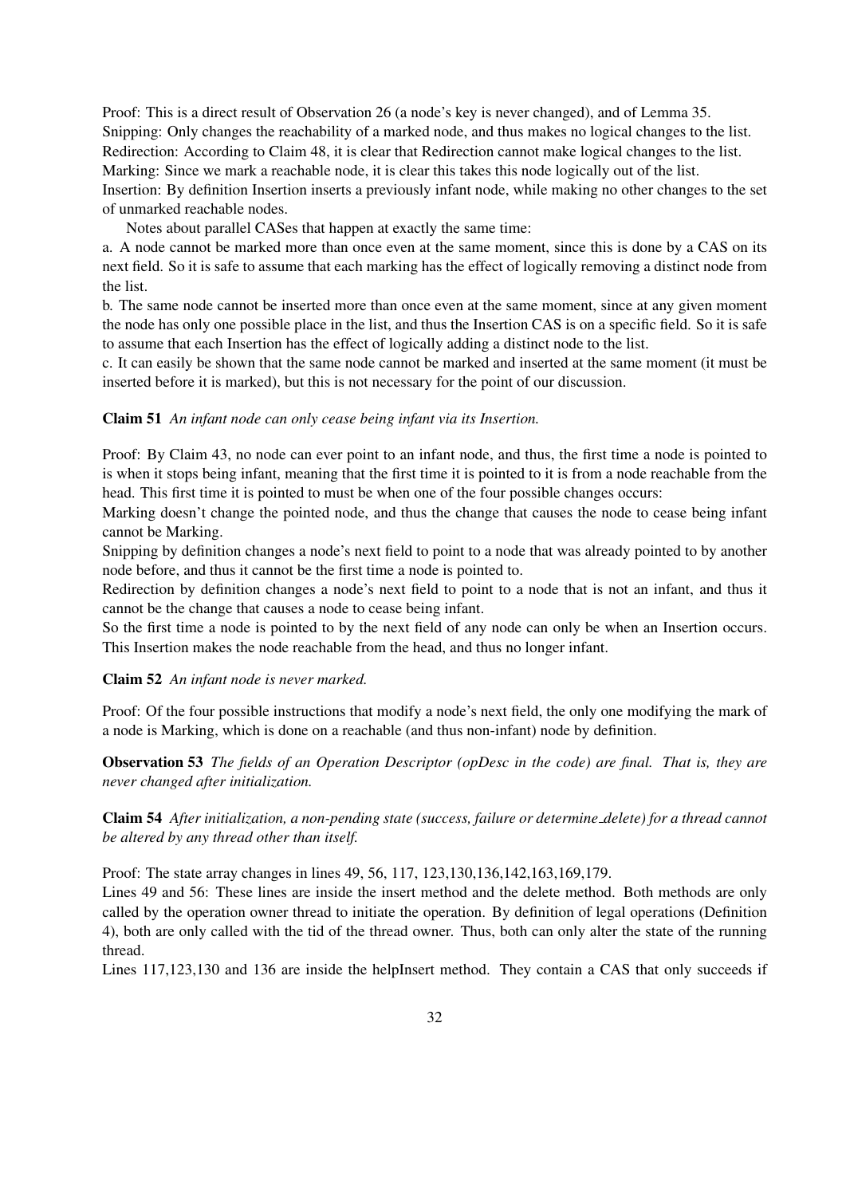Proof: This is a direct result of Observation 26 (a node's key is never changed), and of Lemma 35.
Snipping: Only changes the reachability of a marked node, and thus makes no logical changes to the list.
Redirection: According to Claim 48, it is clear that Redirection cannot make logical changes to the list.
Marking: Since we mark a reachable node, it is clear this takes this node logically out of the list.
Insertion: By definition Insertion inserts a previously infant node, while making no other changes to the set of unmarked reachable nodes.

Notes about parallel CASes that happen at exactly the same time:

a. A node cannot be marked more than once even at the same moment, since this is done by a CAS on its next field. So it is safe to assume that each marking has the effect of logically removing a distinct node from the list.

b. The same node cannot be inserted more than once even at the same moment, since at any given moment the node has only one possible place in the list, and thus the Insertion CAS is on a specific field. So it is safe to assume that each Insertion has the effect of logically adding a distinct node to the list.

c. It can easily be shown that the same node cannot be marked and inserted at the same moment (it must be inserted before it is marked), but this is not necessary for the point of our discussion.

**Claim 51** *An infant node can only cease being infant via its Insertion.*

Proof: By Claim 43, no node can ever point to an infant node, and thus, the first time a node is pointed to is when it stops being infant, meaning that the first time it is pointed to it is from a node reachable from the head. This first time it is pointed to must be when one of the four possible changes occurs:
Marking doesn't change the pointed node, and thus the change that causes the node to cease being infant cannot be Marking.
Snipping by definition changes a node's next field to point to a node that was already pointed to by another node before, and thus it cannot be the first time a node is pointed to.
Redirection by definition changes a node's next field to point to a node that is not an infant, and thus it cannot be the change that causes a node to cease being infant.
So the first time a node is pointed to by the next field of any node can only be when an Insertion occurs. This Insertion makes the node reachable from the head, and thus no longer infant.

**Claim 52** *An infant node is never marked.*

Proof: Of the four possible instructions that modify a node's next field, the only one modifying the mark of a node is Marking, which is done on a reachable (and thus non-infant) node by definition.

**Observation 53** *The fields of an Operation Descriptor (opDesc in the code) are final. That is, they are never changed after initialization.*

**Claim 54** *After initialization, a non-pending state (success, failure or determine_delete) for a thread cannot be altered by any thread other than itself.*

Proof: The state array changes in lines 49, 56, 117, 123,130,136,142,163,169,179.
Lines 49 and 56: These lines are inside the insert method and the delete method. Both methods are only called by the operation owner thread to initiate the operation. By definition of legal operations (Definition 4), both are only called with the tid of the thread owner. Thus, both can only alter the state of the running thread.
Lines 117,123,130 and 136 are inside the helpInsert method. They contain a CAS that only succeeds if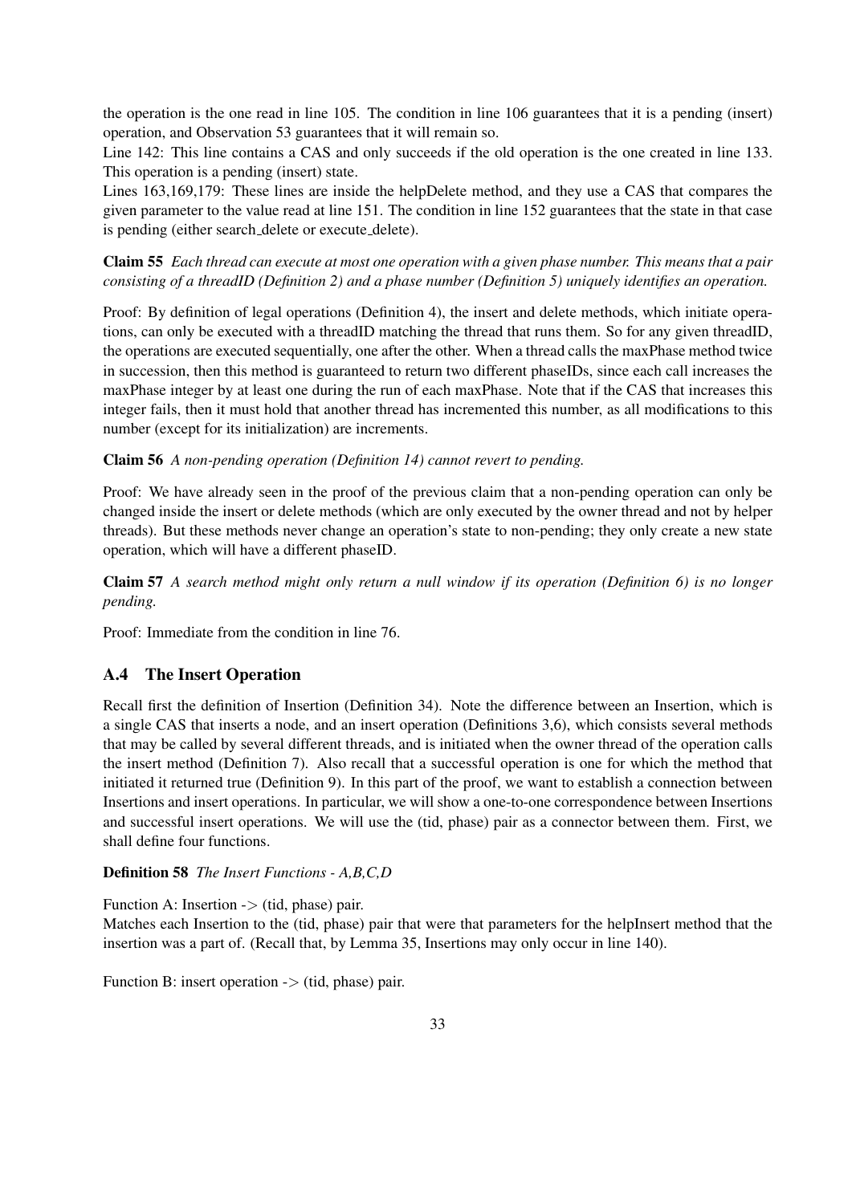the operation is the one read in line 105. The condition in line 106 guarantees that it is a pending (insert) operation, and Observation 53 guarantees that it will remain so.

Line 142: This line contains a CAS and only succeeds if the old operation is the one created in line 133. This operation is a pending (insert) state.

Lines 163,169,179: These lines are inside the helpDelete method, and they use a CAS that compares the given parameter to the value read at line 151. The condition in line 152 guarantees that the state in that case is pending (either search_delete or execute_delete).

**Claim 55** *Each thread can execute at most one operation with a given phase number. This means that a pair consisting of a threadID (Definition 2) and a phase number (Definition 5) uniquely identifies an operation.*

Proof: By definition of legal operations (Definition 4), the insert and delete methods, which initiate operations, can only be executed with a threadID matching the thread that runs them. So for any given threadID, the operations are executed sequentially, one after the other. When a thread calls the maxPhase method twice in succession, then this method is guaranteed to return two different phaseIDs, since each call increases the maxPhase integer by at least one during the run of each maxPhase. Note that if the CAS that increases this integer fails, then it must hold that another thread has incremented this number, as all modifications to this number (except for its initialization) are increments.

**Claim 56** *A non-pending operation (Definition 14) cannot revert to pending.*

Proof: We have already seen in the proof of the previous claim that a non-pending operation can only be changed inside the insert or delete methods (which are only executed by the owner thread and not by helper threads). But these methods never change an operation's state to non-pending; they only create a new state operation, which will have a different phaseID.

**Claim 57** *A search method might only return a null window if its operation (Definition 6) is no longer pending.*

Proof: Immediate from the condition in line 76.

## A.4 The Insert Operation

Recall first the definition of Insertion (Definition 34). Note the difference between an Insertion, which is a single CAS that inserts a node, and an insert operation (Definitions 3,6), which consists several methods that may be called by several different threads, and is initiated when the owner thread of the operation calls the insert method (Definition 7). Also recall that a successful operation is one for which the method that initiated it returned true (Definition 9). In this part of the proof, we want to establish a connection between Insertions and insert operations. In particular, we will show a one-to-one correspondence between Insertions and successful insert operations. We will use the (tid, phase) pair as a connector between them. First, we shall define four functions.

**Definition 58** *The Insert Functions - A,B,C,D*

Function A: Insertion -> (tid, phase) pair.
Matches each Insertion to the (tid, phase) pair that were that parameters for the helpInsert method that the insertion was a part of. (Recall that, by Lemma 35, Insertions may only occur in line 140).

Function B: insert operation -> (tid, phase) pair.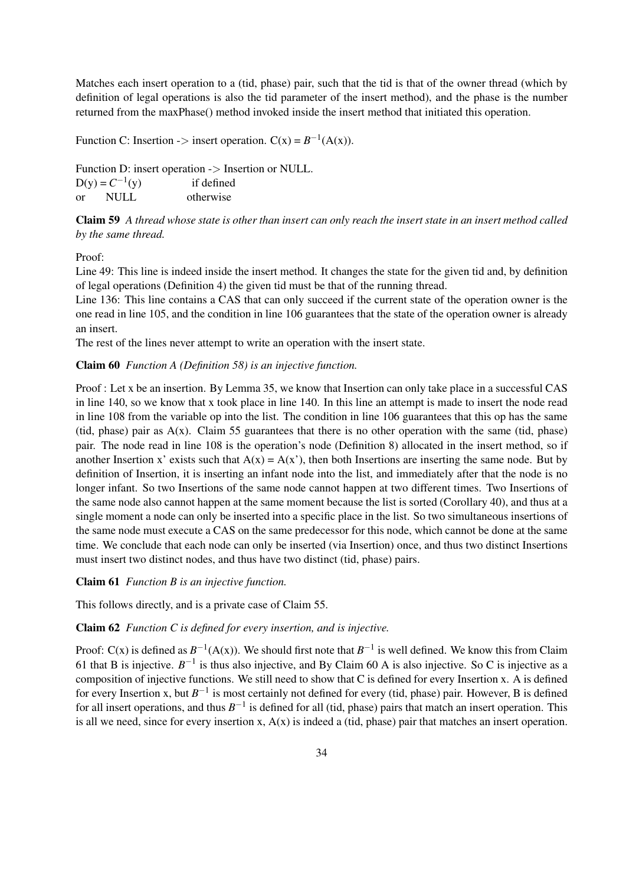Matches each insert operation to a (tid, phase) pair, such that the tid is that of the owner thread (which by definition of legal operations is also the tid parameter of the insert method), and the phase is the number returned from the maxPhase() method invoked inside the insert method that initiated this operation.

Function C: Insertion -> insert operation. C(x) = $B^{-1}$(A(x)).

Function D: insert operation -> Insertion or NULL.
D(y) = $C^{-1}$(y) if defined
or NULL otherwise

**Claim 59** *A thread whose state is other than insert can only reach the insert state in an insert method called by the same thread.*

Proof:
Line 49: This line is indeed inside the insert method. It changes the state for the given tid and, by definition of legal operations (Definition 4) the given tid must be that of the running thread.
Line 136: This line contains a CAS that can only succeed if the current state of the operation owner is the one read in line 105, and the condition in line 106 guarantees that the state of the operation owner is already an insert.
The rest of the lines never attempt to write an operation with the insert state.

**Claim 60** *Function A (Definition 58) is an injective function.*

Proof : Let x be an insertion. By Lemma 35, we know that Insertion can only take place in a successful CAS in line 140, so we know that x took place in line 140. In this line an attempt is made to insert the node read in line 108 from the variable op into the list. The condition in line 106 guarantees that this op has the same (tid, phase) pair as A(x). Claim 55 guarantees that there is no other operation with the same (tid, phase) pair. The node read in line 108 is the operation's node (Definition 8) allocated in the insert method, so if another Insertion x' exists such that A(x) = A(x'), then both Insertions are inserting the same node. But by definition of Insertion, it is inserting an infant node into the list, and immediately after that the node is no longer infant. So two Insertions of the same node cannot happen at two different times. Two Insertions of the same node also cannot happen at the same moment because the list is sorted (Corollary 40), and thus at a single moment a node can only be inserted into a specific place in the list. So two simultaneous insertions of the same node must execute a CAS on the same predecessor for this node, which cannot be done at the same time. We conclude that each node can only be inserted (via Insertion) once, and thus two distinct Insertions must insert two distinct nodes, and thus have two distinct (tid, phase) pairs.

**Claim 61** *Function B is an injective function.*

This follows directly, and is a private case of Claim 55.

**Claim 62** *Function C is defined for every insertion, and is injective.*

Proof: C(x) is defined as $B^{-1}$(A(x)). We should first note that $B^{-1}$ is well defined. We know this from Claim 61 that B is injective. $B^{-1}$ is thus also injective, and By Claim 60 A is also injective. So C is injective as a composition of injective functions. We still need to show that C is defined for every Insertion x. A is defined for every Insertion x, but $B^{-1}$ is most certainly not defined for every (tid, phase) pair. However, B is defined for all insert operations, and thus $B^{-1}$ is defined for all (tid, phase) pairs that match an insert operation. This is all we need, since for every insertion x, A(x) is indeed a (tid, phase) pair that matches an insert operation.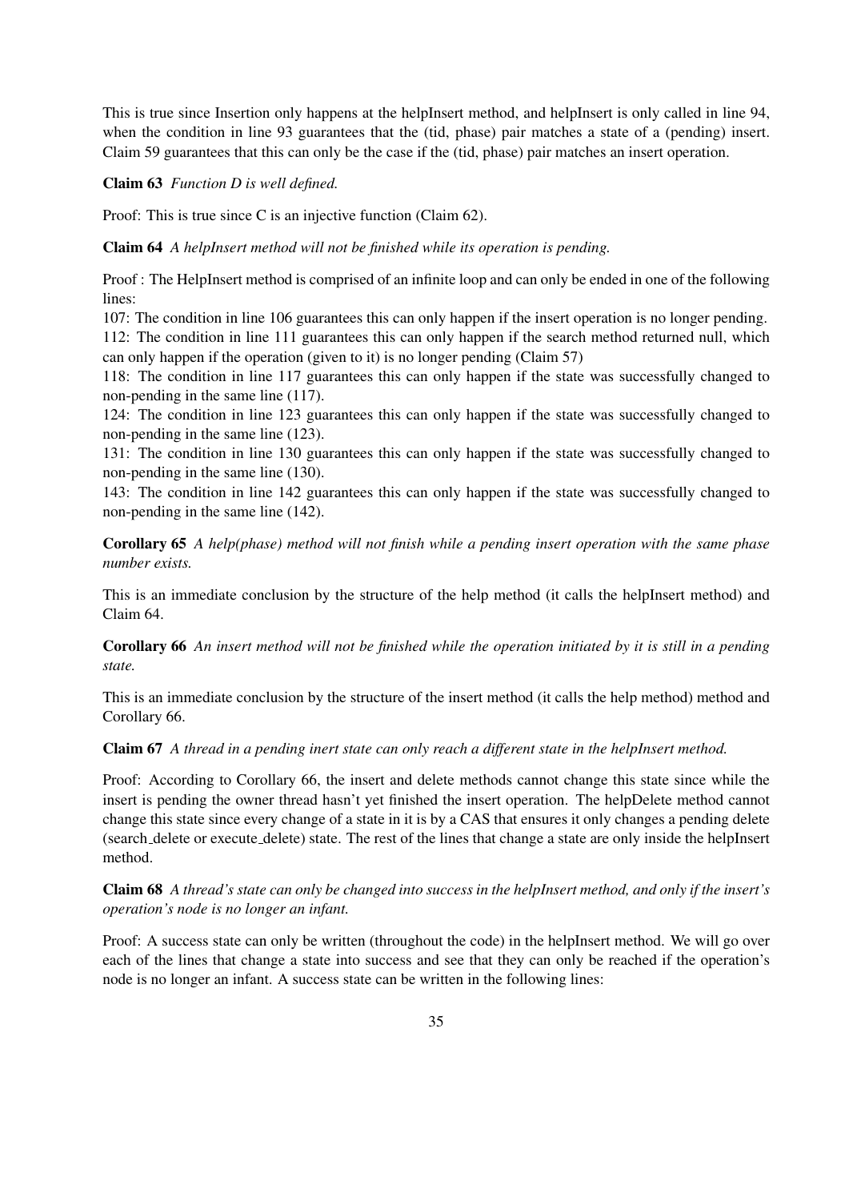This is true since Insertion only happens at the helpInsert method, and helpInsert is only called in line 94, when the condition in line 93 guarantees that the (tid, phase) pair matches a state of a (pending) insert. Claim 59 guarantees that this can only be the case if the (tid, phase) pair matches an insert operation.

**Claim 63** *Function D is well defined.*

Proof: This is true since C is an injective function (Claim 62).

**Claim 64** *A helpInsert method will not be finished while its operation is pending.*

Proof : The HelpInsert method is comprised of an infinite loop and can only be ended in one of the following lines:
107: The condition in line 106 guarantees this can only happen if the insert operation is no longer pending.
112: The condition in line 111 guarantees this can only happen if the search method returned null, which can only happen if the operation (given to it) is no longer pending (Claim 57)
118: The condition in line 117 guarantees this can only happen if the state was successfully changed to non-pending in the same line (117).
124: The condition in line 123 guarantees this can only happen if the state was successfully changed to non-pending in the same line (123).
131: The condition in line 130 guarantees this can only happen if the state was successfully changed to non-pending in the same line (130).
143: The condition in line 142 guarantees this can only happen if the state was successfully changed to non-pending in the same line (142).

**Corollary 65** *A help(phase) method will not finish while a pending insert operation with the same phase number exists.*

This is an immediate conclusion by the structure of the help method (it calls the helpInsert method) and Claim 64.

**Corollary 66** *An insert method will not be finished while the operation initiated by it is still in a pending state.*

This is an immediate conclusion by the structure of the insert method (it calls the help method) method and Corollary 66.

**Claim 67** *A thread in a pending inert state can only reach a different state in the helpInsert method.*

Proof: According to Corollary 66, the insert and delete methods cannot change this state since while the insert is pending the owner thread hasn't yet finished the insert operation. The helpDelete method cannot change this state since every change of a state in it is by a CAS that ensures it only changes a pending delete (search_delete or execute_delete) state. The rest of the lines that change a state are only inside the helpInsert method.

**Claim 68** *A thread's state can only be changed into success in the helpInsert method, and only if the insert's operation's node is no longer an infant.*

Proof: A success state can only be written (throughout the code) in the helpInsert method. We will go over each of the lines that change a state into success and see that they can only be reached if the operation's node is no longer an infant. A success state can be written in the following lines: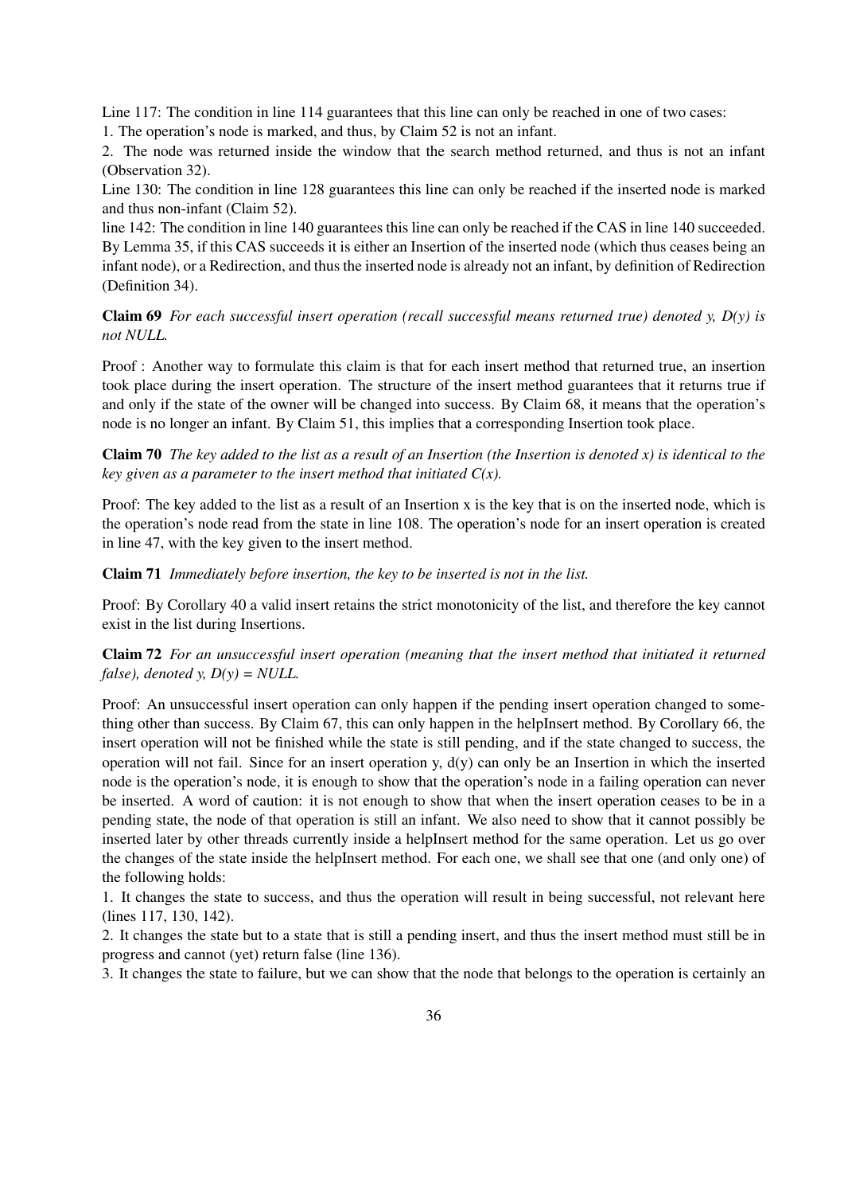Line 117: The condition in line 114 guarantees that this line can only be reached in one of two cases:
1. The operation's node is marked, and thus, by Claim 52 is not an infant.
2. The node was returned inside the window that the search method returned, and thus is not an infant (Observation 32).

Line 130: The condition in line 128 guarantees this line can only be reached if the inserted node is marked and thus non-infant (Claim 52).

line 142: The condition in line 140 guarantees this line can only be reached if the CAS in line 140 succeeded. By Lemma 35, if this CAS succeeds it is either an Insertion of the inserted node (which thus ceases being an infant node), or a Redirection, and thus the inserted node is already not an infant, by definition of Redirection (Definition 34).

**Claim 69** *For each successful insert operation (recall successful means returned true) denoted y, D(y) is not NULL.*

Proof : Another way to formulate this claim is that for each insert method that returned true, an insertion took place during the insert operation. The structure of the insert method guarantees that it returns true if and only if the state of the owner will be changed into success. By Claim 68, it means that the operation's node is no longer an infant. By Claim 51, this implies that a corresponding Insertion took place.

**Claim 70** *The key added to the list as a result of an Insertion (the Insertion is denoted x) is identical to the key given as a parameter to the insert method that initiated C(x).*

Proof: The key added to the list as a result of an Insertion x is the key that is on the inserted node, which is the operation's node read from the state in line 108. The operation's node for an insert operation is created in line 47, with the key given to the insert method.

**Claim 71** *Immediately before insertion, the key to be inserted is not in the list.*

Proof: By Corollary 40 a valid insert retains the strict monotonicity of the list, and therefore the key cannot exist in the list during Insertions.

**Claim 72** *For an unsuccessful insert operation (meaning that the insert method that initiated it returned false), denoted y, D(y) = NULL.*

Proof: An unsuccessful insert operation can only happen if the pending insert operation changed to something other than success. By Claim 67, this can only happen in the helpInsert method. By Corollary 66, the insert operation will not be finished while the state is still pending, and if the state changed to success, the operation will not fail. Since for an insert operation y, d(y) can only be an Insertion in which the inserted node is the operation's node, it is enough to show that the operation's node in a failing operation can never be inserted. A word of caution: it is not enough to show that when the insert operation ceases to be in a pending state, the node of that operation is still an infant. We also need to show that it cannot possibly be inserted later by other threads currently inside a helpInsert method for the same operation. Let us go over the changes of the state inside the helpInsert method. For each one, we shall see that one (and only one) of the following holds:

1. It changes the state to success, and thus the operation will result in being successful, not relevant here (lines 117, 130, 142).
2. It changes the state but to a state that is still a pending insert, and thus the insert method must still be in progress and cannot (yet) return false (line 136).
3. It changes the state to failure, but we can show that the node that belongs to the operation is certainly an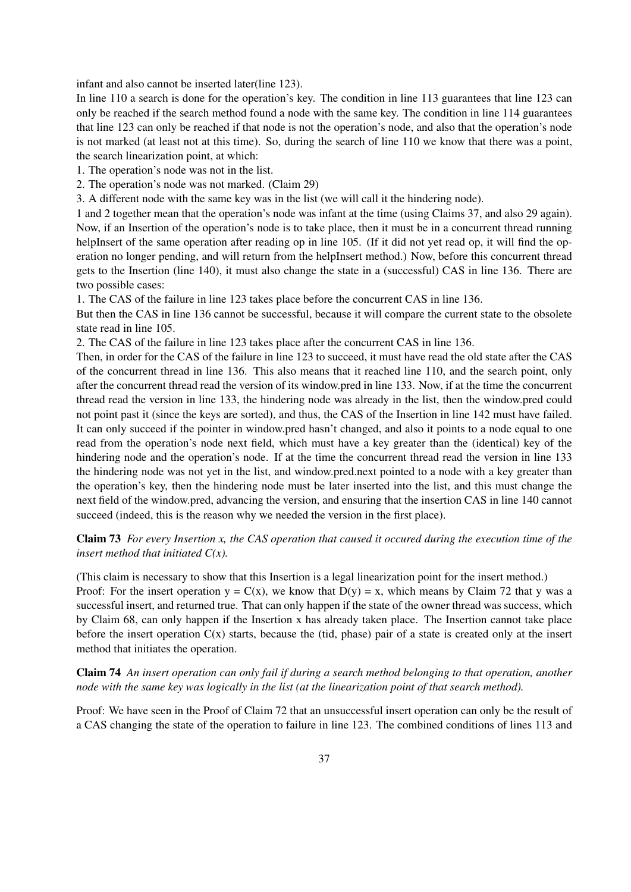infant and also cannot be inserted later(line 123).

In line 110 a search is done for the operation's key. The condition in line 113 guarantees that line 123 can only be reached if the search method found a node with the same key. The condition in line 114 guarantees that line 123 can only be reached if that node is not the operation's node, and also that the operation's node is not marked (at least not at this time). So, during the search of line 110 we know that there was a point, the search linearization point, at which:

1. The operation's node was not in the list.
2. The operation's node was not marked. (Claim 29)
3. A different node with the same key was in the list (we will call it the hindering node).

1 and 2 together mean that the operation's node was infant at the time (using Claims 37, and also 29 again). Now, if an Insertion of the operation's node is to take place, then it must be in a concurrent thread running helpInsert of the same operation after reading op in line 105. (If it did not yet read op, it will find the operation no longer pending, and will return from the helpInsert method.) Now, before this concurrent thread gets to the Insertion (line 140), it must also change the state in a (successful) CAS in line 136. There are two possible cases:

1. The CAS of the failure in line 123 takes place before the concurrent CAS in line 136.

But then the CAS in line 136 cannot be successful, because it will compare the current state to the obsolete state read in line 105.

2. The CAS of the failure in line 123 takes place after the concurrent CAS in line 136.

Then, in order for the CAS of the failure in line 123 to succeed, it must have read the old state after the CAS of the concurrent thread in line 136. This also means that it reached line 110, and the search point, only after the concurrent thread read the version of its window.pred in line 133. Now, if at the time the concurrent thread read the version in line 133, the hindering node was already in the list, then the window.pred could not point past it (since the keys are sorted), and thus, the CAS of the Insertion in line 142 must have failed. It can only succeed if the pointer in window.pred hasn't changed, and also it points to a node equal to one read from the operation's node next field, which must have a key greater than the (identical) key of the hindering node and the operation's node. If at the time the concurrent thread read the version in line 133 the hindering node was not yet in the list, and window.pred.next pointed to a node with a key greater than the operation's key, then the hindering node must be later inserted into the list, and this must change the next field of the window.pred, advancing the version, and ensuring that the insertion CAS in line 140 cannot succeed (indeed, this is the reason why we needed the version in the first place).

**Claim 73** *For every Insertion x, the CAS operation that caused it occured during the execution time of the insert method that initiated C(x).*

(This claim is necessary to show that this Insertion is a legal linearization point for the insert method.)
Proof: For the insert operation y = C(x), we know that D(y) = x, which means by Claim 72 that y was a successful insert, and returned true. That can only happen if the state of the owner thread was success, which by Claim 68, can only happen if the Insertion x has already taken place. The Insertion cannot take place before the insert operation C(x) starts, because the (tid, phase) pair of a state is created only at the insert method that initiates the operation.

**Claim 74** *An insert operation can only fail if during a search method belonging to that operation, another node with the same key was logically in the list (at the linearization point of that search method).*

Proof: We have seen in the Proof of Claim 72 that an unsuccessful insert operation can only be the result of a CAS changing the state of the operation to failure in line 123. The combined conditions of lines 113 and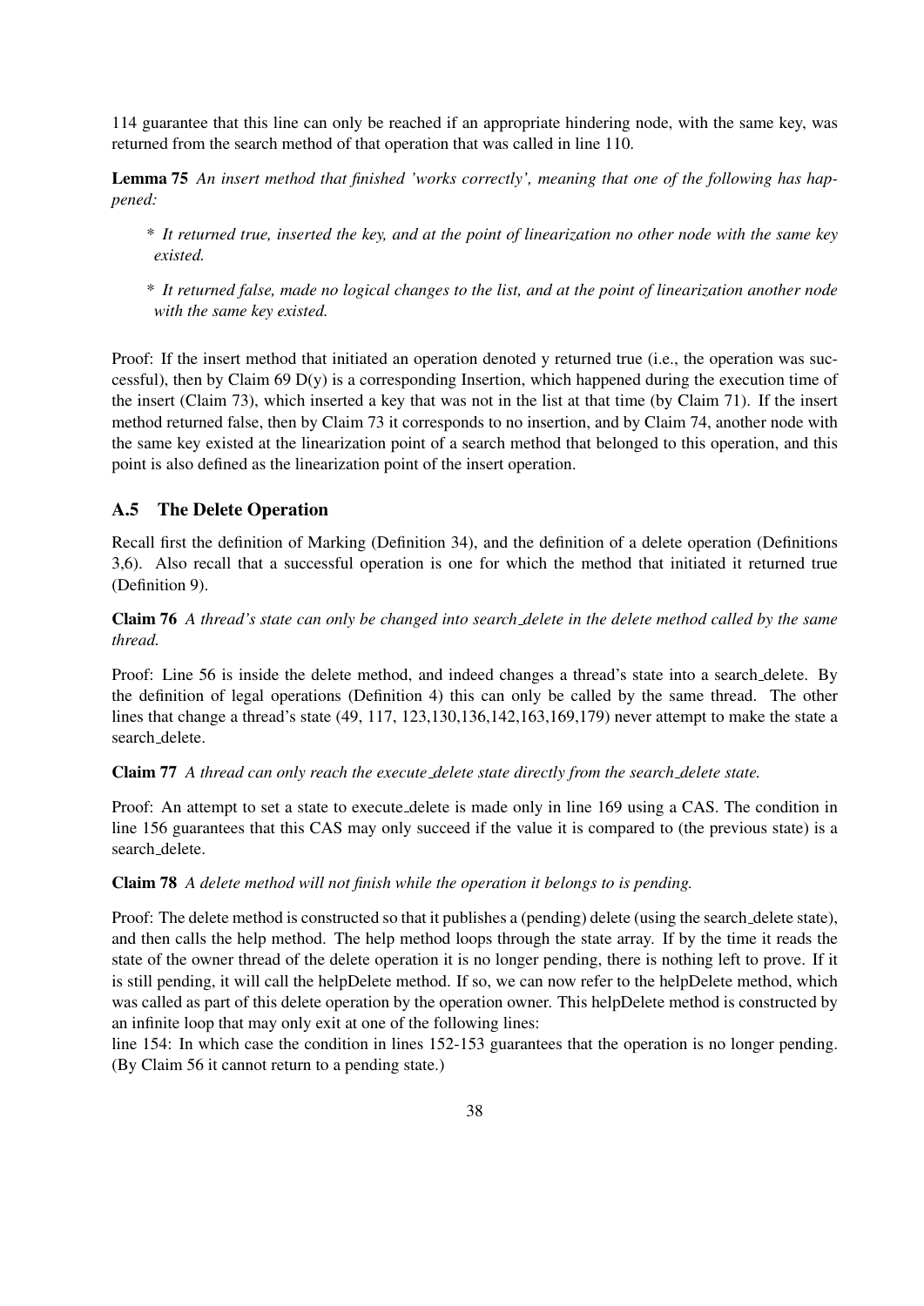114 guarantee that this line can only be reached if an appropriate hindering node, with the same key, was returned from the search method of that operation that was called in line 110.

**Lemma 75** *An insert method that finished 'works correctly', meaning that one of the following has happened:*

* *It returned true, inserted the key, and at the point of linearization no other node with the same key existed.*

* *It returned false, made no logical changes to the list, and at the point of linearization another node with the same key existed.*

Proof: If the insert method that initiated an operation denoted y returned true (i.e., the operation was successful), then by Claim 69 D(y) is a corresponding Insertion, which happened during the execution time of the insert (Claim 73), which inserted a key that was not in the list at that time (by Claim 71). If the insert method returned false, then by Claim 73 it corresponds to no insertion, and by Claim 74, another node with the same key existed at the linearization point of a search method that belonged to this operation, and this point is also defined as the linearization point of the insert operation.

### A.5 The Delete Operation

Recall first the definition of Marking (Definition 34), and the definition of a delete operation (Definitions 3,6). Also recall that a successful operation is one for which the method that initiated it returned true (Definition 9).

**Claim 76** *A thread's state can only be changed into search_delete in the delete method called by the same thread.*

Proof: Line 56 is inside the delete method, and indeed changes a thread's state into a search_delete. By the definition of legal operations (Definition 4) this can only be called by the same thread. The other lines that change a thread's state (49, 117, 123,130,136,142,163,169,179) never attempt to make the state a search_delete.

**Claim 77** *A thread can only reach the execute_delete state directly from the search_delete state.*

Proof: An attempt to set a state to execute_delete is made only in line 169 using a CAS. The condition in line 156 guarantees that this CAS may only succeed if the value it is compared to (the previous state) is a search_delete.

**Claim 78** *A delete method will not finish while the operation it belongs to is pending.*

Proof: The delete method is constructed so that it publishes a (pending) delete (using the search_delete state), and then calls the help method. The help method loops through the state array. If by the time it reads the state of the owner thread of the delete operation it is no longer pending, there is nothing left to prove. If it is still pending, it will call the helpDelete method. If so, we can now refer to the helpDelete method, which was called as part of this delete operation by the operation owner. This helpDelete method is constructed by an infinite loop that may only exit at one of the following lines:
line 154: In which case the condition in lines 152-153 guarantees that the operation is no longer pending. (By Claim 56 it cannot return to a pending state.)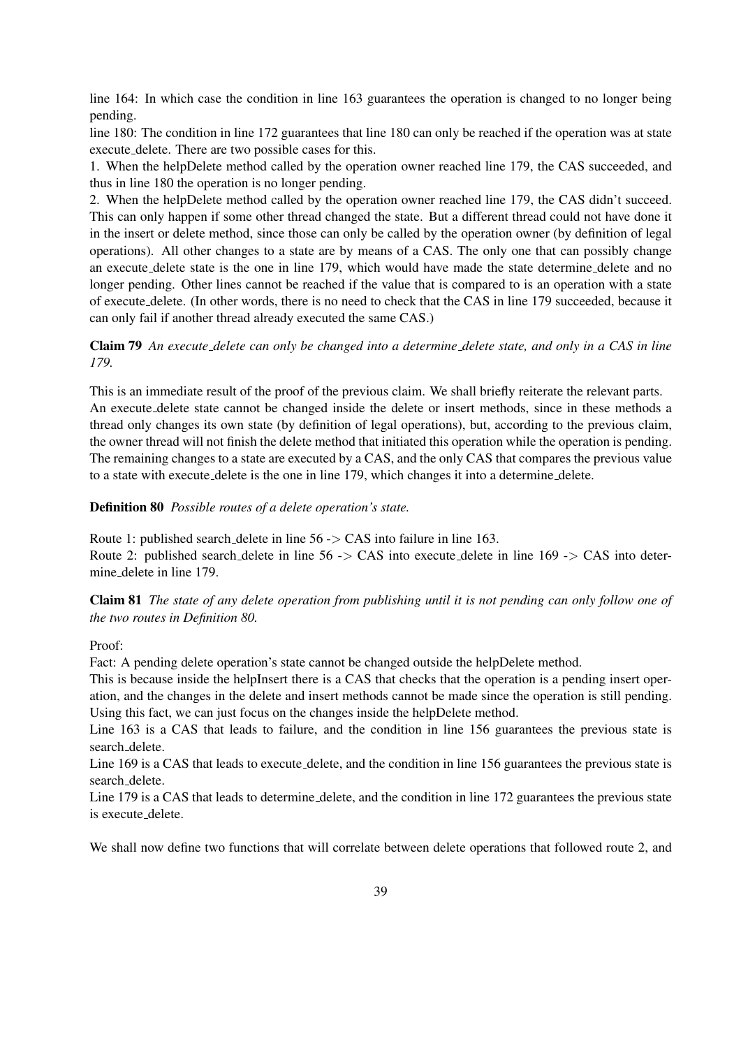line 164: In which case the condition in line 163 guarantees the operation is changed to no longer being pending.

line 180: The condition in line 172 guarantees that line 180 can only be reached if the operation was at state execute_delete. There are two possible cases for this.

1. When the helpDelete method called by the operation owner reached line 179, the CAS succeeded, and thus in line 180 the operation is no longer pending.

2. When the helpDelete method called by the operation owner reached line 179, the CAS didn't succeed. This can only happen if some other thread changed the state. But a different thread could not have done it in the insert or delete method, since those can only be called by the operation owner (by definition of legal operations). All other changes to a state are by means of a CAS. The only one that can possibly change an execute_delete state is the one in line 179, which would have made the state determine_delete and no longer pending. Other lines cannot be reached if the value that is compared to is an operation with a state of execute_delete. (In other words, there is no need to check that the CAS in line 179 succeeded, because it can only fail if another thread already executed the same CAS.)

**Claim 79** *An execute_delete can only be changed into a determine_delete state, and only in a CAS in line 179.*

This is an immediate result of the proof of the previous claim. We shall briefly reiterate the relevant parts. An execute_delete state cannot be changed inside the delete or insert methods, since in these methods a thread only changes its own state (by definition of legal operations), but, according to the previous claim, the owner thread will not finish the delete method that initiated this operation while the operation is pending. The remaining changes to a state are executed by a CAS, and the only CAS that compares the previous value to a state with execute_delete is the one in line 179, which changes it into a determine_delete.

**Definition 80** *Possible routes of a delete operation's state.*

Route 1: published search_delete in line 56 -> CAS into failure in line 163.
Route 2: published search_delete in line 56 -> CAS into execute_delete in line 169 -> CAS into determine_delete in line 179.

**Claim 81** *The state of any delete operation from publishing until it is not pending can only follow one of the two routes in Definition 80.*

Proof:

Fact: A pending delete operation's state cannot be changed outside the helpDelete method.
This is because inside the helpInsert there is a CAS that checks that the operation is a pending insert operation, and the changes in the delete and insert methods cannot be made since the operation is still pending. Using this fact, we can just focus on the changes inside the helpDelete method.

Line 163 is a CAS that leads to failure, and the condition in line 156 guarantees the previous state is search_delete.

Line 169 is a CAS that leads to execute_delete, and the condition in line 156 guarantees the previous state is search_delete.

Line 179 is a CAS that leads to determine_delete, and the condition in line 172 guarantees the previous state is execute_delete.

We shall now define two functions that will correlate between delete operations that followed route 2, and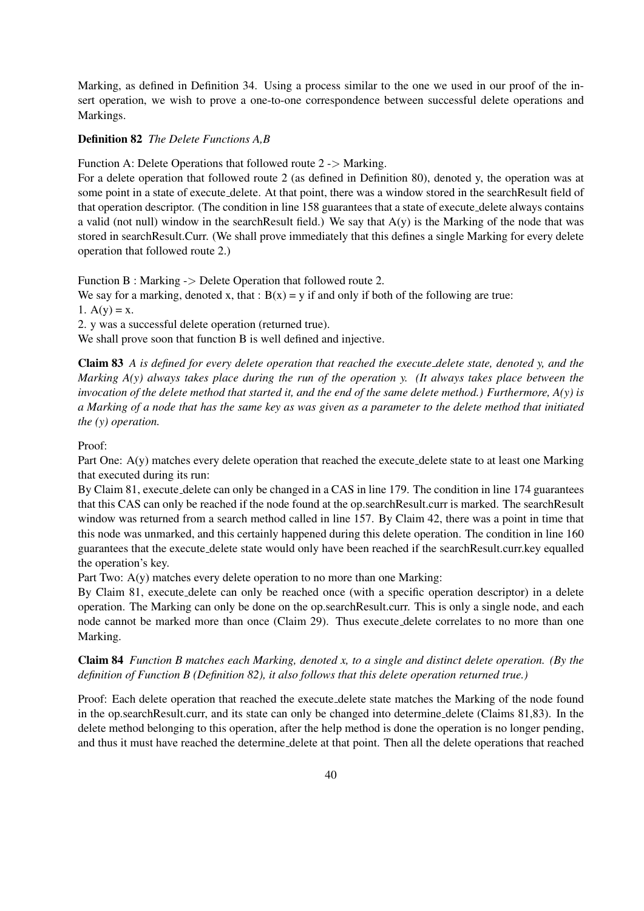Marking, as defined in Definition 34. Using a process similar to the one we used in our proof of the insert operation, we wish to prove a one-to-one correspondence between successful delete operations and Markings.

**Definition 82** *The Delete Functions A,B*

Function A: Delete Operations that followed route 2 -> Marking.
For a delete operation that followed route 2 (as defined in Definition 80), denoted y, the operation was at some point in a state of execute_delete. At that point, there was a window stored in the searchResult field of that operation descriptor. (The condition in line 158 guarantees that a state of execute_delete always contains a valid (not null) window in the searchResult field.) We say that A(y) is the Marking of the node that was stored in searchResult.Curr. (We shall prove immediately that this defines a single Marking for every delete operation that followed route 2.)

Function B : Marking -> Delete Operation that followed route 2.
We say for a marking, denoted x, that : B(x) = y if and only if both of the following are true:
1. A(y) = x.
2. y was a successful delete operation (returned true).
We shall prove soon that function B is well defined and injective.

**Claim 83** *A is defined for every delete operation that reached the execute_delete state, denoted y, and the Marking A(y) always takes place during the run of the operation y. (It always takes place between the invocation of the delete method that started it, and the end of the same delete method.) Furthermore, A(y) is a Marking of a node that has the same key as was given as a parameter to the delete method that initiated the (y) operation.*

Proof:
Part One: A(y) matches every delete operation that reached the execute_delete state to at least one Marking that executed during its run:
By Claim 81, execute_delete can only be changed in a CAS in line 179. The condition in line 174 guarantees that this CAS can only be reached if the node found at the op.searchResult.curr is marked. The searchResult window was returned from a search method called in line 157. By Claim 42, there was a point in time that this node was unmarked, and this certainly happened during this delete operation. The condition in line 160 guarantees that the execute_delete state would only have been reached if the searchResult.curr.key equalled the operation's key.
Part Two: A(y) matches every delete operation to no more than one Marking:
By Claim 81, execute_delete can only be reached once (with a specific operation descriptor) in a delete operation. The Marking can only be done on the op.searchResult.curr. This is only a single node, and each node cannot be marked more than once (Claim 29). Thus execute_delete correlates to no more than one Marking.

**Claim 84** *Function B matches each Marking, denoted x, to a single and distinct delete operation. (By the definition of Function B (Definition 82), it also follows that this delete operation returned true.)*

Proof: Each delete operation that reached the execute_delete state matches the Marking of the node found in the op.searchResult.curr, and its state can only be changed into determine_delete (Claims 81,83). In the delete method belonging to this operation, after the help method is done the operation is no longer pending, and thus it must have reached the determine_delete at that point. Then all the delete operations that reached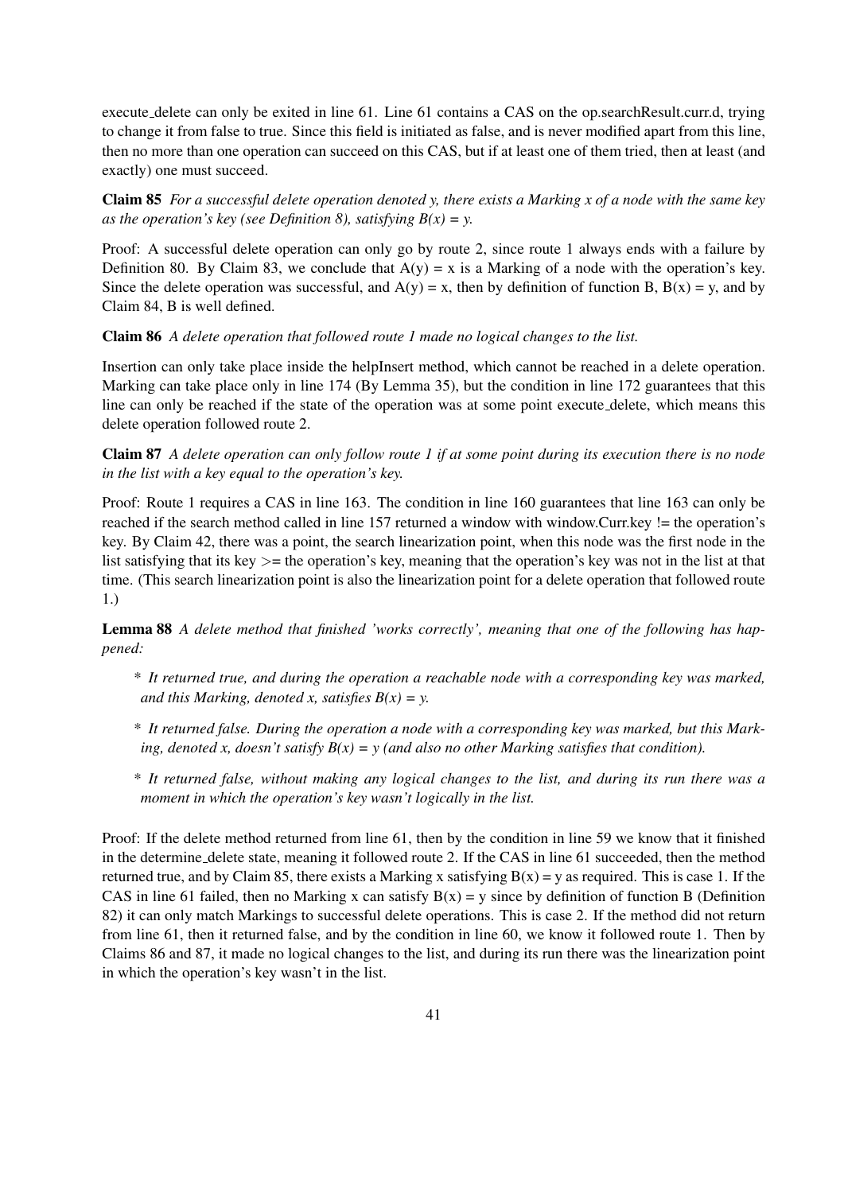execute_delete can only be exited in line 61. Line 61 contains a CAS on the op.searchResult.curr.d, trying to change it from false to true. Since this field is initiated as false, and is never modified apart from this line, then no more than one operation can succeed on this CAS, but if at least one of them tried, then at least (and exactly) one must succeed.

**Claim 85** *For a successful delete operation denoted y, there exists a Marking x of a node with the same key as the operation's key (see Definition 8), satisfying B(x) = y.*

Proof: A successful delete operation can only go by route 2, since route 1 always ends with a failure by Definition 80. By Claim 83, we conclude that A(y) = x is a Marking of a node with the operation's key. Since the delete operation was successful, and A(y) = x, then by definition of function B, B(x) = y, and by Claim 84, B is well defined.

**Claim 86** *A delete operation that followed route 1 made no logical changes to the list.*

Insertion can only take place inside the helpInsert method, which cannot be reached in a delete operation. Marking can take place only in line 174 (By Lemma 35), but the condition in line 172 guarantees that this line can only be reached if the state of the operation was at some point execute_delete, which means this delete operation followed route 2.

**Claim 87** *A delete operation can only follow route 1 if at some point during its execution there is no node in the list with a key equal to the operation's key.*

Proof: Route 1 requires a CAS in line 163. The condition in line 160 guarantees that line 163 can only be reached if the search method called in line 157 returned a window with window.Curr.key != the operation's key. By Claim 42, there was a point, the search linearization point, when this node was the first node in the list satisfying that its key >= the operation's key, meaning that the operation's key was not in the list at that time. (This search linearization point is also the linearization point for a delete operation that followed route 1.)

**Lemma 88** *A delete method that finished 'works correctly', meaning that one of the following has happened:*

* *It returned true, and during the operation a reachable node with a corresponding key was marked, and this Marking, denoted x, satisfies B(x) = y.*
* *It returned false. During the operation a node with a corresponding key was marked, but this Marking, denoted x, doesn't satisfy B(x) = y (and also no other Marking satisfies that condition).*
* *It returned false, without making any logical changes to the list, and during its run there was a moment in which the operation's key wasn't logically in the list.*

Proof: If the delete method returned from line 61, then by the condition in line 59 we know that it finished in the determine_delete state, meaning it followed route 2. If the CAS in line 61 succeeded, then the method returned true, and by Claim 85, there exists a Marking x satisfying B(x) = y as required. This is case 1. If the CAS in line 61 failed, then no Marking x can satisfy B(x) = y since by definition of function B (Definition 82) it can only match Markings to successful delete operations. This is case 2. If the method did not return from line 61, then it returned false, and by the condition in line 60, we know it followed route 1. Then by Claims 86 and 87, it made no logical changes to the list, and during its run there was the linearization point in which the operation's key wasn't in the list.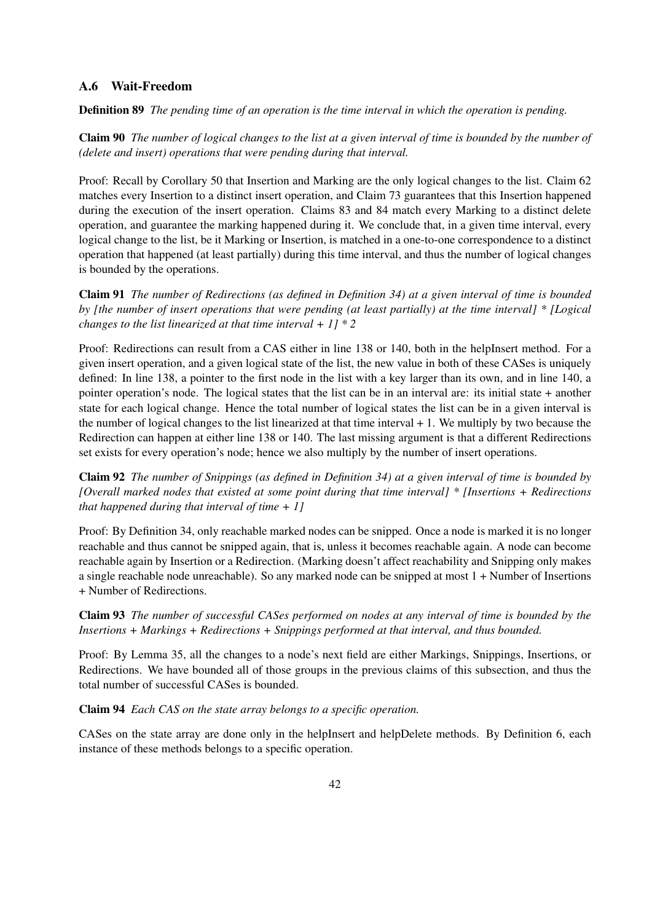### A.6 Wait-Freedom

**Definition 89** *The pending time of an operation is the time interval in which the operation is pending.*

**Claim 90** *The number of logical changes to the list at a given interval of time is bounded by the number of (delete and insert) operations that were pending during that interval.*

Proof: Recall by Corollary 50 that Insertion and Marking are the only logical changes to the list. Claim 62 matches every Insertion to a distinct insert operation, and Claim 73 guarantees that this Insertion happened during the execution of the insert operation. Claims 83 and 84 match every Marking to a distinct delete operation, and guarantee the marking happened during it. We conclude that, in a given time interval, every logical change to the list, be it Marking or Insertion, is matched in a one-to-one correspondence to a distinct operation that happened (at least partially) during this time interval, and thus the number of logical changes is bounded by the operations.

**Claim 91** *The number of Redirections (as defined in Definition 34) at a given interval of time is bounded by [the number of insert operations that were pending (at least partially) at the time interval] * [Logical changes to the list linearized at that time interval + 1] * 2*

Proof: Redirections can result from a CAS either in line 138 or 140, both in the helpInsert method. For a given insert operation, and a given logical state of the list, the new value in both of these CASes is uniquely defined: In line 138, a pointer to the first node in the list with a key larger than its own, and in line 140, a pointer operation's node. The logical states that the list can be in an interval are: its initial state + another state for each logical change. Hence the total number of logical states the list can be in a given interval is the number of logical changes to the list linearized at that time interval + 1. We multiply by two because the Redirection can happen at either line 138 or 140. The last missing argument is that a different Redirections set exists for every operation's node; hence we also multiply by the number of insert operations.

**Claim 92** *The number of Snippings (as defined in Definition 34) at a given interval of time is bounded by [Overall marked nodes that existed at some point during that time interval] * [Insertions + Redirections that happened during that interval of time + 1]*

Proof: By Definition 34, only reachable marked nodes can be snipped. Once a node is marked it is no longer reachable and thus cannot be snipped again, that is, unless it becomes reachable again. A node can become reachable again by Insertion or a Redirection. (Marking doesn't affect reachability and Snipping only makes a single reachable node unreachable). So any marked node can be snipped at most 1 + Number of Insertions + Number of Redirections.

**Claim 93** *The number of successful CASes performed on nodes at any interval of time is bounded by the Insertions + Markings + Redirections + Snippings performed at that interval, and thus bounded.*

Proof: By Lemma 35, all the changes to a node's next field are either Markings, Snippings, Insertions, or Redirections. We have bounded all of those groups in the previous claims of this subsection, and thus the total number of successful CASes is bounded.

**Claim 94** *Each CAS on the state array belongs to a specific operation.*

CASes on the state array are done only in the helpInsert and helpDelete methods. By Definition 6, each instance of these methods belongs to a specific operation.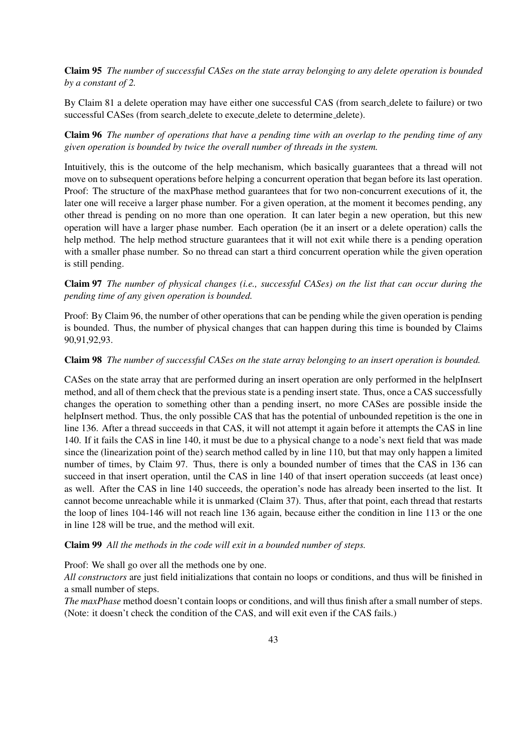**Claim 95** *The number of successful CASes on the state array belonging to any delete operation is bounded by a constant of 2.*

By Claim 81 a delete operation may have either one successful CAS (from search_delete to failure) or two successful CASes (from search_delete to execute_delete to determine_delete).

**Claim 96** *The number of operations that have a pending time with an overlap to the pending time of any given operation is bounded by twice the overall number of threads in the system.*

Intuitively, this is the outcome of the help mechanism, which basically guarantees that a thread will not move on to subsequent operations before helping a concurrent operation that began before its last operation. Proof: The structure of the maxPhase method guarantees that for two non-concurrent executions of it, the later one will receive a larger phase number. For a given operation, at the moment it becomes pending, any other thread is pending on no more than one operation. It can later begin a new operation, but this new operation will have a larger phase number. Each operation (be it an insert or a delete operation) calls the help method. The help method structure guarantees that it will not exit while there is a pending operation with a smaller phase number. So no thread can start a third concurrent operation while the given operation is still pending.

**Claim 97** *The number of physical changes (i.e., successful CASes) on the list that can occur during the pending time of any given operation is bounded.*

Proof: By Claim 96, the number of other operations that can be pending while the given operation is pending is bounded. Thus, the number of physical changes that can happen during this time is bounded by Claims 90,91,92,93.

**Claim 98** *The number of successful CASes on the state array belonging to an insert operation is bounded.*

CASes on the state array that are performed during an insert operation are only performed in the helpInsert method, and all of them check that the previous state is a pending insert state. Thus, once a CAS successfully changes the operation to something other than a pending insert, no more CASes are possible inside the helpInsert method. Thus, the only possible CAS that has the potential of unbounded repetition is the one in line 136. After a thread succeeds in that CAS, it will not attempt it again before it attempts the CAS in line 140. If it fails the CAS in line 140, it must be due to a physical change to a node's next field that was made since the (linearization point of the) search method called by in line 110, but that may only happen a limited number of times, by Claim 97. Thus, there is only a bounded number of times that the CAS in 136 can succeed in that insert operation, until the CAS in line 140 of that insert operation succeeds (at least once) as well. After the CAS in line 140 succeeds, the operation's node has already been inserted to the list. It cannot become unreachable while it is unmarked (Claim 37). Thus, after that point, each thread that restarts the loop of lines 104-146 will not reach line 136 again, because either the condition in line 113 or the one in line 128 will be true, and the method will exit.

**Claim 99** *All the methods in the code will exit in a bounded number of steps.*

Proof: We shall go over all the methods one by one.
*All constructors* are just field initializations that contain no loops or conditions, and thus will be finished in a small number of steps.
*The maxPhase* method doesn't contain loops or conditions, and will thus finish after a small number of steps. (Note: it doesn't check the condition of the CAS, and will exit even if the CAS fails.)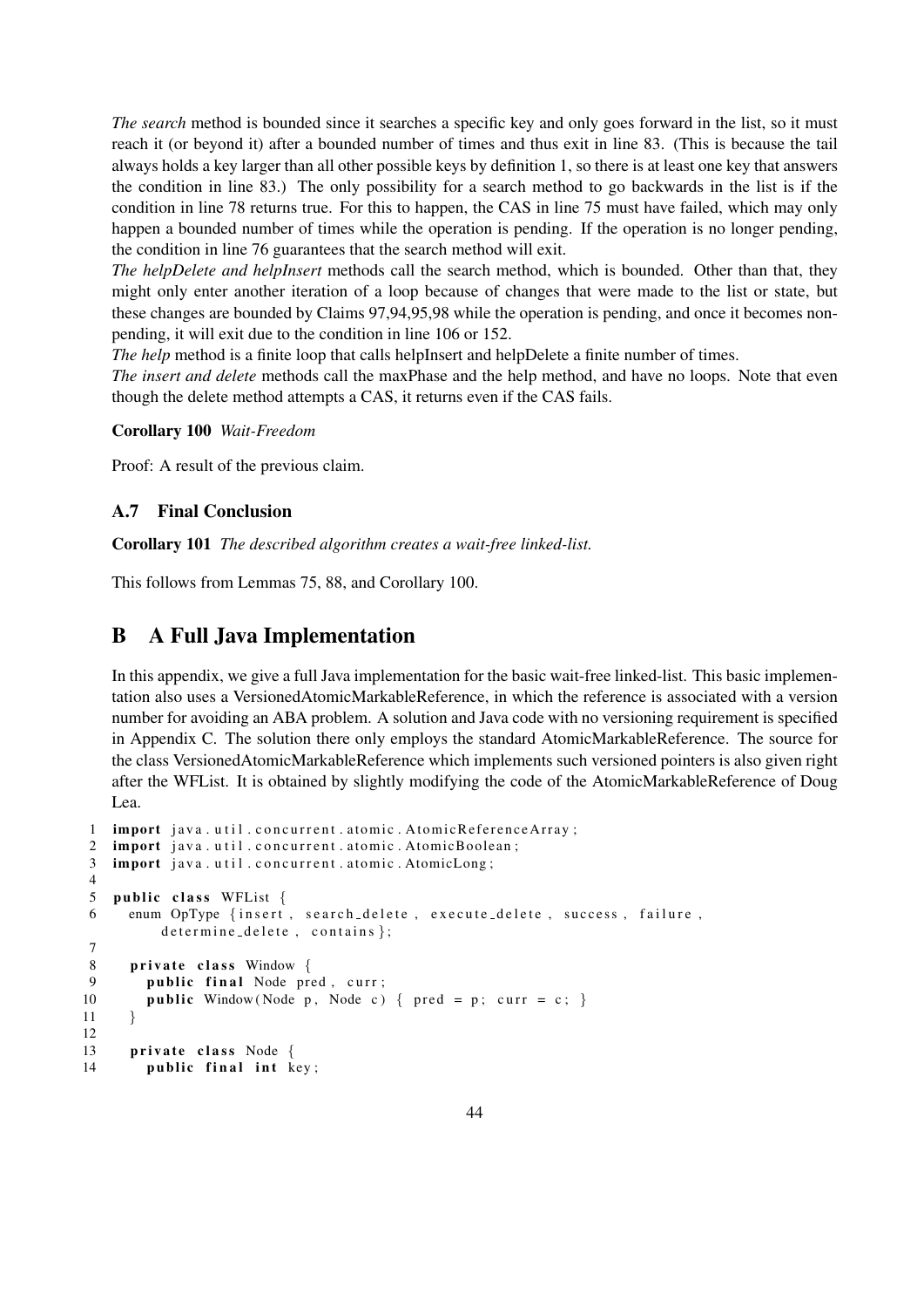*The search* method is bounded since it searches a specific key and only goes forward in the list, so it must reach it (or beyond it) after a bounded number of times and thus exit in line 83. (This is because the tail always holds a key larger than all other possible keys by definition 1, so there is at least one key that answers the condition in line 83.) The only possibility for a search method to go backwards in the list is if the condition in line 78 returns true. For this to happen, the CAS in line 75 must have failed, which may only happen a bounded number of times while the operation is pending. If the operation is no longer pending, the condition in line 76 guarantees that the search method will exit.

*The helpDelete and helpInsert* methods call the search method, which is bounded. Other than that, they might only enter another iteration of a loop because of changes that were made to the list or state, but these changes are bounded by Claims 97,94,95,98 while the operation is pending, and once it becomes non-pending, it will exit due to the condition in line 106 or 152.

*The help* method is a finite loop that calls helpInsert and helpDelete a finite number of times.

*The insert and delete* methods call the maxPhase and the help method, and have no loops. Note that even though the delete method attempts a CAS, it returns even if the CAS fails.

**Corollary 100** *Wait-Freedom*

Proof: A result of the previous claim.

### A.7 Final Conclusion

**Corollary 101** *The described algorithm creates a wait-free linked-list.*

This follows from Lemmas 75, 88, and Corollary 100.

## B A Full Java Implementation

In this appendix, we give a full Java implementation for the basic wait-free linked-list. This basic implementation also uses a VersionedAtomicMarkableReference, in which the reference is associated with a version number for avoiding an ABA problem. A solution and Java code with no versioning requirement is specified in Appendix C. The solution there only employs the standard AtomicMarkableReference. The source for the class VersionedAtomicMarkableReference which implements such versioned pointers is also given right after the WFList. It is obtained by slightly modifying the code of the AtomicMarkableReference of Doug Lea.

```
1  import java.util.concurrent.atomic.AtomicReferenceArray;
2  import java.util.concurrent.atomic.AtomicBoolean;
3  import java.util.concurrent.atomic.AtomicLong;
4
5  public class WFList {
6    enum OpType {insert, search_delete, execute_delete, success, failure,
         determine_delete, contains};
7
8    private class Window {
9      public final Node pred, curr;
10     public Window(Node p, Node c) { pred = p; curr = c; }
11   }
12
13   private class Node {
14     public final int key;
```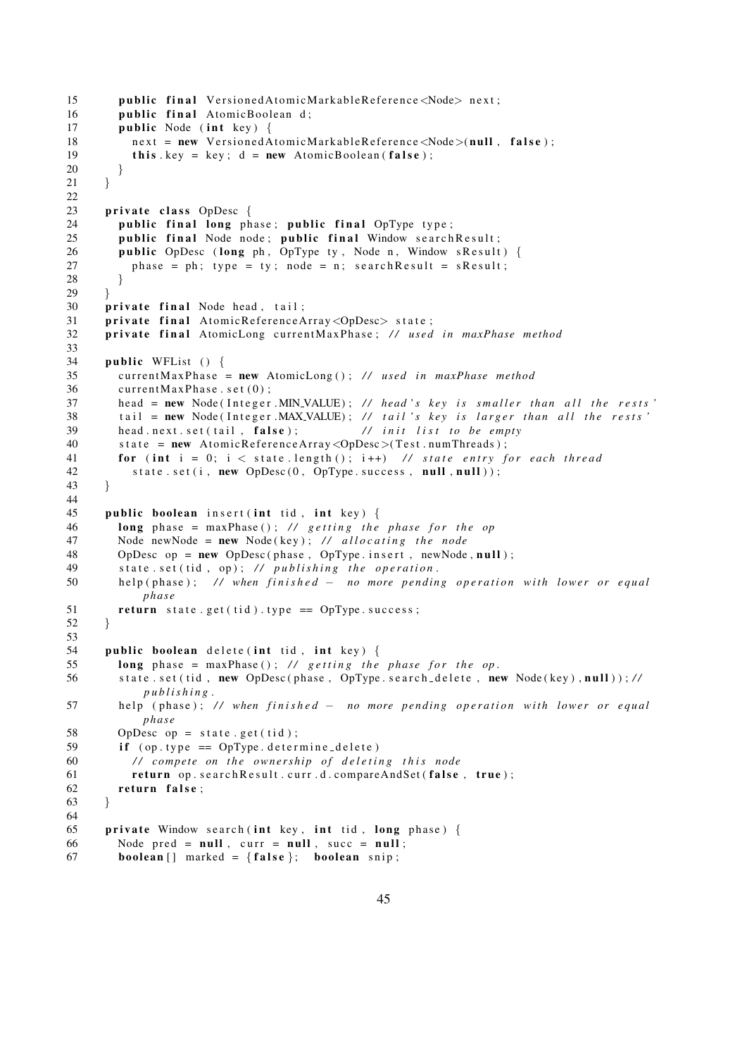```
15      public final VersionedAtomicMarkableReference<Node> next;
16      public final AtomicBoolean d;
17      public Node (int key) {
18        next = new VersionedAtomicMarkableReference<Node>(null, false);
19        this.key = key; d = new AtomicBoolean(false);
20      }
21    }
22
23    private class OpDesc {
24      public final long phase; public final OpType type;
25      public final Node node; public final Window searchResult;
26      public OpDesc (long ph, OpType ty, Node n, Window sResult) {
27        phase = ph; type = ty; node = n; searchResult = sResult;
28      }
29    }
30    private final Node head, tail;
31    private final AtomicReferenceArray<OpDesc> state;
32    private final AtomicLong currentMaxPhase; // used in maxPhase method
33
34    public WFList () {
35      currentMaxPhase = new AtomicLong(); // used in maxPhase method
36      currentMaxPhase.set(0);
37      head = new Node(Integer.MIN_VALUE); // head's key is smaller than all the rests'
38      tail = new Node(Integer.MAX_VALUE); // tail's key is larger than all the rests'
39      head.next.set(tail, false);          // init list to be empty
40      state = new AtomicReferenceArray<OpDesc>(Test.numThreads);
41      for (int i = 0; i < state.length(); i++)  // state entry for each thread
42        state.set(i, new OpDesc(0, OpType.success, null, null));
43    }
44
45    public boolean insert(int tid, int key) {
46      long phase = maxPhase(); // getting the phase for the op
47      Node newNode = new Node(key); // allocating the node
48      OpDesc op = new OpDesc(phase, OpType.insert, newNode, null);
49      state.set(tid, op); // publishing the operation.
50      help(phase);  // when finished - no more pending operation with lower or equal
          phase
51      return state.get(tid).type == OpType.success;
52    }
53
54    public boolean delete(int tid, int key) {
55      long phase = maxPhase(); // getting the phase for the op.
56      state.set(tid, new OpDesc(phase, OpType.search_delete, new Node(key), null)); //
          publishing.
57      help (phase); // when finished - no more pending operation with lower or equal
          phase
58      OpDesc op = state.get(tid);
59      if (op.type == OpType.determine_delete)
60        // compete on the ownership of deleting this node
61        return op.searchResult.curr.d.compareAndSet(false, true);
62      return false;
63    }
64
65    private Window search(int key, int tid, long phase) {
66      Node pred = null, curr = null, succ = null;
67      boolean[] marked = {false};  boolean snip;
```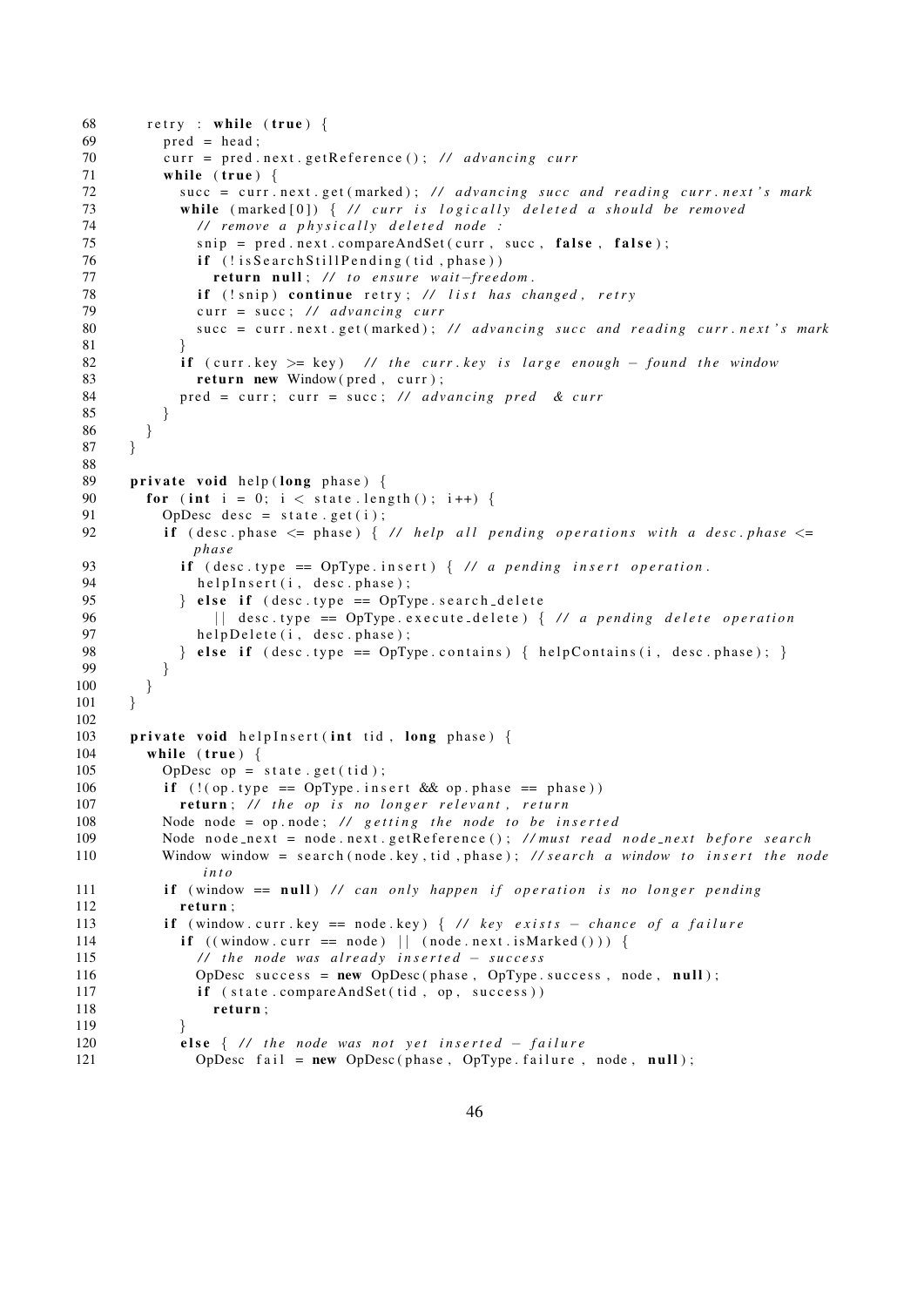```java
68      retry : while (true) {
69        pred = head;
70        curr = pred.next.getReference(); // advancing curr
71        while (true) {
72          succ = curr.next.get(marked); // advancing succ and reading curr.next's mark
73          while (marked[0]) { // curr is logically deleted a should be removed
74            // remove a physically deleted node :
75            snip = pred.next.compareAndSet(curr, succ, false, false);
76            if (!isSearchStillPending(tid,phase))
77              return null; // to ensure wait-freedom.
78            if (!snip) continue retry; // list has changed, retry
79            curr = succ; // advancing curr
80            succ = curr.next.get(marked); // advancing succ and reading curr.next's mark
81          }
82          if (curr.key >= key)  // the curr.key is large enough - found the window
83            return new Window(pred, curr);
84          pred = curr; curr = succ; // advancing pred  & curr
85        }
86      }
87    }
88
89    private void help(long phase) {
90      for (int i = 0; i < state.length(); i++) {
91        OpDesc desc = state.get(i);
92        if (desc.phase <= phase) { // help all pending operations with a desc.phase <=
              phase
93          if (desc.type == OpType.insert) { // a pending insert operation.
94            helpInsert(i, desc.phase);
95          } else if (desc.type == OpType.search_delete
96              || desc.type == OpType.execute_delete) { // a pending delete operation
97            helpDelete(i, desc.phase);
98          } else if (desc.type == OpType.contains) { helpContains(i, desc.phase); }
99        }
100     }
101   }
102
103   private void helpInsert(int tid, long phase) {
104     while (true) {
105       OpDesc op = state.get(tid);
106       if (!(op.type == OpType.insert && op.phase == phase))
107         return; // the op is no longer relevant, return
108       Node node = op.node; // getting the node to be inserted
109       Node node_next = node.next.getReference(); //must read node_next before search
110       Window window = search(node.key,tid,phase); //search a window to insert the node
              into
111       if (window == null) // can only happen if operation is no longer pending
112         return;
113       if (window.curr.key == node.key) { // key exists - chance of a failure
114         if ((window.curr == node) || (node.next.isMarked())) {
115           // the node was already inserted - success
116           OpDesc success = new OpDesc(phase, OpType.success, node, null);
117           if (state.compareAndSet(tid, op, success))
118             return;
119         }
120         else { // the node was not yet inserted - failure
121           OpDesc fail = new OpDesc(phase, OpType.failure, node, null);
```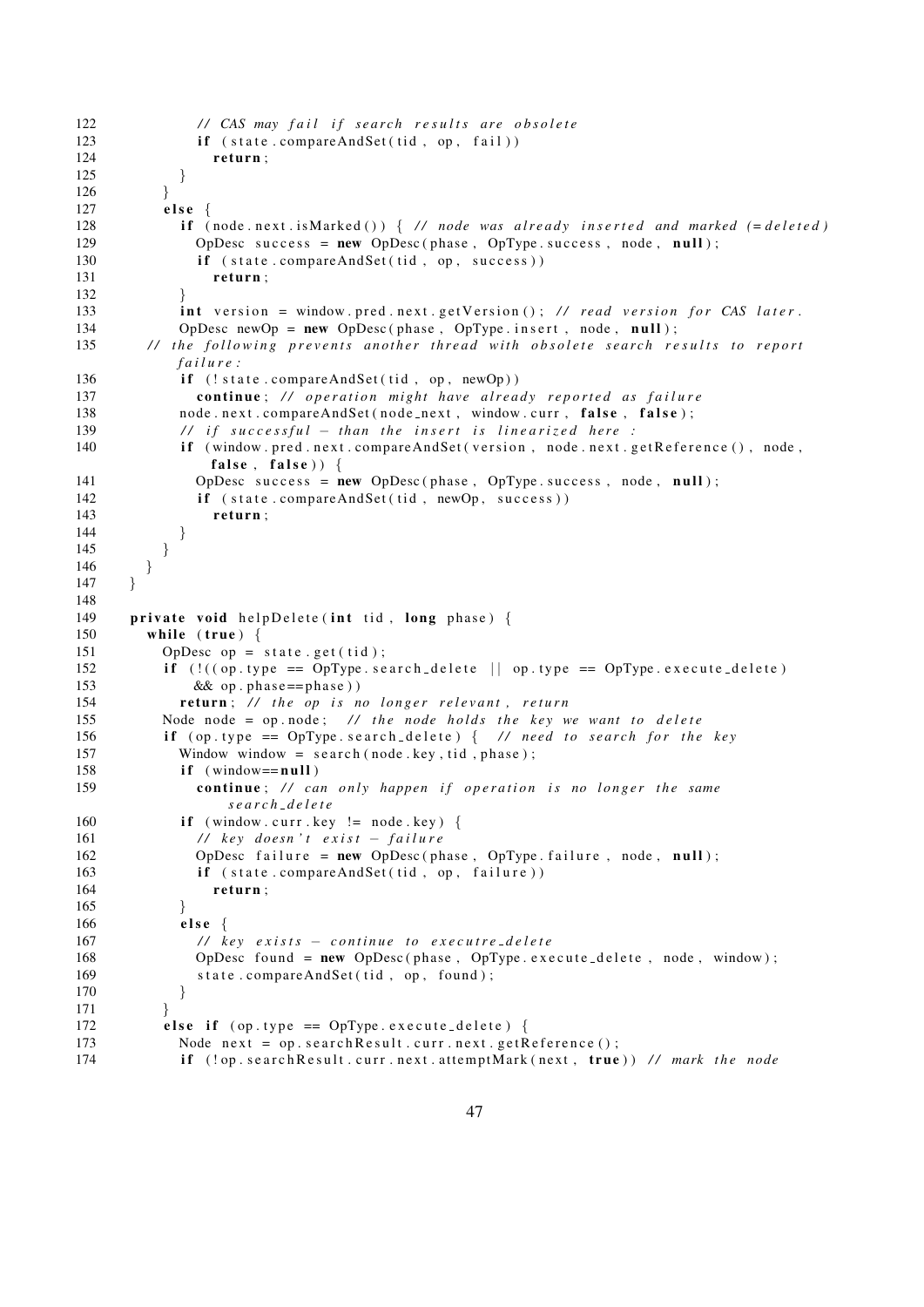```
122           // CAS may fail if search results are obsolete
123           if (state.compareAndSet(tid, op, fail))
124             return;
125         }
126       }
127       else {
128         if (node.next.isMarked()) { // node was already inserted and marked (=deleted)
129           OpDesc success = new OpDesc(phase, OpType.success, node, null);
130           if (state.compareAndSet(tid, op, success))
131             return;
132         }
133         int version = window.pred.next.getVersion(); // read version for CAS later.
134         OpDesc newOp = new OpDesc(phase, OpType.insert, node, null);
135     // the following prevents another thread with obsolete search results to report
          failure:
136         if (!state.compareAndSet(tid, op, newOp))
137           continue; // operation might have already reported as failure
138         node.next.compareAndSet(node_next, window.curr, false, false);
139         // if successful - than the insert is linearized here :
140         if (window.pred.next.compareAndSet(version, node.next.getReference(), node,
              false, false)) {
141           OpDesc success = new OpDesc(phase, OpType.success, node, null);
142           if (state.compareAndSet(tid, newOp, success))
143             return;
144         }
145       }
146     }
147   }
148
149   private void helpDelete(int tid, long phase) {
150     while (true) {
151       OpDesc op = state.get(tid);
152       if (!((op.type == OpType.search_delete || op.type == OpType.execute_delete)
153           && op.phase==phase))
154         return; // the op is no longer relevant, return
155       Node node = op.node;  // the node holds the key we want to delete
156       if (op.type == OpType.search_delete) {  // need to search for the key
157         Window window = search(node.key, tid, phase);
158         if (window==null)
159           continue; // can only happen if operation is no longer the same
                search_delete
160         if (window.curr.key != node.key) {
161           // key doesn't exist - failure
162           OpDesc failure = new OpDesc(phase, OpType.failure, node, null);
163           if (state.compareAndSet(tid, op, failure))
164             return;
165         }
166         else {
167           // key exists - continue to executre_delete
168           OpDesc found = new OpDesc(phase, OpType.execute_delete, node, window);
169           state.compareAndSet(tid, op, found);
170         }
171       }
172       else if (op.type == OpType.execute_delete) {
173         Node next = op.searchResult.curr.next.getReference();
174         if (!op.searchResult.curr.next.attemptMark(next, true)) // mark the node
```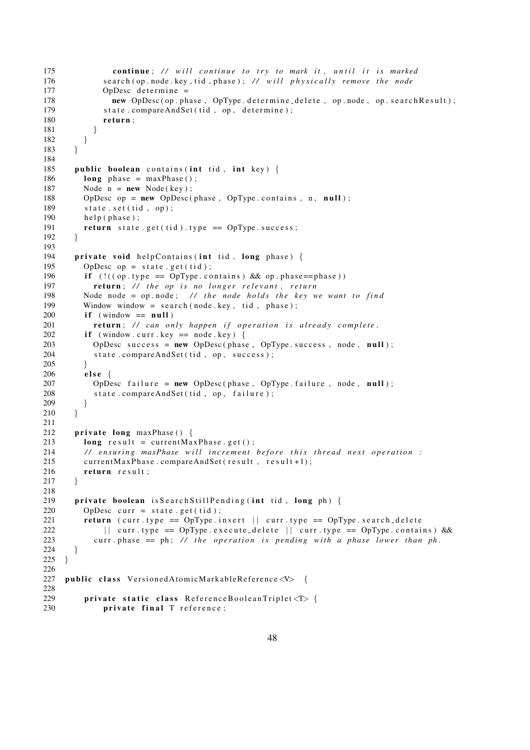```
175             continue; // will continue to try to mark it, until it is marked
176           search(op.node.key, tid, phase); // will physically remove the node
177           OpDesc determine =
178             new OpDesc(op.phase, OpType.determine_delete, op.node, op.searchResult);
179           state.compareAndSet(tid, op, determine);
180           return;
181         }
182       }
183     }
184
185     public boolean contains(int tid, int key) {
186       long phase = maxPhase();
187       Node n = new Node(key);
188       OpDesc op = new OpDesc(phase, OpType.contains, n, null);
189       state.set(tid, op);
190       help(phase);
191       return state.get(tid).type == OpType.success;
192     }
193
194     private void helpContains(int tid, long phase) {
195       OpDesc op = state.get(tid);
196       if (!((op.type == OpType.contains) && op.phase==phase))
197         return; // the op is no longer relevant, return
198       Node node = op.node;  // the node holds the key we want to find
199       Window window = search(node.key, tid, phase);
200       if (window == null)
201         return; // can only happen if operation is already complete.
202       if (window.curr.key == node.key) {
203         OpDesc success = new OpDesc(phase, OpType.success, node, null);
204         state.compareAndSet(tid, op, success);
205       }
206       else {
207         OpDesc failure = new OpDesc(phase, OpType.failure, node, null);
208         state.compareAndSet(tid, op, failure);
209       }
210     }
211
212     private long maxPhase() {
213       long result = currentMaxPhase.get();
214       // ensuring maxPhase will increment before this thread next operation:
215       currentMaxPhase.compareAndSet(result, result+1);
216       return result;
217     }
218
219     private boolean isSearchStillPending(int tid, long ph) {
220       OpDesc curr = state.get(tid);
221       return (curr.type == OpType.insert || curr.type == OpType.search_delete
222           || curr.type == OpType.execute_delete || curr.type == OpType.contains) &&
223         curr.phase == ph; // the operation is pending with a phase lower than ph.
224     }
225   }
226
227   public class VersionedAtomicMarkableReference<V> {
228
229       private static class ReferenceBooleanTriplet<T> {
230           private final T reference;
```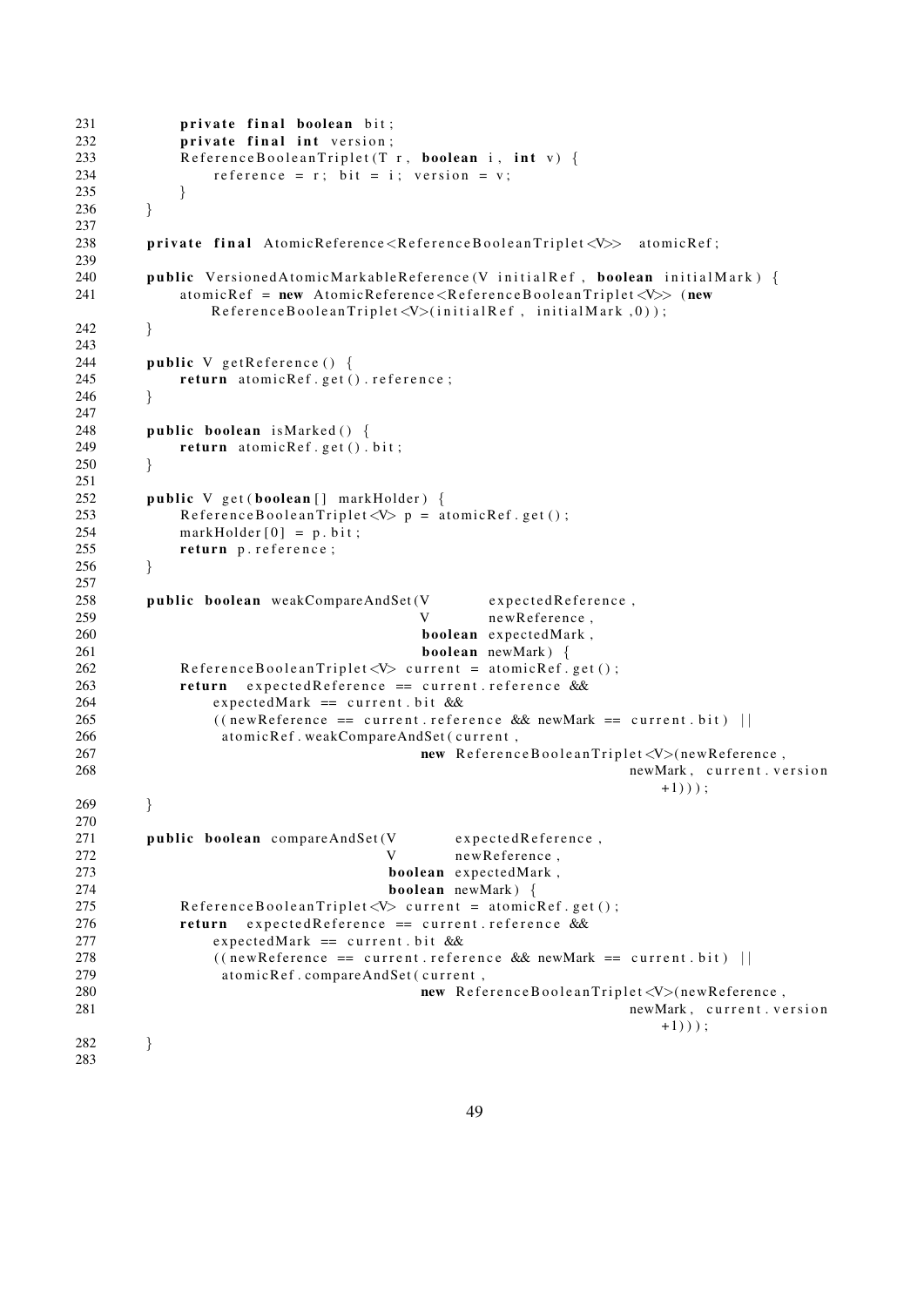```
231             private final boolean bit;
232             private final int version;
233             ReferenceBooleanTriplet(T r, boolean i, int v) {
234                 reference = r; bit = i; version = v;
235             }
236         }
237 
238         private final AtomicReference<ReferenceBooleanTriplet<V>>  atomicRef;
239 
240         public VersionedAtomicMarkableReference(V initialRef, boolean initialMark) {
241             atomicRef = new AtomicReference<ReferenceBooleanTriplet<V>> (new
                    ReferenceBooleanTriplet<V>(initialRef, initialMark,0));
242         }
243 
244         public V getReference() {
245             return atomicRef.get().reference;
246         }
247 
248         public boolean isMarked() {
249             return atomicRef.get().bit;
250         }
251 
252         public V get(boolean[] markHolder) {
253             ReferenceBooleanTriplet<V> p = atomicRef.get();
254             markHolder[0] = p.bit;
255             return p.reference;
256         }
257 
258         public boolean weakCompareAndSet(V       expectedReference,
259                                          V       newReference,
260                                          boolean expectedMark,
261                                          boolean newMark) {
262             ReferenceBooleanTriplet<V> current = atomicRef.get();
263             return  expectedReference == current.reference &&
264                 expectedMark == current.bit &&
265                 ((newReference == current.reference && newMark == current.bit) ||
266                  atomicRef.weakCompareAndSet(current,
267                                          new ReferenceBooleanTriplet<V>(newReference,
268                                                                  newMark, current.version
                                                                         +1)));
269         }
270 
271         public boolean compareAndSet(V       expectedReference,
272                                      V       newReference,
273                                      boolean expectedMark,
274                                      boolean newMark) {
275             ReferenceBooleanTriplet<V> current = atomicRef.get();
276             return  expectedReference == current.reference &&
277                 expectedMark == current.bit &&
278                 ((newReference == current.reference && newMark == current.bit) ||
279                  atomicRef.compareAndSet(current,
280                                          new ReferenceBooleanTriplet<V>(newReference,
281                                                                  newMark, current.version
                                                                         +1)));
282         }
283 
```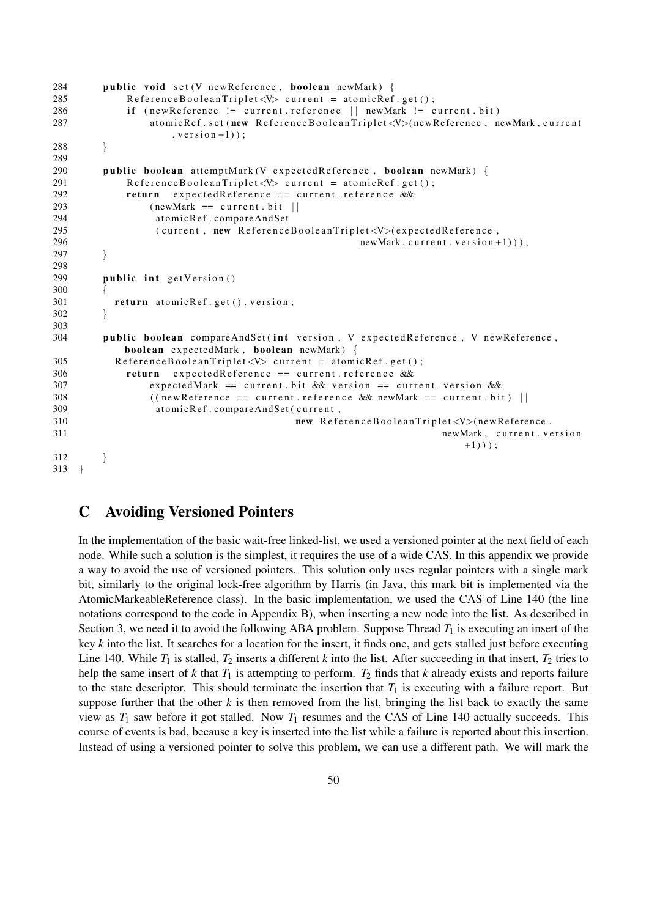```
284       public void set(V newReference, boolean newMark) {
285           ReferenceBooleanTriplet<V> current = atomicRef.get();
286           if (newReference != current.reference || newMark != current.bit)
287               atomicRef.set(new ReferenceBooleanTriplet<V>(newReference, newMark, current
                      .version+1));
288       }
289
290       public boolean attemptMark(V expectedReference, boolean newMark) {
291           ReferenceBooleanTriplet<V> current = atomicRef.get();
292           return  expectedReference == current.reference &&
293               (newMark == current.bit ||
294                atomicRef.compareAndSet
295                (current, new ReferenceBooleanTriplet<V>(expectedReference,
296                                                    newMark, current.version+1)));
297       }
298
299       public int getVersion()
300       {
301         return atomicRef.get().version;
302       }
303
304       public boolean compareAndSet(int version, V expectedReference, V newReference,
              boolean expectedMark, boolean newMark) {
305         ReferenceBooleanTriplet<V> current = atomicRef.get();
306           return  expectedReference == current.reference &&
307               expectedMark == current.bit && version == current.version &&
308               ((newReference == current.reference && newMark == current.bit) ||
309                atomicRef.compareAndSet(current,
310                                     new ReferenceBooleanTriplet<V>(newReference,
311                                                               newMark, current.version
                                                                       +1)));
312       }
313   }
```

## C Avoiding Versioned Pointers

In the implementation of the basic wait-free linked-list, we used a versioned pointer at the next field of each node. While such a solution is the simplest, it requires the use of a wide CAS. In this appendix we provide a way to avoid the use of versioned pointers. This solution only uses regular pointers with a single mark bit, similarly to the original lock-free algorithm by Harris (in Java, this mark bit is implemented via the AtomicMarkeableReference class). In the basic implementation, we used the CAS of Line 140 (the line notations correspond to the code in Appendix B), when inserting a new node into the list. As described in Section 3, we need it to avoid the following ABA problem. Suppose Thread $T_1$ is executing an insert of the key $k$ into the list. It searches for a location for the insert, it finds one, and gets stalled just before executing Line 140. While $T_1$ is stalled, $T_2$ inserts a different $k$ into the list. After succeeding in that insert, $T_2$ tries to help the same insert of $k$ that $T_1$ is attempting to perform. $T_2$ finds that $k$ already exists and reports failure to the state descriptor. This should terminate the insertion that $T_1$ is executing with a failure report. But suppose further that the other $k$ is then removed from the list, bringing the list back to exactly the same view as $T_1$ saw before it got stalled. Now $T_1$ resumes and the CAS of Line 140 actually succeeds. This course of events is bad, because a key is inserted into the list while a failure is reported about this insertion. Instead of using a versioned pointer to solve this problem, we can use a different path. We will mark the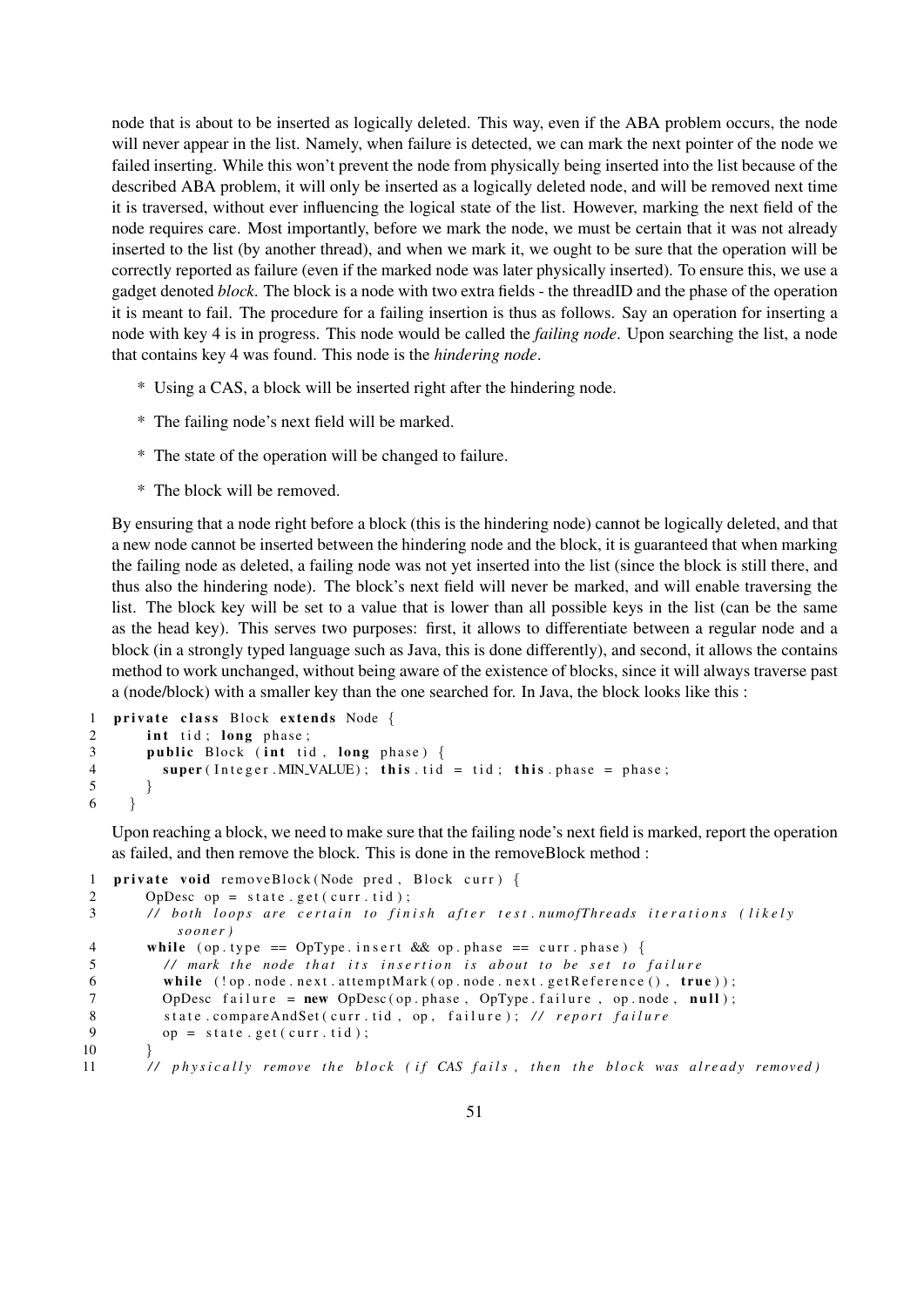node that is about to be inserted as logically deleted. This way, even if the ABA problem occurs, the node will never appear in the list. Namely, when failure is detected, we can mark the next pointer of the node we failed inserting. While this won't prevent the node from physically being inserted into the list because of the described ABA problem, it will only be inserted as a logically deleted node, and will be removed next time it is traversed, without ever influencing the logical state of the list. However, marking the next field of the node requires care. Most importantly, before we mark the node, we must be certain that it was not already inserted to the list (by another thread), and when we mark it, we ought to be sure that the operation will be correctly reported as failure (even if the marked node was later physically inserted). To ensure this, we use a gadget denoted *block*. The block is a node with two extra fields - the threadID and the phase of the operation it is meant to fail. The procedure for a failing insertion is thus as follows. Say an operation for inserting a node with key 4 is in progress. This node would be called the *failing node*. Upon searching the list, a node that contains key 4 was found. This node is the *hindering node*.

* Using a CAS, a block will be inserted right after the hindering node.
* The failing node's next field will be marked.
* The state of the operation will be changed to failure.
* The block will be removed.

By ensuring that a node right before a block (this is the hindering node) cannot be logically deleted, and that a new node cannot be inserted between the hindering node and the block, it is guaranteed that when marking the failing node as deleted, a failing node was not yet inserted into the list (since the block is still there, and thus also the hindering node). The block's next field will never be marked, and will enable traversing the list. The block key will be set to a value that is lower than all possible keys in the list (can be the same as the head key). This serves two purposes: first, it allows to differentiate between a regular node and a block (in a strongly typed language such as Java, this is done differently), and second, it allows the contains method to work unchanged, without being aware of the existence of blocks, since it will always traverse past a (node/block) with a smaller key than the one searched for. In Java, the block looks like this :

```
1  private class Block extends Node {
2      int tid; long phase;
3      public Block (int tid, long phase) {
4        super(Integer.MIN_VALUE); this.tid = tid; this.phase = phase;
5      }
6  }
```

Upon reaching a block, we need to make sure that the failing node's next field is marked, report the operation as failed, and then remove the block. This is done in the removeBlock method :

```
1  private void removeBlock(Node pred, Block curr) {
2      OpDesc op = state.get(curr.tid);
3      // both loops are certain to finish after test.numofThreads iterations (likely
         sooner)
4      while (op.type == OpType.insert && op.phase == curr.phase) {
5        // mark the node that its insertion is about to be set to failure
6        while (!op.node.next.attemptMark(op.node.next.getReference(), true));
7        OpDesc failure = new OpDesc(op.phase, OpType.failure, op.node, null);
8        state.compareAndSet(curr.tid, op, failure); // report failure
9        op = state.get(curr.tid);
10     }
11     // physically remove the block (if CAS fails, then the block was already removed)
```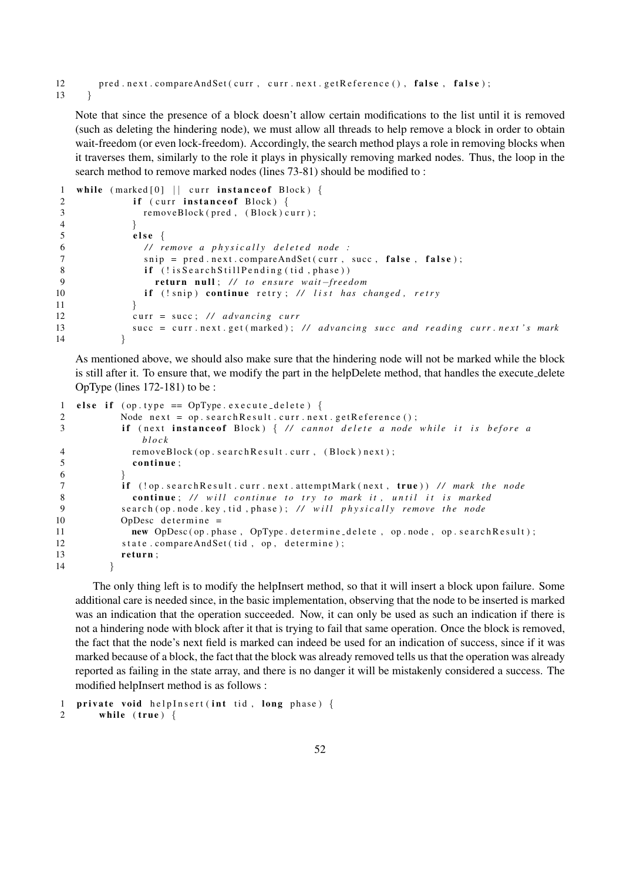```
12        pred.next.compareAndSet(curr, curr.next.getReference(), false, false);
13    }
```

Note that since the presence of a block doesn't allow certain modifications to the list until it is removed (such as deleting the hindering node), we must allow all threads to help remove a block in order to obtain wait-freedom (or even lock-freedom). Accordingly, the search method plays a role in removing blocks when it traverses them, similarly to the role it plays in physically removing marked nodes. Thus, the loop in the search method to remove marked nodes (lines 73-81) should be modified to :

```
1  while (marked[0] || curr instanceof Block) {
2            if (curr instanceof Block) {
3              removeBlock(pred, (Block)curr);
4            }
5            else {
6              // remove a physically deleted node :
7              snip = pred.next.compareAndSet(curr, succ, false, false);
8              if (!isSearchStillPending(tid, phase))
9                return null; // to ensure wait-freedom
10             if (!snip) continue retry; // list has changed, retry
11           }
12           curr = succ; // advancing curr
13           succ = curr.next.get(marked); // advancing succ and reading curr.next's mark
14         }
```

As mentioned above, we should also make sure that the hindering node will not be marked while the block is still after it. To ensure that, we modify the part in the helpDelete method, that handles the execute_delete OpType (lines 172-181) to be :

```
1  else if (op.type == OpType.execute_delete) {
2          Node next = op.searchResult.curr.next.getReference();
3          if (next instanceof Block) { // cannot delete a node while it is before a
               block
4            removeBlock(op.searchResult.curr, (Block)next);
5            continue;
6          }
7          if (!op.searchResult.curr.next.attemptMark(next, true)) // mark the node
8            continue; // will continue to try to mark it, until it is marked
9          search(op.node.key, tid, phase); // will physically remove the node
10         OpDesc determine =
11           new OpDesc(op.phase, OpType.determine_delete, op.node, op.searchResult);
12         state.compareAndSet(tid, op, determine);
13         return;
14       }
```

The only thing left is to modify the helpInsert method, so that it will insert a block upon failure. Some additional care is needed since, in the basic implementation, observing that the node to be inserted is marked was an indication that the operation succeeded. Now, it can only be used as such an indication if there is not a hindering node with block after it that is trying to fail that same operation. Once the block is removed, the fact that the node's next field is marked can indeed be used for an indication of success, since if it was marked because of a block, the fact that the block was already removed tells us that the operation was already reported as failing in the state array, and there is no danger it will be mistakenly considered a success. The modified helpInsert method is as follows :

```
1  private void helpInsert(int tid, long phase) {
2      while (true) {
```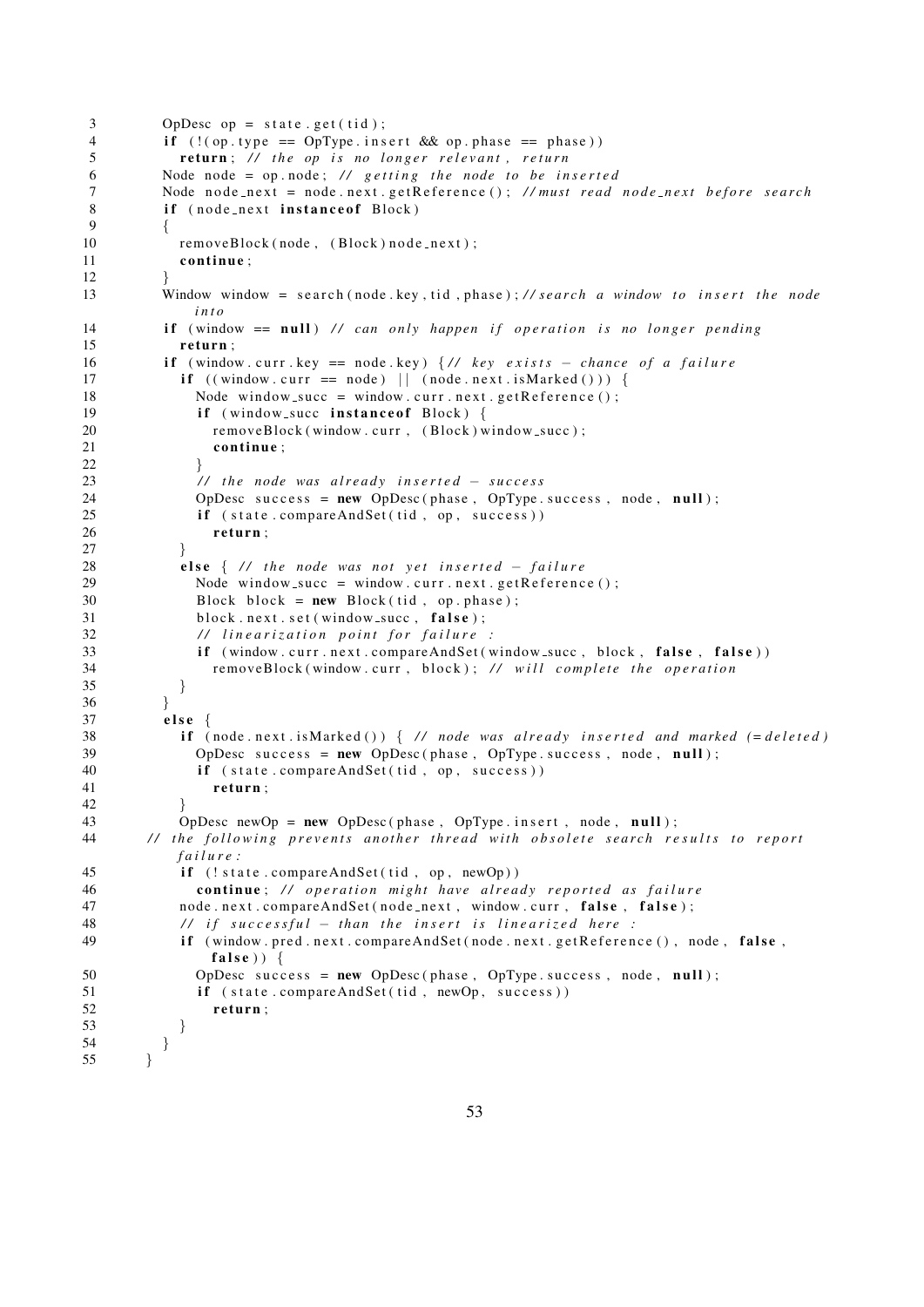```
3         OpDesc op = state.get(tid);
4         if (!(op.type == OpType.insert && op.phase == phase))
5           return; // the op is no longer relevant, return
6         Node node = op.node; // getting the node to be inserted
7         Node node_next = node.next.getReference(); //must read node_next before search
8         if (node_next instanceof Block)
9         {
10          removeBlock(node, (Block)node_next);
11          continue;
12        }
13        Window window = search(node.key, tid, phase); //search a window to insert the node
              into
14        if (window == null) // can only happen if operation is no longer pending
15          return;
16        if (window.curr.key == node.key) { // key exists - chance of a failure
17          if ((window.curr == node) || (node.next.isMarked())) {
18            Node window_succ = window.curr.next.getReference();
19            if (window_succ instanceof Block) {
20              removeBlock(window.curr, (Block)window_succ);
21              continue;
22            }
23            // the node was already inserted - success
24            OpDesc success = new OpDesc(phase, OpType.success, node, null);
25            if (state.compareAndSet(tid, op, success))
26              return;
27          }
28          else { // the node was not yet inserted - failure
29            Node window_succ = window.curr.next.getReference();
30            Block block = new Block(tid, op.phase);
31            block.next.set(window_succ, false);
32            // linearization point for failure :
33            if (window.curr.next.compareAndSet(window_succ, block, false, false))
34              removeBlock(window.curr, block); // will complete the operation
35          }
36        }
37        else {
38          if (node.next.isMarked()) { // node was already inserted and marked (=deleted)
39            OpDesc success = new OpDesc(phase, OpType.success, node, null);
40            if (state.compareAndSet(tid, op, success))
41              return;
42          }
43          OpDesc newOp = new OpDesc(phase, OpType.insert, node, null);
44      // the following prevents another thread with obsolete search results to report
            failure:
45          if (!state.compareAndSet(tid, op, newOp))
46            continue; // operation might have already reported as failure
47          node.next.compareAndSet(node_next, window.curr, false, false);
48          // if successful - than the insert is linearized here :
49          if (window.pred.next.compareAndSet(node.next.getReference(), node, false,
                false)) {
50            OpDesc success = new OpDesc(phase, OpType.success, node, null);
51            if (state.compareAndSet(tid, newOp, success))
52              return;
53          }
54        }
55      }
```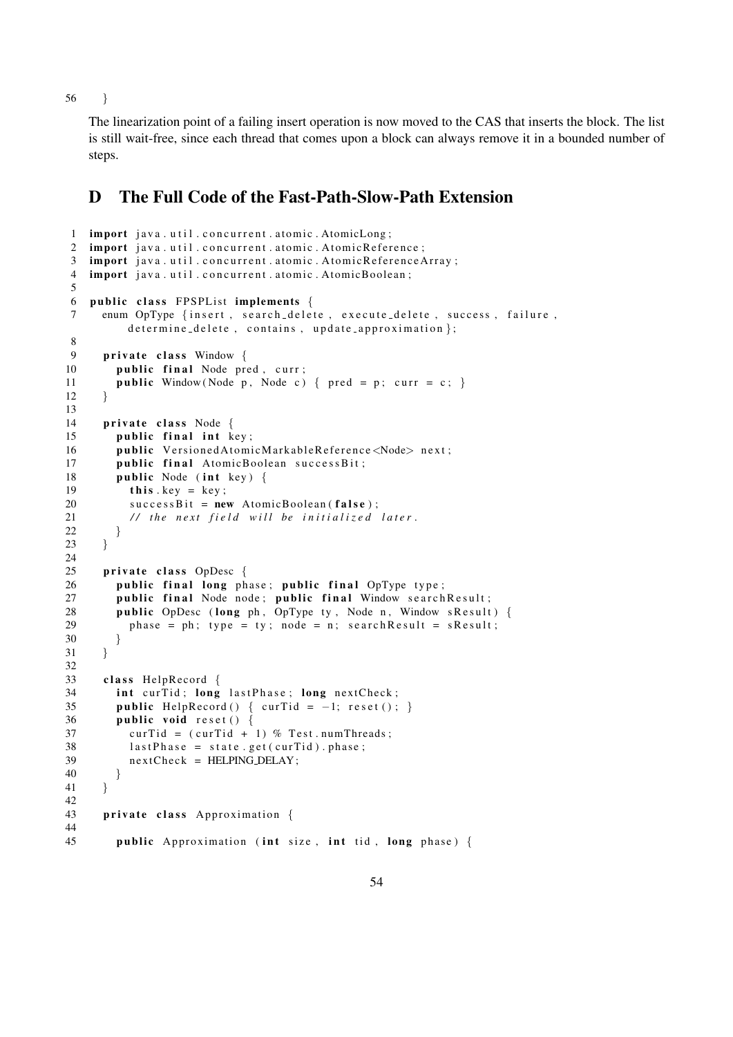```
56    }
```

The linearization point of a failing insert operation is now moved to the CAS that inserts the block. The list is still wait-free, since each thread that comes upon a block can always remove it in a bounded number of steps.

## D The Full Code of the Fast-Path-Slow-Path Extension

```
1   import java.util.concurrent.atomic.AtomicLong;
2   import java.util.concurrent.atomic.AtomicReference;
3   import java.util.concurrent.atomic.AtomicReferenceArray;
4   import java.util.concurrent.atomic.AtomicBoolean;
5
6   public class FPSPList implements {
7     enum OpType {insert, search_delete, execute_delete, success, failure,
          determine_delete, contains, update_approximation};
8
9     private class Window {
10      public final Node pred, curr;
11      public Window(Node p, Node c) { pred = p; curr = c; }
12    }
13
14    private class Node {
15      public final int key;
16      public VersionedAtomicMarkableReference<Node> next;
17      public final AtomicBoolean successBit;
18      public Node (int key) {
19        this.key = key;
20        successBit = new AtomicBoolean(false);
21        // the next field will be initialized later.
22      }
23    }
24
25    private class OpDesc {
26      public final long phase; public final OpType type;
27      public final Node node; public final Window searchResult;
28      public OpDesc (long ph, OpType ty, Node n, Window sResult) {
29        phase = ph; type = ty; node = n; searchResult = sResult;
30      }
31    }
32
33    class HelpRecord {
34      int curTid; long lastPhase; long nextCheck;
35      public HelpRecord() { curTid = -1; reset(); }
36      public void reset() {
37        curTid = (curTid + 1) % Test.numThreads;
38        lastPhase = state.get(curTid).phase;
39        nextCheck = HELPING_DELAY;
40      }
41    }
42
43    private class Approximation {
44
45      public Approximation (int size, int tid, long phase) {
```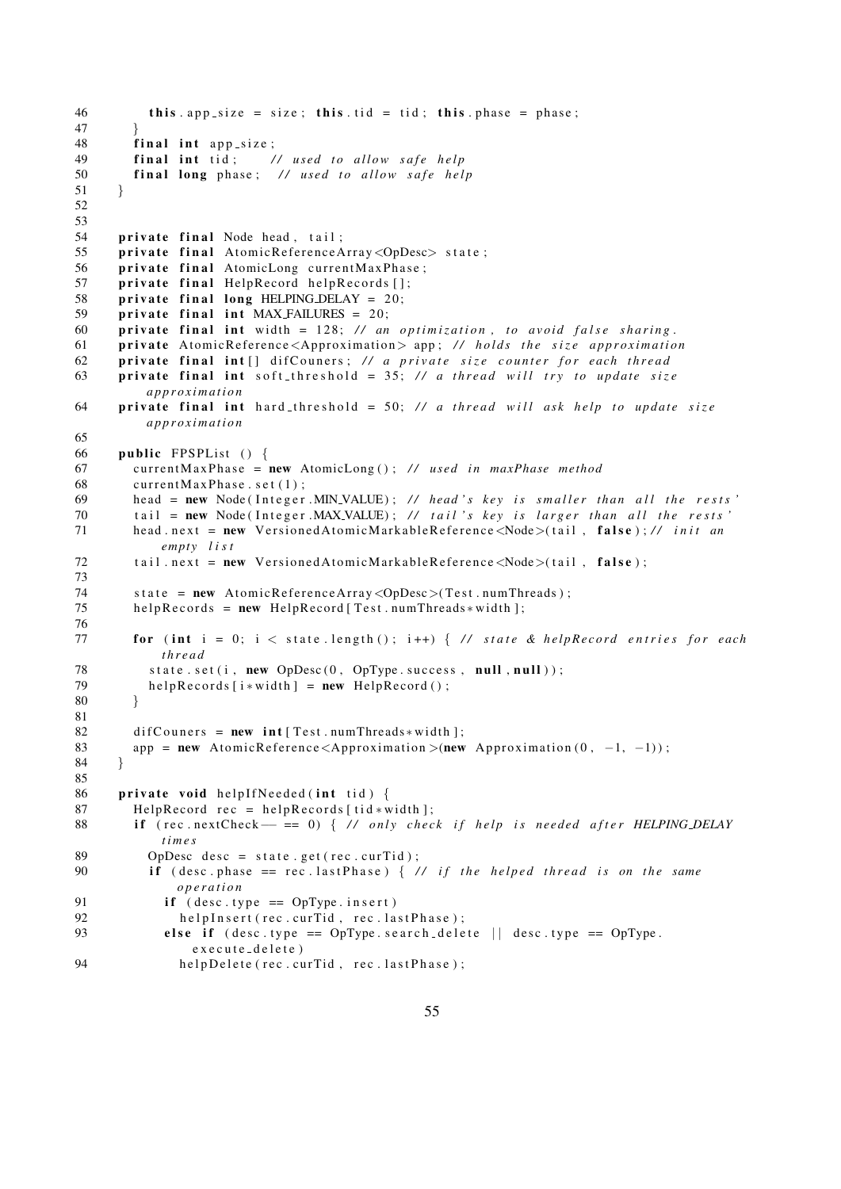```
46          this.app_size = size; this.tid = tid; this.phase = phase;
47        }
48        final int app_size;
49        final int tid;      // used to allow safe help
50        final long phase;  // used to allow safe help
51      }
52
53
54      private final Node head, tail;
55      private final AtomicReferenceArray<OpDesc> state;
56      private final AtomicLong currentMaxPhase;
57      private final HelpRecord helpRecords[];
58      private final long HELPING_DELAY = 20;
59      private final int MAX_FAILURES = 20;
60      private final int width = 128; // an optimization, to avoid false sharing.
61      private AtomicReference<Approximation> app; // holds the size approximation
62      private final int[] difCouners; // a private size counter for each thread
63      private final int soft_threshold = 35; // a thread will try to update size
            approximation
64      private final int hard_threshold = 50; // a thread will ask help to update size
            approximation
65
66      public FPSPList () {
67        currentMaxPhase = new AtomicLong(); // used in maxPhase method
68        currentMaxPhase.set(1);
69        head = new Node(Integer.MIN_VALUE); // head's key is smaller than all the rests'
70        tail = new Node(Integer.MAX_VALUE); // tail's key is larger than all the rests'
71        head.next = new VersionedAtomicMarkableReference<Node>(tail, false); // init an
              empty list
72        tail.next = new VersionedAtomicMarkableReference<Node>(tail, false);
73
74        state = new AtomicReferenceArray<OpDesc>(Test.numThreads);
75        helpRecords = new HelpRecord[Test.numThreads*width];
76
77        for (int i = 0; i < state.length(); i++) { // state & helpRecord entries for each
              thread
78          state.set(i, new OpDesc(0, OpType.success, null, null));
79          helpRecords[i*width] = new HelpRecord();
80        }
81
82        difCouners = new int[Test.numThreads*width];
83        app = new AtomicReference<Approximation>(new Approximation(0, -1, -1));
84      }
85
86      private void helpIfNeeded(int tid) {
87        HelpRecord rec = helpRecords[tid*width];
88        if (rec.nextCheck-- == 0) { // only check if help is needed after HELPING_DELAY
              times
89          OpDesc desc = state.get(rec.curTid);
90          if (desc.phase == rec.lastPhase) { // if the helped thread is on the same
                operation
91            if (desc.type == OpType.insert)
92              helpInsert(rec.curTid, rec.lastPhase);
93            else if (desc.type == OpType.search_delete || desc.type == OpType.
                  execute_delete)
94              helpDelete(rec.curTid, rec.lastPhase);
```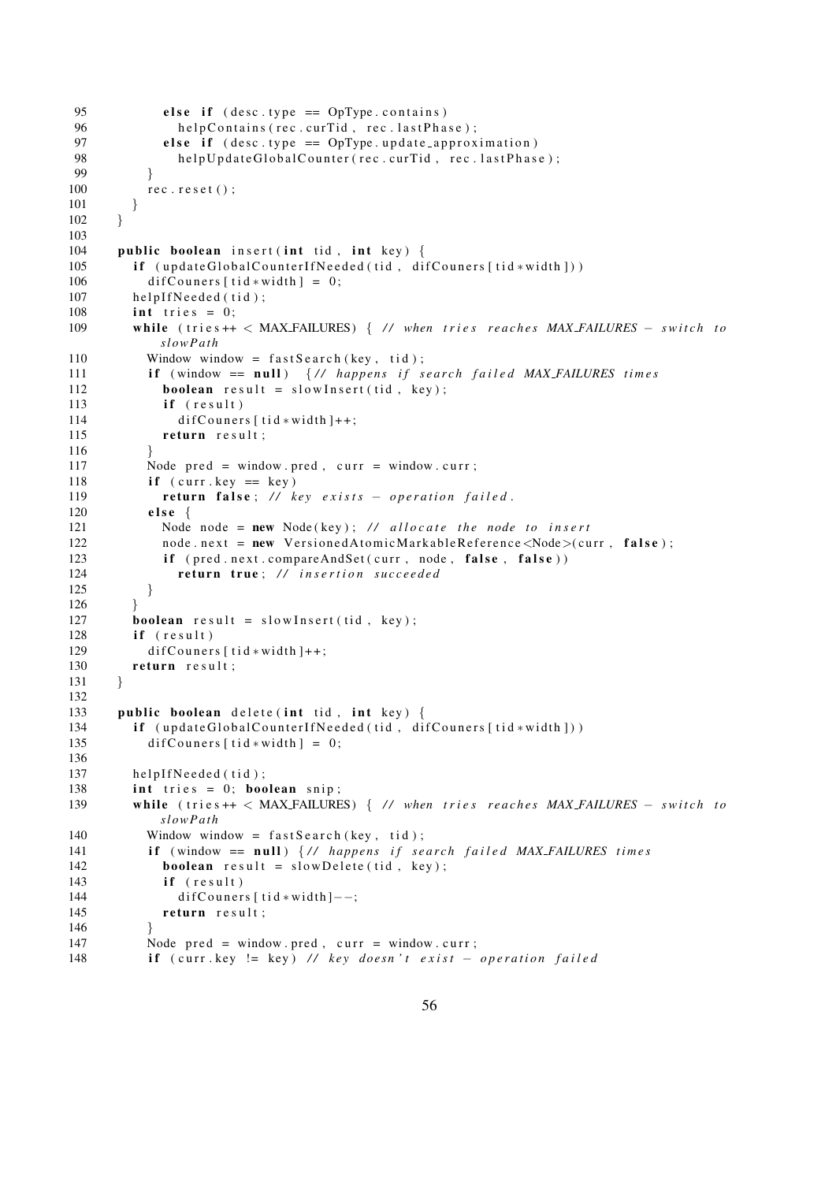```
95          else if (desc.type == OpType.contains)
96            helpContains(rec.curTid, rec.lastPhase);
97          else if (desc.type == OpType.update_approximation)
98            helpUpdateGlobalCounter(rec.curTid, rec.lastPhase);
99        }
100       rec.reset();
101     }
102   }
103
104   public boolean insert(int tid, int key) {
105     if (updateGlobalCounterIfNeeded(tid, difCouners[tid*width]))
106       difCouners[tid*width] = 0;
107     helpIfNeeded(tid);
108     int tries = 0;
109     while (tries++ < MAX_FAILURES) { // when tries reaches MAX_FAILURES - switch to
          slowPath
110       Window window = fastSearch(key, tid);
111       if (window == null) {// happens if search failed MAX_FAILURES times
112         boolean result = slowInsert(tid, key);
113         if (result)
114           difCouners[tid*width]++;
115         return result;
116       }
117       Node pred = window.pred, curr = window.curr;
118       if (curr.key == key)
119         return false; // key exists - operation failed.
120       else {
121         Node node = new Node(key); // allocate the node to insert
122         node.next = new VersionedAtomicMarkableReference<Node>(curr, false);
123         if (pred.next.compareAndSet(curr, node, false, false))
124           return true; // insertion succeeded
125       }
126     }
127     boolean result = slowInsert(tid, key);
128     if (result)
129       difCouners[tid*width]++;
130     return result;
131   }
132
133   public boolean delete(int tid, int key) {
134     if (updateGlobalCounterIfNeeded(tid, difCouners[tid*width]))
135       difCouners[tid*width] = 0;
136
137     helpIfNeeded(tid);
138     int tries = 0; boolean snip;
139     while (tries++ < MAX_FAILURES) { // when tries reaches MAX_FAILURES - switch to
          slowPath
140       Window window = fastSearch(key, tid);
141       if (window == null) {// happens if search failed MAX_FAILURES times
142         boolean result = slowDelete(tid, key);
143         if (result)
144           difCouners[tid*width]--;
145         return result;
146       }
147       Node pred = window.pred, curr = window.curr;
148       if (curr.key != key) // key doesn't exist - operation failed
```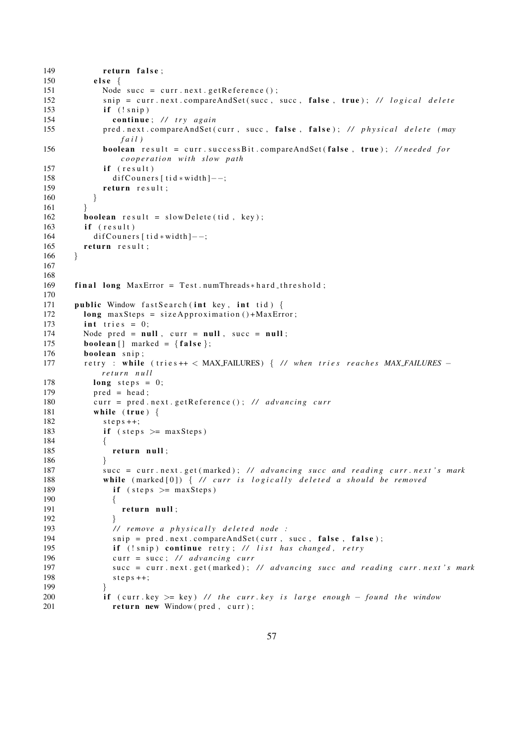```
149            return false;
150          else {
151            Node succ = curr.next.getReference();
152            snip = curr.next.compareAndSet(succ, succ, false, true); // logical delete
153            if (!snip)
154              continue; // try again
155            pred.next.compareAndSet(curr, succ, false, false); // physical delete (may
                   fail)
156            boolean result = curr.successBit.compareAndSet(false, true); //needed for
                   cooperation with slow path
157            if (result)
158              difCouners[tid*width]--;
159            return result;
160          }
161        }
162        boolean result = slowDelete(tid, key);
163        if (result)
164          difCouners[tid*width]--;
165        return result;
166      }
167
168
169      final long MaxError = Test.numThreads*hard_threshold;
170
171      public Window fastSearch(int key, int tid) {
172        long maxSteps = sizeApproximation()+MaxError;
173        int tries = 0;
174        Node pred = null, curr = null, succ = null;
175        boolean[] marked = {false};
176        boolean snip;
177        retry: while (tries++ < MAX_FAILURES) { // when tries reaches MAX_FAILURES -
               return null
178          long steps = 0;
179          pred = head;
180          curr = pred.next.getReference(); // advancing curr
181          while (true) {
182            steps++;
183            if (steps >= maxSteps)
184            {
185              return null;
186            }
187            succ = curr.next.get(marked); // advancing succ and reading curr.next's mark
188            while (marked[0]) { // curr is logically deleted a should be removed
189              if (steps >= maxSteps)
190              {
191                return null;
192              }
193              // remove a physically deleted node :
194              snip = pred.next.compareAndSet(curr, succ, false, false);
195              if (!snip) continue retry; // list has changed, retry
196              curr = succ; // advancing curr
197              succ = curr.next.get(marked); // advancing succ and reading curr.next's mark
198              steps++;
199            }
200            if (curr.key >= key) // the curr.key is large enough - found the window
201              return new Window(pred, curr);
```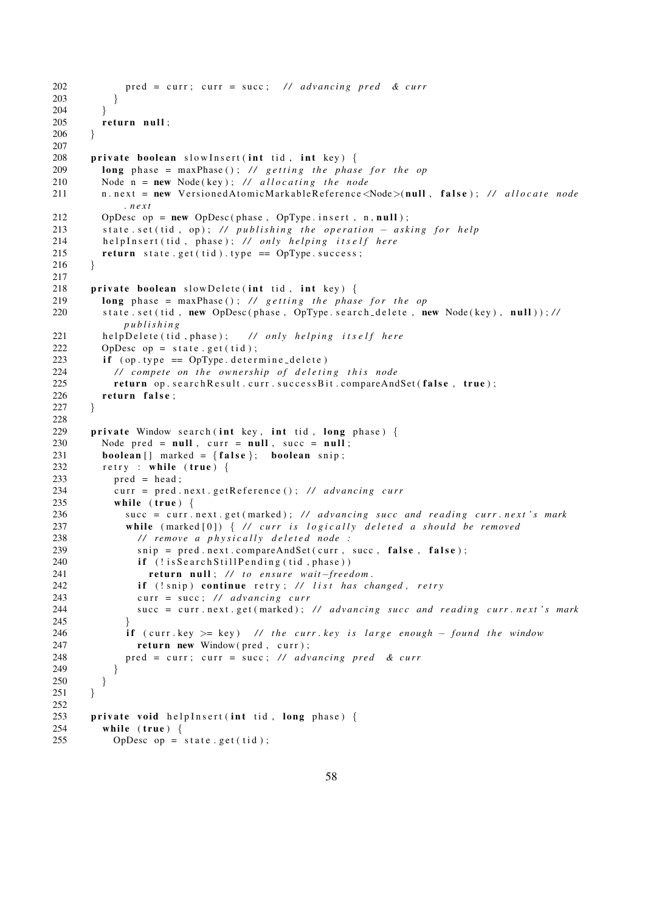```
202            pred = curr; curr = succ;  // advancing pred  & curr
203          }
204        }
205        return null;
206      }
207
208      private boolean slowInsert(int tid, int key) {
209        long phase = maxPhase(); // getting the phase for the op
210        Node n = new Node(key); // allocating the node
211        n.next = new VersionedAtomicMarkableReference<Node>(null, false); // allocate node
               .next
212        OpDesc op = new OpDesc(phase, OpType.insert, n, null);
213        state.set(tid, op); // publishing the operation - asking for help
214        helpInsert(tid, phase); // only helping itself here
215        return state.get(tid).type == OpType.success;
216      }
217
218      private boolean slowDelete(int tid, int key) {
219        long phase = maxPhase(); // getting the phase for the op
220        state.set(tid, new OpDesc(phase, OpType.search_delete, new Node(key), null));//
               publishing
221        helpDelete(tid,phase);    // only helping itself here
222        OpDesc op = state.get(tid);
223        if (op.type == OpType.determine_delete)
224          // compete on the ownership of deleting this node
225          return op.searchResult.curr.successBit.compareAndSet(false, true);
226        return false;
227      }
228
229      private Window search(int key, int tid, long phase) {
230        Node pred = null, curr = null, succ = null;
231        boolean[] marked = {false};  boolean snip;
232        retry : while (true) {
233          pred = head;
234          curr = pred.next.getReference(); // advancing curr
235          while (true) {
236            succ = curr.next.get(marked); // advancing succ and reading curr.next's mark
237            while (marked[0]) { // curr is logically deleted a should be removed
238              // remove a physically deleted node :
239              snip = pred.next.compareAndSet(curr, succ, false, false);
240              if (!isSearchStillPending(tid,phase))
241                return null; // to ensure wait-freedom.
242              if (!snip) continue retry; // list has changed, retry
243              curr = succ; // advancing curr
244              succ = curr.next.get(marked); // advancing succ and reading curr.next's mark
245            }
246            if (curr.key >= key)  // the curr.key is large enough - found the window
247              return new Window(pred, curr);
248            pred = curr; curr = succ; // advancing pred  & curr
249          }
250        }
251      }
252
253      private void helpInsert(int tid, long phase) {
254        while (true) {
255          OpDesc op = state.get(tid);
```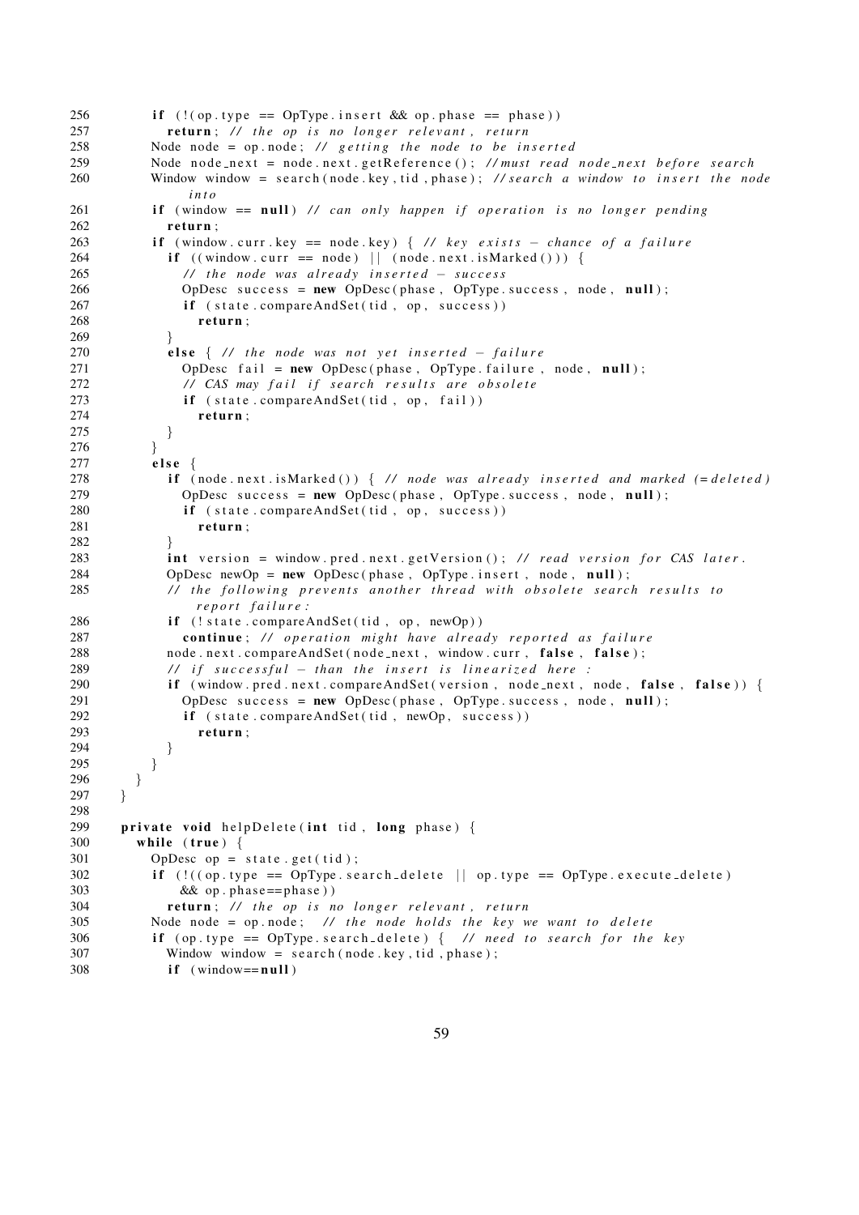```
256         if (!(op.type == OpType.insert && op.phase == phase))
257           return; // the op is no longer relevant, return
258         Node node = op.node; // getting the node to be inserted
259         Node node_next = node.next.getReference(); //must read node_next before search
260         Window window = search(node.key,tid,phase); //search a window to insert the node
              into
261         if (window == null) // can only happen if operation is no longer pending
262           return;
263         if (window.curr.key == node.key) { // key exists - chance of a failure
264           if ((window.curr == node) || (node.next.isMarked())) {
265             // the node was already inserted - success
266             OpDesc success = new OpDesc(phase, OpType.success, node, null);
267             if (state.compareAndSet(tid, op, success))
268               return;
269           }
270           else { // the node was not yet inserted - failure
271             OpDesc fail = new OpDesc(phase, OpType.failure, node, null);
272             // CAS may fail if search results are obsolete
273             if (state.compareAndSet(tid, op, fail))
274               return;
275           }
276         }
277         else {
278           if (node.next.isMarked()) { // node was already inserted and marked (=deleted)
279             OpDesc success = new OpDesc(phase, OpType.success, node, null);
280             if (state.compareAndSet(tid, op, success))
281               return;
282           }
283           int version = window.pred.next.getVersion(); // read version for CAS later.
284           OpDesc newOp = new OpDesc(phase, OpType.insert, node, null);
285           // the following prevents another thread with obsolete search results to
                report failure:
286           if (!state.compareAndSet(tid, op, newOp))
287             continue; // operation might have already reported as failure
288           node.next.compareAndSet(node_next, window.curr, false, false);
289           // if successful - than the insert is linearized here:
290           if (window.pred.next.compareAndSet(version, node_next, node, false, false)) {
291             OpDesc success = new OpDesc(phase, OpType.success, node, null);
292             if (state.compareAndSet(tid, newOp, success))
293               return;
294           }
295         }
296       }
297     }
298
299     private void helpDelete(int tid, long phase) {
300       while (true) {
301         OpDesc op = state.get(tid);
302         if (!((op.type == OpType.search_delete || op.type == OpType.execute_delete)
303             && op.phase==phase))
304           return; // the op is no longer relevant, return
305         Node node = op.node;  // the node holds the key we want to delete
306         if (op.type == OpType.search_delete) {  // need to search for the key
307           Window window = search(node.key,tid,phase);
308           if (window==null)
```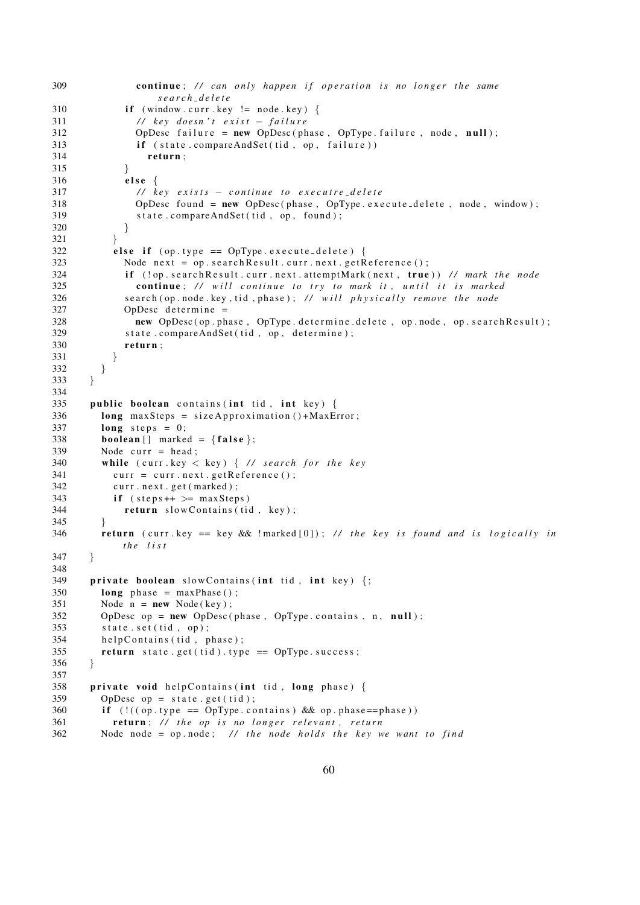```
309            continue; // can only happen if operation is no longer the same
                   search_delete
310          if (window.curr.key != node.key) {
311            // key doesn't exist - failure
312            OpDesc failure = new OpDesc(phase, OpType.failure, node, null);
313            if (state.compareAndSet(tid, op, failure))
314              return;
315          }
316          else {
317            // key exists - continue to executre_delete
318            OpDesc found = new OpDesc(phase, OpType.execute_delete, node, window);
319            state.compareAndSet(tid, op, found);
320          }
321        }
322        else if (op.type == OpType.execute_delete) {
323          Node next = op.searchResult.curr.next.getReference();
324          if (!op.searchResult.curr.next.attemptMark(next, true)) // mark the node
325            continue; // will continue to try to mark it, until it is marked
326          search(op.node.key, tid, phase); // will physically remove the node
327          OpDesc determine =
328            new OpDesc(op.phase, OpType.determine_delete, op.node, op.searchResult);
329          state.compareAndSet(tid, op, determine);
330          return;
331        }
332      }
333    }
334
335    public boolean contains(int tid, int key) {
336      long maxSteps = sizeApproximation()+MaxError;
337      long steps = 0;
338      boolean[] marked = {false};
339      Node curr = head;
340      while (curr.key < key) { // search for the key
341        curr = curr.next.getReference();
342        curr.next.get(marked);
343        if (steps++ >= maxSteps)
344          return slowContains(tid, key);
345      }
346      return (curr.key == key && !marked[0]); // the key is found and is logically in
             the list
347    }
348
349    private boolean slowContains(int tid, int key) {;
350      long phase = maxPhase();
351      Node n = new Node(key);
352      OpDesc op = new OpDesc(phase, OpType.contains, n, null);
353      state.set(tid, op);
354      helpContains(tid, phase);
355      return state.get(tid).type == OpType.success;
356    }
357
358    private void helpContains(int tid, long phase) {
359      OpDesc op = state.get(tid);
360      if (!((op.type == OpType.contains) && op.phase==phase))
361        return; // the op is no longer relevant, return
362      Node node = op.node;  // the node holds the key we want to find
```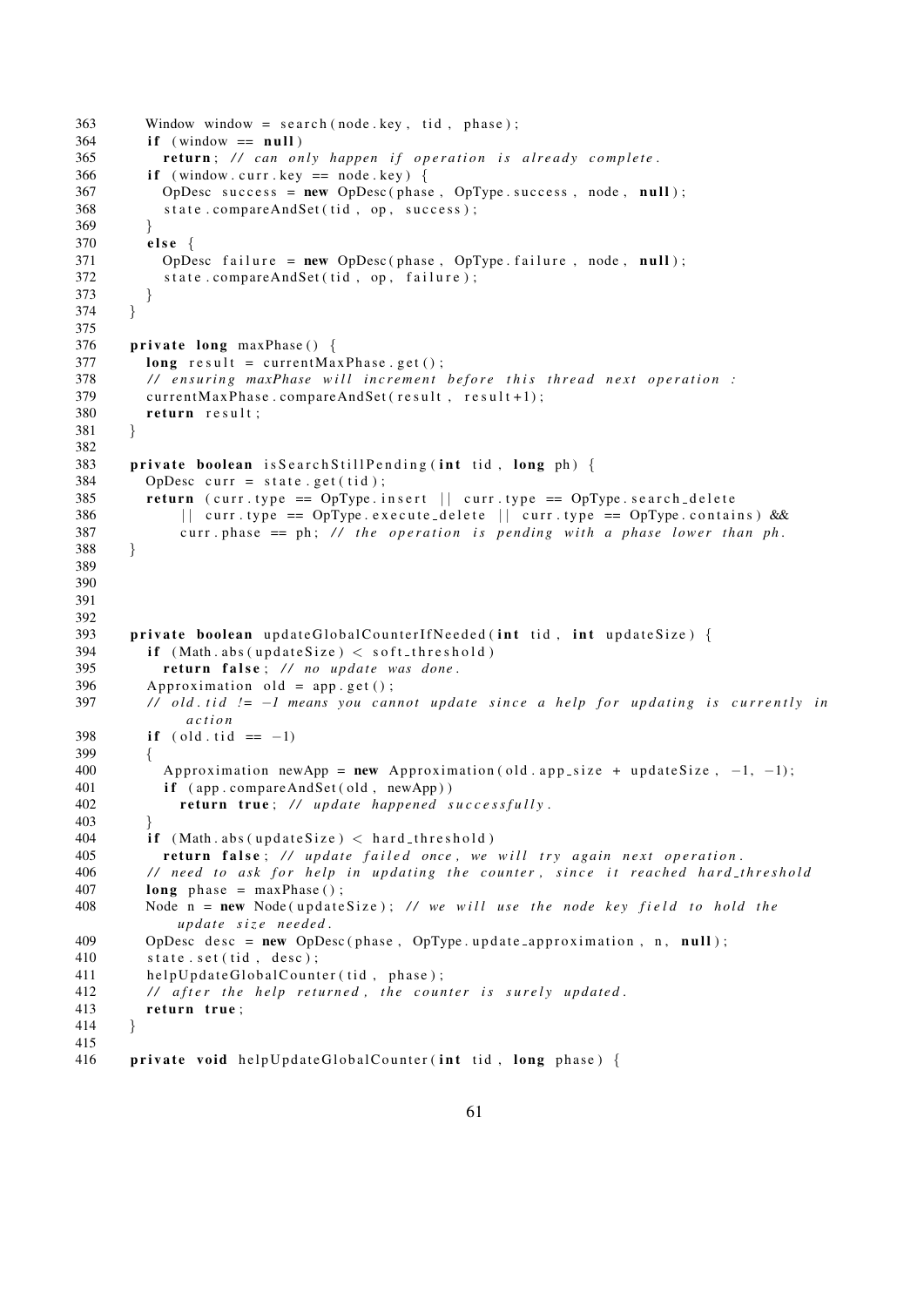```
363      Window window = search(node.key, tid, phase);
364      if (window == null)
365        return; // can only happen if operation is already complete.
366      if (window.curr.key == node.key) {
367        OpDesc success = new OpDesc(phase, OpType.success, node, null);
368        state.compareAndSet(tid, op, success);
369      }
370      else {
371        OpDesc failure = new OpDesc(phase, OpType.failure, node, null);
372        state.compareAndSet(tid, op, failure);
373      }
374    }
375
376    private long maxPhase() {
377      long result = currentMaxPhase.get();
378      // ensuring maxPhase will increment before this thread next operation:
379      currentMaxPhase.compareAndSet(result, result+1);
380      return result;
381    }
382
383    private boolean isSearchStillPending(int tid, long ph) {
384      OpDesc curr = state.get(tid);
385      return (curr.type == OpType.insert || curr.type == OpType.search_delete
386          || curr.type == OpType.execute_delete || curr.type == OpType.contains) &&
387          curr.phase == ph; // the operation is pending with a phase lower than ph.
388    }
389
390
391
392
393    private boolean updateGlobalCounterIfNeeded(int tid, int updateSize) {
394      if (Math.abs(updateSize) < soft_threshold)
395        return false; // no update was done.
396      Approximation old = app.get();
397      // old.tid != -1 means you cannot update since a help for updating is currently in
           action
398      if (old.tid == -1)
399      {
400        Approximation newApp = new Approximation(old.app_size + updateSize, -1, -1);
401        if (app.compareAndSet(old, newApp))
402          return true; // update happened successfully.
403      }
404      if (Math.abs(updateSize) < hard_threshold)
405        return false; // update failed once, we will try again next operation.
406      // need to ask for help in updating the counter, since it reached hard_threshold
407      long phase = maxPhase();
408      Node n = new Node(updateSize); // we will use the node key field to hold the
           update size needed.
409      OpDesc desc = new OpDesc(phase, OpType.update_approximation, n, null);
410      state.set(tid, desc);
411      helpUpdateGlobalCounter(tid, phase);
412      // after the help returned, the counter is surely updated.
413      return true;
414    }
415
416    private void helpUpdateGlobalCounter(int tid, long phase) {
```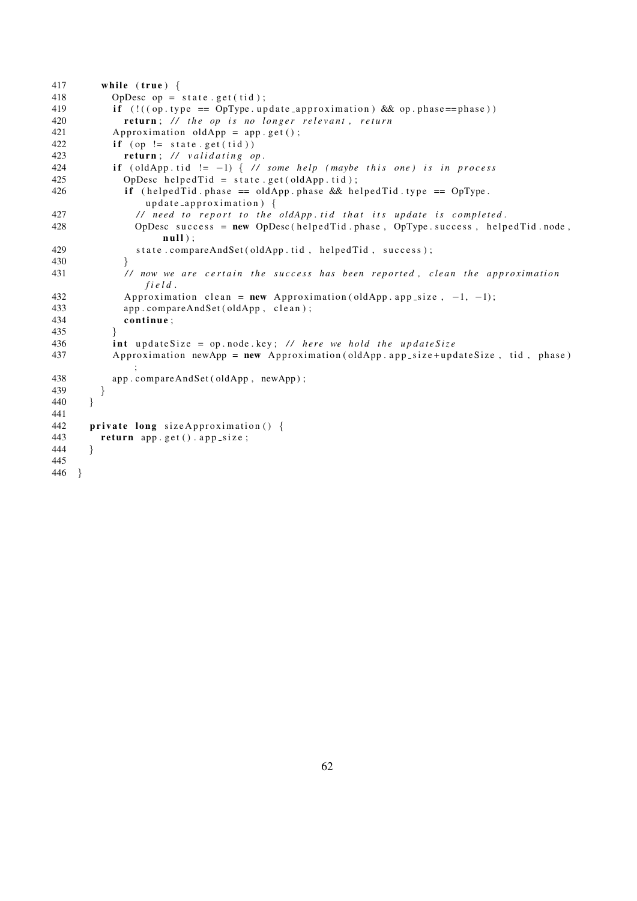```java
417      while (true) {
418        OpDesc op = state.get(tid);
419        if (!((op.type == OpType.update_approximation) && op.phase==phase))
420          return; // the op is no longer relevant, return
421        Approximation oldApp = app.get();
422        if (op != state.get(tid))
423          return; // validating op.
424        if (oldApp.tid != -1) { // some help (maybe this one) is in process
425          OpDesc helpedTid = state.get(oldApp.tid);
426          if (helpedTid.phase == oldApp.phase && helpedTid.type == OpType.
                  update_approximation) {
427            // need to report to the oldApp.tid that its update is completed.
428            OpDesc success = new OpDesc(helpedTid.phase, OpType.success, helpedTid.node,
                    null);
429            state.compareAndSet(oldApp.tid, helpedTid, success);
430          }
431          // now we are certain the success has been reported, clean the approximation
                field.
432          Approximation clean = new Approximation(oldApp.app_size, -1, -1);
433          app.compareAndSet(oldApp, clean);
434          continue;
435        }
436        int updateSize = op.node.key; // here we hold the updateSize
437        Approximation newApp = new Approximation(oldApp.app_size+updateSize, tid, phase)
              ;
438        app.compareAndSet(oldApp, newApp);
439      }
440    }
441
442    private long sizeApproximation() {
443      return app.get().app_size;
444    }
445
446  }
```